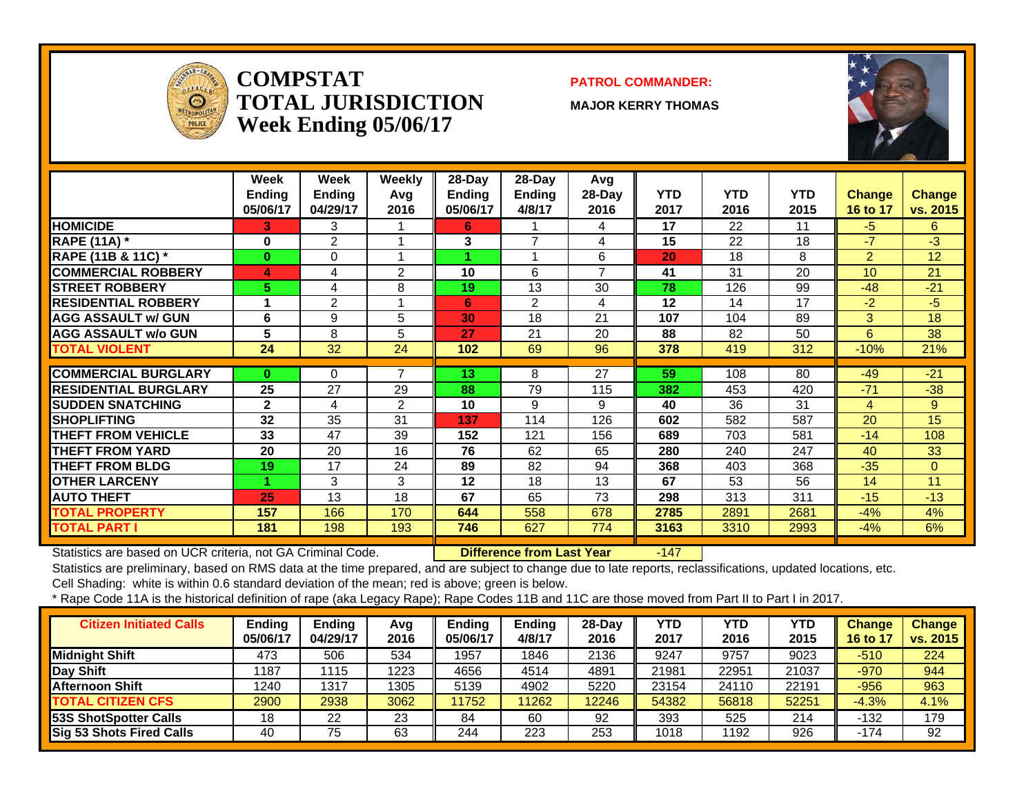# COMPSTAT TOTAL JURISDICTION Week Ending 05/06/17

**PATROL COMMANDER:**

**MAJOR KERRY THOMAS**

| | Week Ending 05/06/17 | Week Ending 04/29/17 | Weekly Avg 2016 | 28-Day Ending 05/06/17 | 28-Day Ending 4/8/17 | Avg 28-Day 2016 | YTD 2017 | YTD 2016 | YTD 2015 | Change 16 to 17 | Change vs. 2015 |
|---|---|---|---|---|---|---|---|---|---|---|---|
| HOMICIDE | 3 | 3 | 1 | 6 | 1 | 4 | 17 | 22 | 11 | -5 | 6 |
| RAPE (11A) * | 0 | 2 | 1 | 3 | 7 | 4 | 15 | 22 | 18 | -7 | -3 |
| RAPE (11B & 11C) * | 0 | 0 | 1 | 1 | 1 | 6 | 20 | 18 | 8 | 2 | 12 |
| COMMERCIAL ROBBERY | 4 | 4 | 2 | 10 | 6 | 7 | 41 | 31 | 20 | 10 | 21 |
| STREET ROBBERY | 5 | 4 | 8 | 19 | 13 | 30 | 78 | 126 | 99 | -48 | -21 |
| RESIDENTIAL ROBBERY | 1 | 2 | 1 | 6 | 2 | 4 | 12 | 14 | 17 | -2 | -5 |
| AGG ASSAULT w/ GUN | 6 | 9 | 5 | 30 | 18 | 21 | 107 | 104 | 89 | 3 | 18 |
| AGG ASSAULT w/o GUN | 5 | 8 | 5 | 27 | 21 | 20 | 88 | 82 | 50 | 6 | 38 |
| TOTAL VIOLENT | 24 | 32 | 24 | 102 | 69 | 96 | 378 | 419 | 312 | -10% | 21% |
| COMMERCIAL BURGLARY | 0 | 0 | 7 | 13 | 8 | 27 | 59 | 108 | 80 | -49 | -21 |
| RESIDENTIAL BURGLARY | 25 | 27 | 29 | 88 | 79 | 115 | 382 | 453 | 420 | -71 | -38 |
| SUDDEN SNATCHING | 2 | 4 | 2 | 10 | 9 | 9 | 40 | 36 | 31 | 4 | 9 |
| SHOPLIFTING | 32 | 35 | 31 | 137 | 114 | 126 | 602 | 582 | 587 | 20 | 15 |
| THEFT FROM VEHICLE | 33 | 47 | 39 | 152 | 121 | 156 | 689 | 703 | 581 | -14 | 108 |
| THEFT FROM YARD | 20 | 20 | 16 | 76 | 62 | 65 | 280 | 240 | 247 | 40 | 33 |
| THEFT FROM BLDG | 19 | 17 | 24 | 89 | 82 | 94 | 368 | 403 | 368 | -35 | 0 |
| OTHER LARCENY | 1 | 3 | 3 | 12 | 18 | 13 | 67 | 53 | 56 | 14 | 11 |
| AUTO THEFT | 25 | 13 | 18 | 67 | 65 | 73 | 298 | 313 | 311 | -15 | -13 |
| TOTAL PROPERTY | 157 | 166 | 170 | 644 | 558 | 678 | 2785 | 2891 | 2681 | -4% | 4% |
| TOTAL PART I | 181 | 198 | 193 | 746 | 627 | 774 | 3163 | 3310 | 2993 | -4% | 6% |

Statistics are based on UCR criteria, not GA Criminal Code. **Difference from Last Year** -147

Statistics are preliminary, based on RMS data at the time prepared, and are subject to change due to late reports, reclassifications, updated locations, etc.

Cell Shading: white is within 0.6 standard deviation of the mean; red is above; green is below.

* Rape Code 11A is the historical definition of rape (aka Legacy Rape); Rape Codes 11B and 11C are those moved from Part II to Part I in 2017.

| Citizen Initiated Calls | Ending 05/06/17 | Ending 04/29/17 | Avg 2016 | Ending 05/06/17 | Ending 4/8/17 | 28-Day 2016 | YTD 2017 | YTD 2016 | YTD 2015 | Change 16 to 17 | Change vs. 2015 |
|---|---|---|---|---|---|---|---|---|---|---|---|
| Midnight Shift | 473 | 506 | 534 | 1957 | 1846 | 2136 | 9247 | 9757 | 9023 | -510 | 224 |
| Day Shift | 1187 | 1115 | 1223 | 4656 | 4514 | 4891 | 21981 | 22951 | 21037 | -970 | 944 |
| Afternoon Shift | 1240 | 1317 | 1305 | 5139 | 4902 | 5220 | 23154 | 24110 | 22191 | -956 | 963 |
| TOTAL CITIZEN CFS | 2900 | 2938 | 3062 | 11752 | 11262 | 12246 | 54382 | 56818 | 52251 | -4.3% | 4.1% |
| 53S ShotSpotter Calls | 18 | 22 | 23 | 84 | 60 | 92 | 393 | 525 | 214 | -132 | 179 |
| Sig 53 Shots Fired Calls | 40 | 75 | 63 | 244 | 223 | 253 | 1018 | 1192 | 926 | -174 | 92 |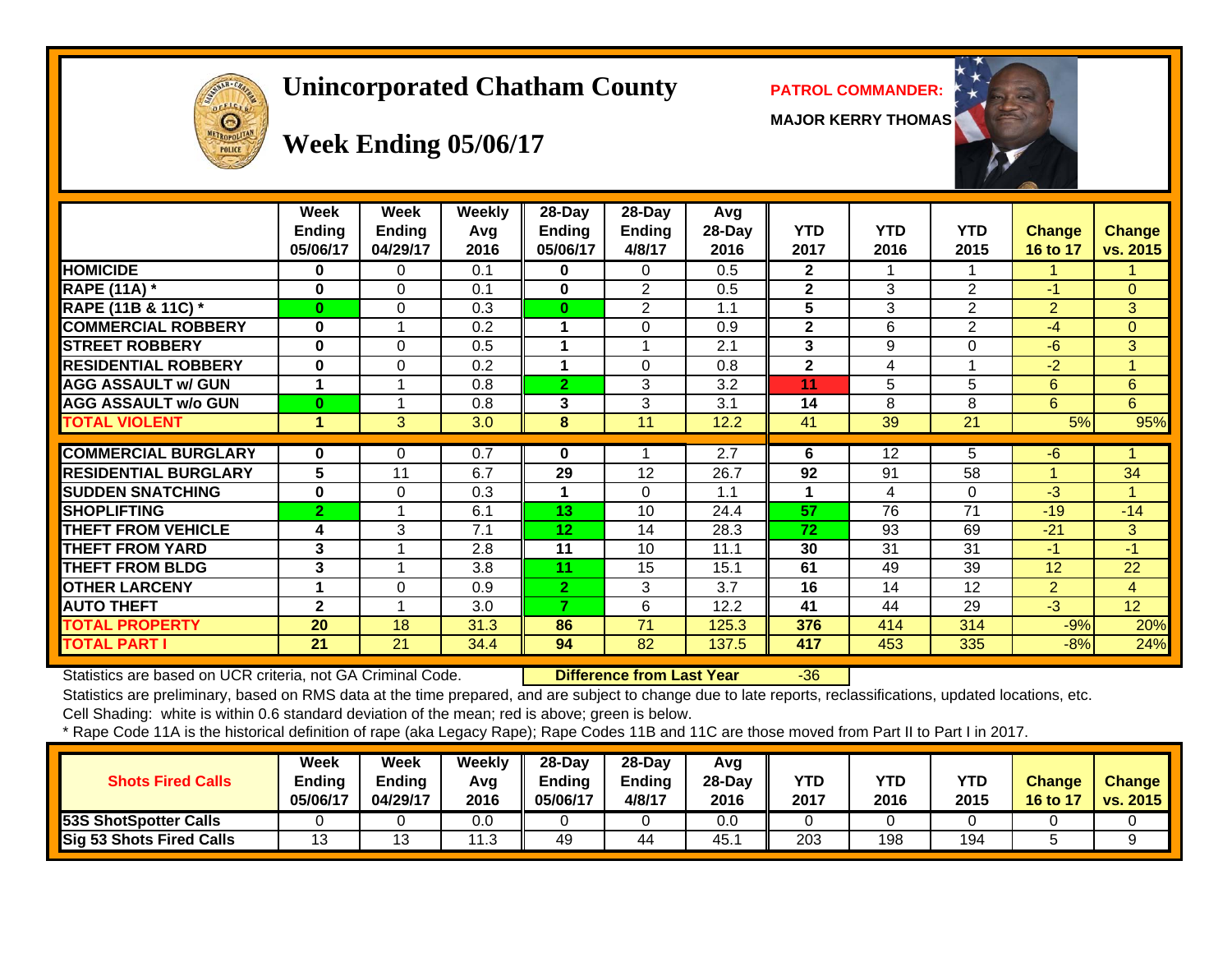# Unincorporated Chatham County

## Week Ending 05/06/17

**PATROL COMMANDER:**

**MAJOR KERRY THOMAS**

| | Week Ending 05/06/17 | Week Ending 04/29/17 | Weekly Avg 2016 | 28-Day Ending 05/06/17 | 28-Day Ending 4/8/17 | Avg 28-Day 2016 | YTD 2017 | YTD 2016 | YTD 2015 | Change 16 to 17 | Change vs. 2015 |
|---|---|---|---|---|---|---|---|---|---|---|---|
| HOMICIDE | 0 | 0 | 0.1 | 0 | 0 | 0.5 | 2 | 1 | 1 | 1 | 1 |
| RAPE (11A) * | 0 | 0 | 0.1 | 0 | 2 | 0.5 | 2 | 3 | 2 | -1 | 0 |
| RAPE (11B & 11C) * | 0 | 0 | 0.3 | 0 | 2 | 1.1 | 5 | 3 | 2 | 2 | 3 |
| COMMERCIAL ROBBERY | 0 | 1 | 0.2 | 1 | 0 | 0.9 | 2 | 6 | 2 | -4 | 0 |
| STREET ROBBERY | 0 | 0 | 0.5 | 1 | 1 | 2.1 | 3 | 9 | 0 | -6 | 3 |
| RESIDENTIAL ROBBERY | 0 | 0 | 0.2 | 1 | 0 | 0.8 | 2 | 4 | 1 | -2 | 1 |
| AGG ASSAULT w/ GUN | 1 | 1 | 0.8 | 2 | 3 | 3.2 | 11 | 5 | 5 | 6 | 6 |
| AGG ASSAULT w/o GUN | 0 | 1 | 0.8 | 3 | 3 | 3.1 | 14 | 8 | 8 | 6 | 6 |
| TOTAL VIOLENT | 1 | 3 | 3.0 | 8 | 11 | 12.2 | 41 | 39 | 21 | 5% | 95% |
| COMMERCIAL BURGLARY | 0 | 0 | 0.7 | 0 | 1 | 2.7 | 6 | 12 | 5 | -6 | 1 |
| RESIDENTIAL BURGLARY | 5 | 11 | 6.7 | 29 | 12 | 26.7 | 92 | 91 | 58 | 1 | 34 |
| SUDDEN SNATCHING | 0 | 0 | 0.3 | 1 | 0 | 1.1 | 1 | 4 | 0 | -3 | 1 |
| SHOPLIFTING | 2 | 1 | 6.1 | 13 | 10 | 24.4 | 57 | 76 | 71 | -19 | -14 |
| THEFT FROM VEHICLE | 4 | 3 | 7.1 | 12 | 14 | 28.3 | 72 | 93 | 69 | -21 | 3 |
| THEFT FROM YARD | 3 | 1 | 2.8 | 11 | 10 | 11.1 | 30 | 31 | 31 | -1 | -1 |
| THEFT FROM BLDG | 3 | 1 | 3.8 | 11 | 15 | 15.1 | 61 | 49 | 39 | 12 | 22 |
| OTHER LARCENY | 1 | 0 | 0.9 | 2 | 3 | 3.7 | 16 | 14 | 12 | 2 | 4 |
| AUTO THEFT | 2 | 1 | 3.0 | 7 | 6 | 12.2 | 41 | 44 | 29 | -3 | 12 |
| TOTAL PROPERTY | 20 | 18 | 31.3 | 86 | 71 | 125.3 | 376 | 414 | 314 | -9% | 20% |
| TOTAL PART I | 21 | 21 | 34.4 | 94 | 82 | 137.5 | 417 | 453 | 335 | -8% | 24% |

Statistics are based on UCR criteria, not GA Criminal Code. **Difference from Last Year** -36

Statistics are preliminary, based on RMS data at the time prepared, and are subject to change due to late reports, reclassifications, updated locations, etc.

Cell Shading: white is within 0.6 standard deviation of the mean; red is above; green is below.

* Rape Code 11A is the historical definition of rape (aka Legacy Rape); Rape Codes 11B and 11C are those moved from Part II to Part I in 2017.

| Shots Fired Calls | Week Ending 05/06/17 | Week Ending 04/29/17 | Weekly Avg 2016 | 28-Day Ending 05/06/17 | 28-Day Ending 4/8/17 | Avg 28-Day 2016 | YTD 2017 | YTD 2016 | YTD 2015 | Change 16 to 17 | Change vs. 2015 |
|---|---|---|---|---|---|---|---|---|---|---|---|
| 53S ShotSpotter Calls | 0 | 0 | 0.0 | 0 | 0 | 0.0 | 0 | 0 | 0 | 0 | 0 |
| Sig 53 Shots Fired Calls | 13 | 13 | 11.3 | 49 | 44 | 45.1 | 203 | 198 | 194 | 5 | 9 |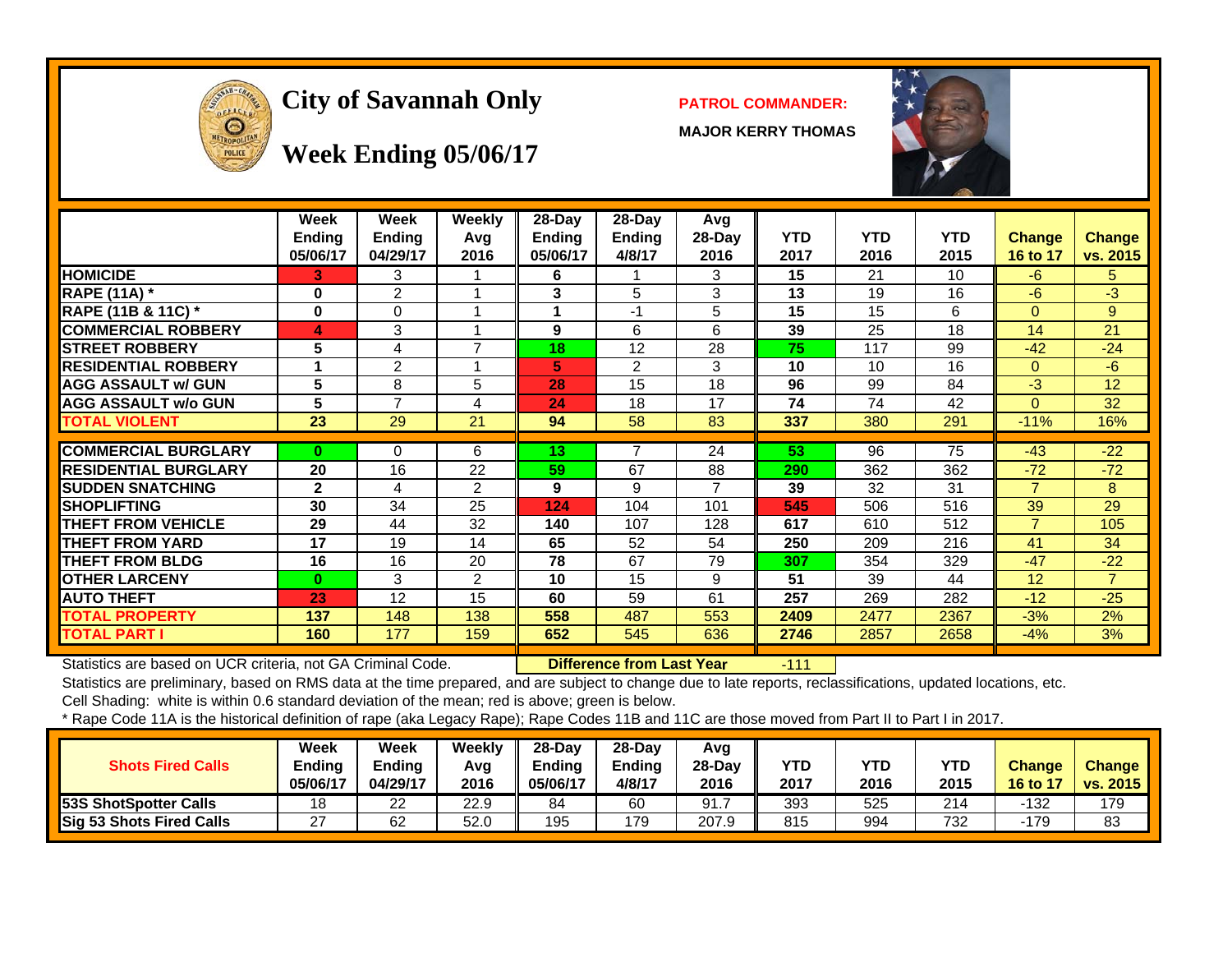# City of Savannah Only

## Week Ending 05/06/17

**PATROL COMMANDER:**

**MAJOR KERRY THOMAS**

| | Week Ending 05/06/17 | Week Ending 04/29/17 | Weekly Avg 2016 | 28-Day Ending 05/06/17 | 28-Day Ending 4/8/17 | Avg 28-Day 2016 | YTD 2017 | YTD 2016 | YTD 2015 | Change 16 to 17 | Change vs. 2015 |
|---|---|---|---|---|---|---|---|---|---|---|---|
| **HOMICIDE** | 3 | 3 | 1 | 6 | 1 | 3 | 15 | 21 | 10 | -6 | 5 |
| **RAPE (11A) *** | 0 | 2 | 1 | 3 | 5 | 3 | 13 | 19 | 16 | -6 | -3 |
| **RAPE (11B & 11C) *** | 0 | 0 | 1 | 1 | -1 | 5 | 15 | 15 | 6 | 0 | 9 |
| **COMMERCIAL ROBBERY** | 4 | 3 | 1 | 9 | 6 | 6 | 39 | 25 | 18 | 14 | 21 |
| **STREET ROBBERY** | 5 | 4 | 7 | 18 | 12 | 28 | 75 | 117 | 99 | -42 | -24 |
| **RESIDENTIAL ROBBERY** | 1 | 2 | 1 | 5 | 2 | 3 | 10 | 10 | 16 | 0 | -6 |
| **AGG ASSAULT w/ GUN** | 5 | 8 | 5 | 28 | 15 | 18 | 96 | 99 | 84 | -3 | 12 |
| **AGG ASSAULT w/o GUN** | 5 | 7 | 4 | 24 | 18 | 17 | 74 | 74 | 42 | 0 | 32 |
| **TOTAL VIOLENT** | 23 | 29 | 21 | 94 | 58 | 83 | 337 | 380 | 291 | -11% | 16% |
| **COMMERCIAL BURGLARY** | 0 | 0 | 6 | 13 | 7 | 24 | 53 | 96 | 75 | -43 | -22 |
| **RESIDENTIAL BURGLARY** | 20 | 16 | 22 | 59 | 67 | 88 | 290 | 362 | 362 | -72 | -72 |
| **SUDDEN SNATCHING** | 2 | 4 | 2 | 9 | 9 | 7 | 39 | 32 | 31 | 7 | 8 |
| **SHOPLIFTING** | 30 | 34 | 25 | 124 | 104 | 101 | 545 | 506 | 516 | 39 | 29 |
| **THEFT FROM VEHICLE** | 29 | 44 | 32 | 140 | 107 | 128 | 617 | 610 | 512 | 7 | 105 |
| **THEFT FROM YARD** | 17 | 19 | 14 | 65 | 52 | 54 | 250 | 209 | 216 | 41 | 34 |
| **THEFT FROM BLDG** | 16 | 16 | 20 | 78 | 67 | 79 | 307 | 354 | 329 | -47 | -22 |
| **OTHER LARCENY** | 0 | 3 | 2 | 10 | 15 | 9 | 51 | 39 | 44 | 12 | 7 |
| **AUTO THEFT** | 23 | 12 | 15 | 60 | 59 | 61 | 257 | 269 | 282 | -12 | -25 |
| **TOTAL PROPERTY** | 137 | 148 | 138 | 558 | 487 | 553 | 2409 | 2477 | 2367 | -3% | 2% |
| **TOTAL PART I** | 160 | 177 | 159 | 652 | 545 | 636 | 2746 | 2857 | 2658 | -4% | 3% |

Statistics are based on UCR criteria, not GA Criminal Code. **Difference from Last Year** -111

Statistics are preliminary, based on RMS data at the time prepared, and are subject to change due to late reports, reclassifications, updated locations, etc.

Cell Shading: white is within 0.6 standard deviation of the mean; red is above; green is below.

* Rape Code 11A is the historical definition of rape (aka Legacy Rape); Rape Codes 11B and 11C are those moved from Part II to Part I in 2017.

| Shots Fired Calls | Week Ending 05/06/17 | Week Ending 04/29/17 | Weekly Avg 2016 | 28-Day Ending 05/06/17 | 28-Day Ending 4/8/17 | Avg 28-Day 2016 | YTD 2017 | YTD 2016 | YTD 2015 | Change 16 to 17 | Change vs. 2015 |
|---|---|---|---|---|---|---|---|---|---|---|---|
| **53S ShotSpotter Calls** | 18 | 22 | 22.9 | 84 | 60 | 91.7 | 393 | 525 | 214 | -132 | 179 |
| **Sig 53 Shots Fired Calls** | 27 | 62 | 52.0 | 195 | 179 | 207.9 | 815 | 994 | 732 | -179 | 83 |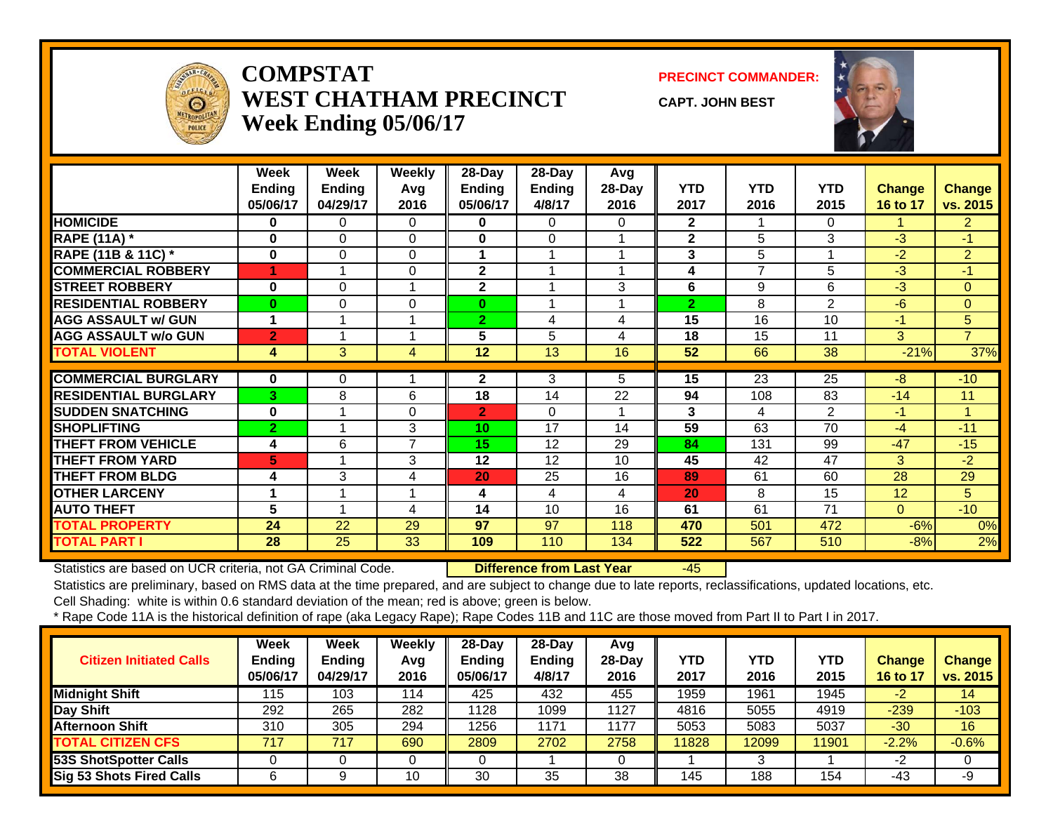# COMPSTAT
# WEST CHATHAM PRECINCT
# Week Ending 05/06/17

**PRECINCT COMMANDER:**

**CAPT. JOHN BEST**

| | Week Ending 05/06/17 | Week Ending 04/29/17 | Weekly Avg 2016 | 28-Day Ending 05/06/17 | 28-Day Ending 4/8/17 | Avg 28-Day 2016 | YTD 2017 | YTD 2016 | YTD 2015 | Change 16 to 17 | Change vs. 2015 |
|---|---|---|---|---|---|---|---|---|---|---|---|
| HOMICIDE | 0 | 0 | 0 | 0 | 0 | 0 | 2 | 1 | 0 | 1 | 2 |
| RAPE (11A) * | 0 | 0 | 0 | 0 | 0 | 1 | 2 | 5 | 3 | -3 | -1 |
| RAPE (11B & 11C) * | 0 | 0 | 0 | 1 | 1 | 1 | 3 | 5 | 1 | -2 | 2 |
| COMMERCIAL ROBBERY | 1 | 1 | 0 | 2 | 1 | 1 | 4 | 7 | 5 | -3 | -1 |
| STREET ROBBERY | 0 | 0 | 1 | 2 | 1 | 3 | 6 | 9 | 6 | -3 | 0 |
| RESIDENTIAL ROBBERY | 0 | 0 | 0 | 0 | 1 | 1 | 2 | 8 | 2 | -6 | 0 |
| AGG ASSAULT w/ GUN | 1 | 1 | 1 | 2 | 4 | 4 | 15 | 16 | 10 | -1 | 5 |
| AGG ASSAULT w/o GUN | 2 | 1 | 1 | 5 | 5 | 4 | 18 | 15 | 11 | 3 | 7 |
| TOTAL VIOLENT | 4 | 3 | 4 | 12 | 13 | 16 | 52 | 66 | 38 | -21% | 37% |
| COMMERCIAL BURGLARY | 0 | 0 | 1 | 2 | 3 | 5 | 15 | 23 | 25 | -8 | -10 |
| RESIDENTIAL BURGLARY | 3 | 8 | 6 | 18 | 14 | 22 | 94 | 108 | 83 | -14 | 11 |
| SUDDEN SNATCHING | 0 | 1 | 0 | 2 | 0 | 1 | 3 | 4 | 2 | -1 | 1 |
| SHOPLIFTING | 2 | 1 | 3 | 10 | 17 | 14 | 59 | 63 | 70 | -4 | -11 |
| THEFT FROM VEHICLE | 4 | 6 | 7 | 15 | 12 | 29 | 84 | 131 | 99 | -47 | -15 |
| THEFT FROM YARD | 5 | 1 | 3 | 12 | 12 | 10 | 45 | 42 | 47 | 3 | -2 |
| THEFT FROM BLDG | 4 | 3 | 4 | 20 | 25 | 16 | 89 | 61 | 60 | 28 | 29 |
| OTHER LARCENY | 1 | 1 | 1 | 4 | 4 | 4 | 20 | 8 | 15 | 12 | 5 |
| AUTO THEFT | 5 | 1 | 4 | 14 | 10 | 16 | 61 | 61 | 71 | 0 | -10 |
| TOTAL PROPERTY | 24 | 22 | 29 | 97 | 97 | 118 | 470 | 501 | 472 | -6% | 0% |
| TOTAL PART I | 28 | 25 | 33 | 109 | 110 | 134 | 522 | 567 | 510 | -8% | 2% |

Statistics are based on UCR criteria, not GA Criminal Code. **Difference from Last Year** -45

Statistics are preliminary, based on RMS data at the time prepared, and are subject to change due to late reports, reclassifications, updated locations, etc.

Cell Shading: white is within 0.6 standard deviation of the mean; red is above; green is below.

* Rape Code 11A is the historical definition of rape (aka Legacy Rape); Rape Codes 11B and 11C are those moved from Part II to Part I in 2017.

| Citizen Initiated Calls | Week Ending 05/06/17 | Week Ending 04/29/17 | Weekly Avg 2016 | 28-Day Ending 05/06/17 | 28-Day Ending 4/8/17 | Avg 28-Day 2016 | YTD 2017 | YTD 2016 | YTD 2015 | Change 16 to 17 | Change vs. 2015 |
|---|---|---|---|---|---|---|---|---|---|---|---|
| Midnight Shift | 115 | 103 | 114 | 425 | 432 | 455 | 1959 | 1961 | 1945 | -2 | 14 |
| Day Shift | 292 | 265 | 282 | 1128 | 1099 | 1127 | 4816 | 5055 | 4919 | -239 | -103 |
| Afternoon Shift | 310 | 305 | 294 | 1256 | 1171 | 1177 | 5053 | 5083 | 5037 | -30 | 16 |
| TOTAL CITIZEN CFS | 717 | 717 | 690 | 2809 | 2702 | 2758 | 11828 | 12099 | 11901 | -2.2% | -0.6% |
| 53S ShotSpotter Calls | 0 | 0 | 0 | 0 | 1 | 0 | 1 | 3 | 1 | -2 | 0 |
| Sig 53 Shots Fired Calls | 6 | 9 | 10 | 30 | 35 | 38 | 145 | 188 | 154 | -43 | -9 |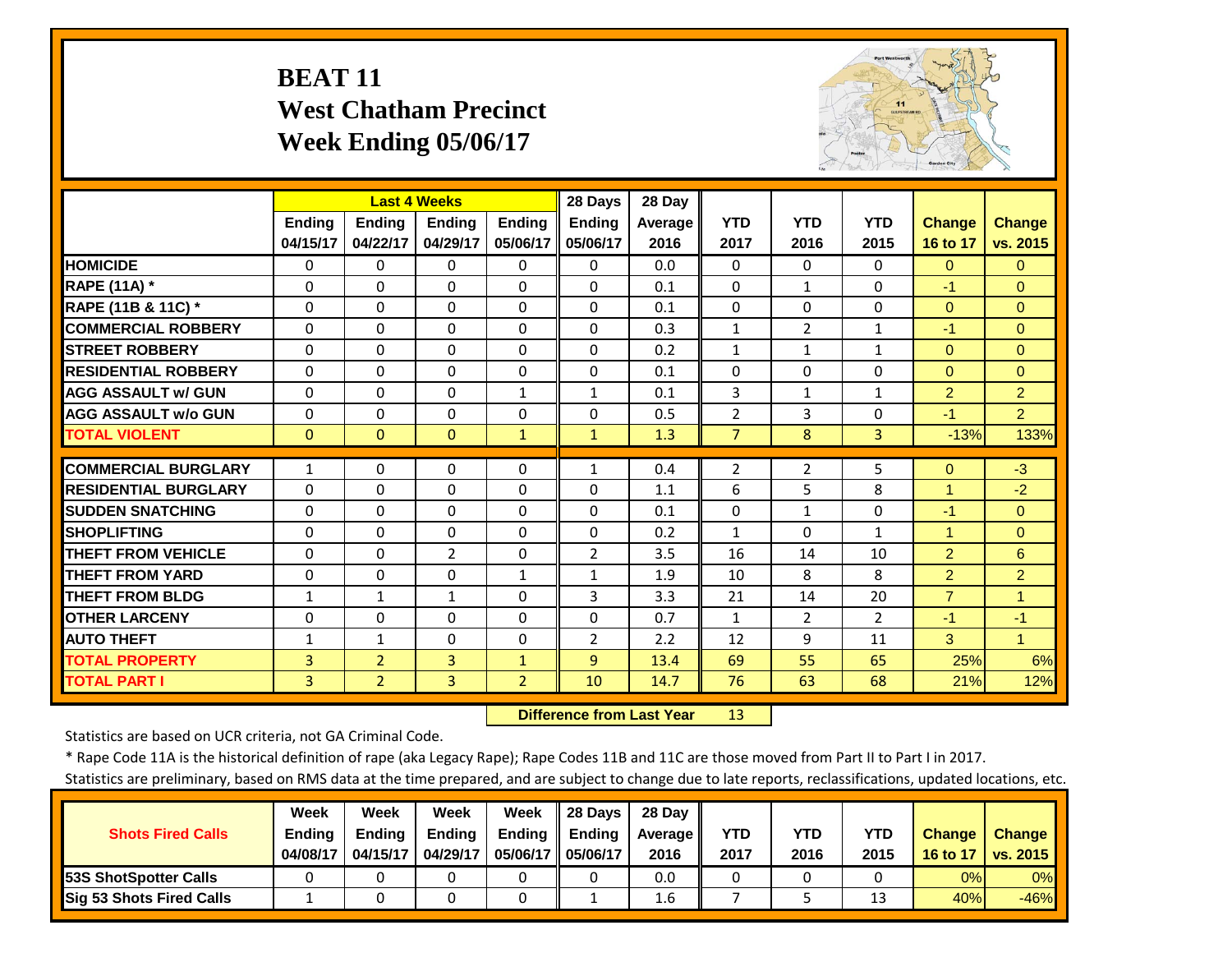# BEAT 11
## West Chatham Precinct
## Week Ending 05/06/17

| | Last 4 Weeks | | | | 28 Days | 28 Day | | | | | |
|---|---|---|---|---|---|---|---|---|---|---|---|
| | Ending 04/15/17 | Ending 04/22/17 | Ending 04/29/17 | Ending 05/06/17 | Ending 05/06/17 | Average 2016 | YTD 2017 | YTD 2016 | YTD 2015 | Change 16 to 17 | Change vs. 2015 |
| HOMICIDE | 0 | 0 | 0 | 0 | 0 | 0.0 | 0 | 0 | 0 | 0 | 0 |
| RAPE (11A) * | 0 | 0 | 0 | 0 | 0 | 0.1 | 0 | 1 | 0 | -1 | 0 |
| RAPE (11B & 11C) * | 0 | 0 | 0 | 0 | 0 | 0.1 | 0 | 0 | 0 | 0 | 0 |
| COMMERCIAL ROBBERY | 0 | 0 | 0 | 0 | 0 | 0.3 | 1 | 2 | 1 | -1 | 0 |
| STREET ROBBERY | 0 | 0 | 0 | 0 | 0 | 0.2 | 1 | 1 | 1 | 0 | 0 |
| RESIDENTIAL ROBBERY | 0 | 0 | 0 | 0 | 0 | 0.1 | 0 | 0 | 0 | 0 | 0 |
| AGG ASSAULT w/ GUN | 0 | 0 | 0 | 1 | 1 | 0.1 | 3 | 1 | 1 | 2 | 2 |
| AGG ASSAULT w/o GUN | 0 | 0 | 0 | 0 | 0 | 0.5 | 2 | 3 | 0 | -1 | 2 |
| TOTAL VIOLENT | 0 | 0 | 0 | 1 | 1 | 1.3 | 7 | 8 | 3 | -13% | 133% |
| COMMERCIAL BURGLARY | 1 | 0 | 0 | 0 | 1 | 0.4 | 2 | 2 | 5 | 0 | -3 |
| RESIDENTIAL BURGLARY | 0 | 0 | 0 | 0 | 0 | 1.1 | 6 | 5 | 8 | 1 | -2 |
| SUDDEN SNATCHING | 0 | 0 | 0 | 0 | 0 | 0.1 | 0 | 1 | 0 | -1 | 0 |
| SHOPLIFTING | 0 | 0 | 0 | 0 | 0 | 0.2 | 1 | 0 | 1 | 1 | 0 |
| THEFT FROM VEHICLE | 0 | 0 | 2 | 0 | 2 | 3.5 | 16 | 14 | 10 | 2 | 6 |
| THEFT FROM YARD | 0 | 0 | 0 | 1 | 1 | 1.9 | 10 | 8 | 8 | 2 | 2 |
| THEFT FROM BLDG | 1 | 1 | 1 | 0 | 3 | 3.3 | 21 | 14 | 20 | 7 | 1 |
| OTHER LARCENY | 0 | 0 | 0 | 0 | 0 | 0.7 | 1 | 2 | 2 | -1 | -1 |
| AUTO THEFT | 1 | 1 | 0 | 0 | 2 | 2.2 | 12 | 9 | 11 | 3 | 1 |
| TOTAL PROPERTY | 3 | 2 | 3 | 1 | 9 | 13.4 | 69 | 55 | 65 | 25% | 6% |
| TOTAL PART I | 3 | 2 | 3 | 2 | 10 | 14.7 | 76 | 63 | 68 | 21% | 12% |

**Difference from Last Year** 13

Statistics are based on UCR criteria, not GA Criminal Code.

* Rape Code 11A is the historical definition of rape (aka Legacy Rape); Rape Codes 11B and 11C are those moved from Part II to Part I in 2017.

Statistics are preliminary, based on RMS data at the time prepared, and are subject to change due to late reports, reclassifications, updated locations, etc.

| Shots Fired Calls | Week Ending 04/08/17 | Week Ending 04/15/17 | Week Ending 04/29/17 | Week Ending 05/06/17 | 28 Days Ending 05/06/17 | 28 Day Average 2016 | YTD 2017 | YTD 2016 | YTD 2015 | Change 16 to 17 | Change vs. 2015 |
|---|---|---|---|---|---|---|---|---|---|---|---|
| 53S ShotSpotter Calls | 0 | 0 | 0 | 0 | 0 | 0.0 | 0 | 0 | 0 | 0% | 0% |
| Sig 53 Shots Fired Calls | 1 | 0 | 0 | 0 | 1 | 1.6 | 7 | 5 | 13 | 40% | -46% |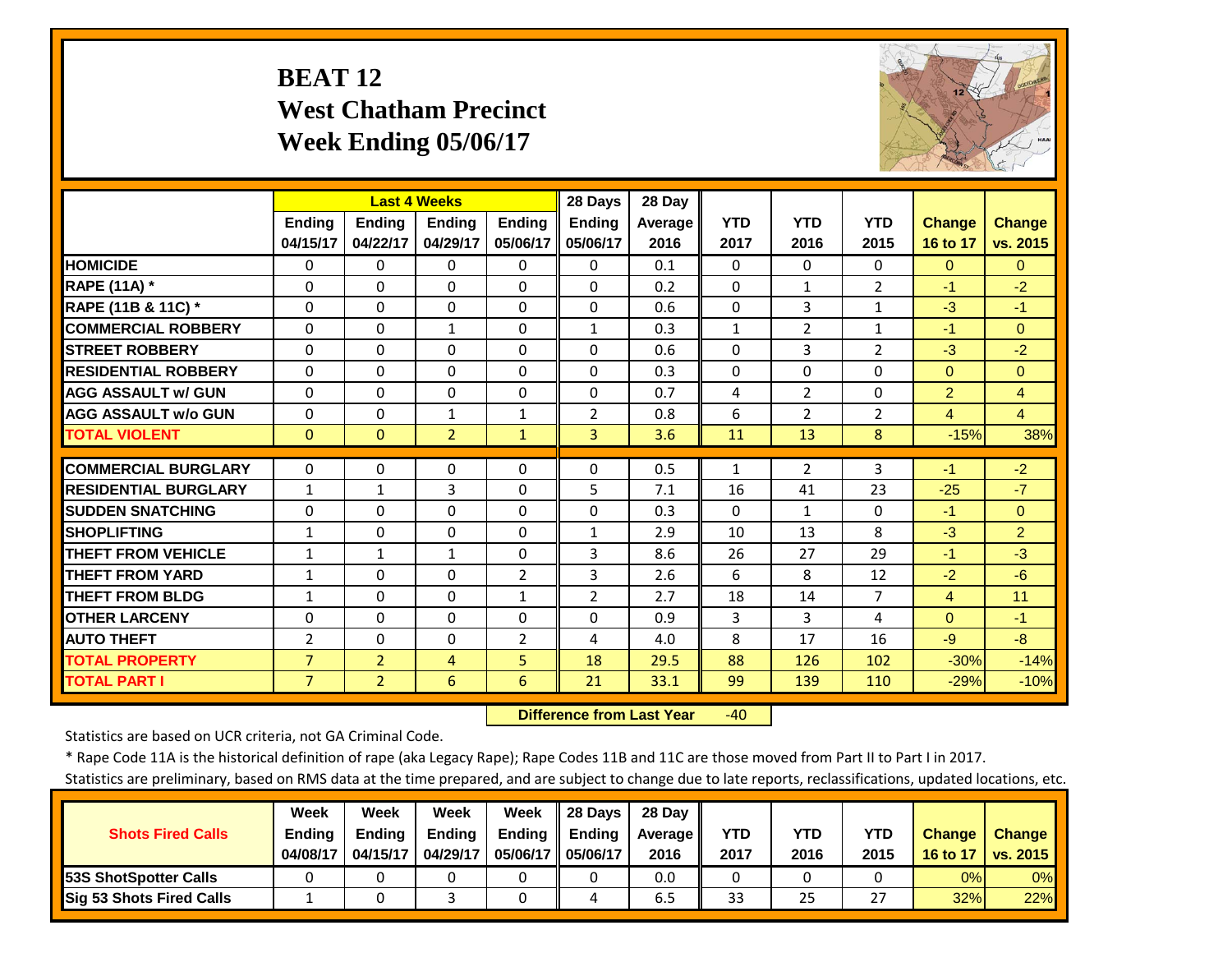# BEAT 12
## West Chatham Precinct
## Week Ending 05/06/17

| | Last 4 Weeks | | | | 28 Days | 28 Day | | | | | |
|---|---|---|---|---|---|---|---|---|---|---|---|
| | Ending 04/15/17 | Ending 04/22/17 | Ending 04/29/17 | Ending 05/06/17 | Ending 05/06/17 | Average 2016 | YTD 2017 | YTD 2016 | YTD 2015 | Change 16 to 17 | Change vs. 2015 |
| HOMICIDE | 0 | 0 | 0 | 0 | 0 | 0.1 | 0 | 0 | 0 | 0 | 0 |
| RAPE (11A) * | 0 | 0 | 0 | 0 | 0 | 0.2 | 0 | 1 | 2 | -1 | -2 |
| RAPE (11B & 11C) * | 0 | 0 | 0 | 0 | 0 | 0.6 | 0 | 3 | 1 | -3 | -1 |
| COMMERCIAL ROBBERY | 0 | 0 | 1 | 0 | 1 | 0.3 | 1 | 2 | 1 | -1 | 0 |
| STREET ROBBERY | 0 | 0 | 0 | 0 | 0 | 0.6 | 0 | 3 | 2 | -3 | -2 |
| RESIDENTIAL ROBBERY | 0 | 0 | 0 | 0 | 0 | 0.3 | 0 | 0 | 0 | 0 | 0 |
| AGG ASSAULT w/ GUN | 0 | 0 | 0 | 0 | 0 | 0.7 | 4 | 2 | 0 | 2 | 4 |
| AGG ASSAULT w/o GUN | 0 | 0 | 1 | 1 | 2 | 0.8 | 6 | 2 | 2 | 4 | 4 |
| TOTAL VIOLENT | 0 | 0 | 2 | 1 | 3 | 3.6 | 11 | 13 | 8 | -15% | 38% |
| COMMERCIAL BURGLARY | 0 | 0 | 0 | 0 | 0 | 0.5 | 1 | 2 | 3 | -1 | -2 |
| RESIDENTIAL BURGLARY | 1 | 1 | 3 | 0 | 5 | 7.1 | 16 | 41 | 23 | -25 | -7 |
| SUDDEN SNATCHING | 0 | 0 | 0 | 0 | 0 | 0.3 | 0 | 1 | 0 | -1 | 0 |
| SHOPLIFTING | 1 | 0 | 0 | 0 | 1 | 2.9 | 10 | 13 | 8 | -3 | 2 |
| THEFT FROM VEHICLE | 1 | 1 | 1 | 0 | 3 | 8.6 | 26 | 27 | 29 | -1 | -3 |
| THEFT FROM YARD | 1 | 0 | 0 | 2 | 3 | 2.6 | 6 | 8 | 12 | -2 | -6 |
| THEFT FROM BLDG | 1 | 0 | 0 | 1 | 2 | 2.7 | 18 | 14 | 7 | 4 | 11 |
| OTHER LARCENY | 0 | 0 | 0 | 0 | 0 | 0.9 | 3 | 3 | 4 | 0 | -1 |
| AUTO THEFT | 2 | 0 | 0 | 2 | 4 | 4.0 | 8 | 17 | 16 | -9 | -8 |
| TOTAL PROPERTY | 7 | 2 | 4 | 5 | 18 | 29.5 | 88 | 126 | 102 | -30% | -14% |
| TOTAL PART I | 7 | 2 | 6 | 6 | 21 | 33.1 | 99 | 139 | 110 | -29% | -10% |

**Difference from Last Year** -40

Statistics are based on UCR criteria, not GA Criminal Code.

* Rape Code 11A is the historical definition of rape (aka Legacy Rape); Rape Codes 11B and 11C are those moved from Part II to Part I in 2017.

Statistics are preliminary, based on RMS data at the time prepared, and are subject to change due to late reports, reclassifications, updated locations, etc.

| Shots Fired Calls | Week Ending 04/08/17 | Week Ending 04/15/17 | Week Ending 04/29/17 | Week Ending 05/06/17 | 28 Days Ending 05/06/17 | 28 Day Average 2016 | YTD 2017 | YTD 2016 | YTD 2015 | Change 16 to 17 | Change vs. 2015 |
|---|---|---|---|---|---|---|---|---|---|---|---|
| 53S ShotSpotter Calls | 0 | 0 | 0 | 0 | 0 | 0.0 | 0 | 0 | 0 | 0% | 0% |
| Sig 53 Shots Fired Calls | 1 | 0 | 3 | 0 | 4 | 6.5 | 33 | 25 | 27 | 32% | 22% |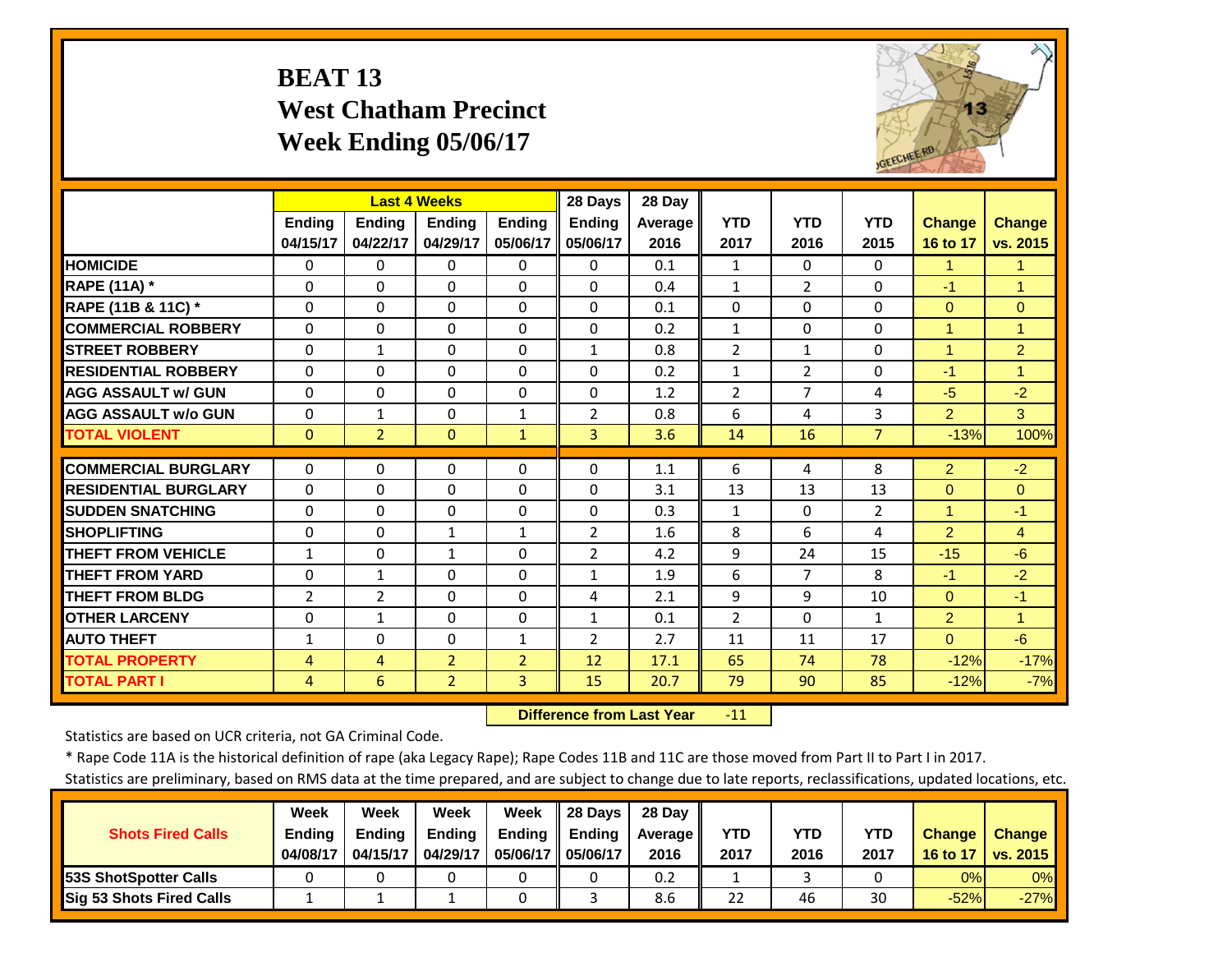# BEAT 13
## West Chatham Precinct
## Week Ending 05/06/17

| | Last 4 Weeks | | | | 28 Days | 28 Day | | | | | |
|---|---|---|---|---|---|---|---|---|---|---|---|
| | Ending 04/15/17 | Ending 04/22/17 | Ending 04/29/17 | Ending 05/06/17 | Ending 05/06/17 | Average 2016 | YTD 2017 | YTD 2016 | YTD 2015 | Change 16 to 17 | Change vs. 2015 |
| **HOMICIDE** | 0 | 0 | 0 | 0 | 0 | 0.1 | 1 | 0 | 0 | 1 | 1 |
| **RAPE (11A) *** | 0 | 0 | 0 | 0 | 0 | 0.4 | 1 | 2 | 0 | -1 | 1 |
| **RAPE (11B & 11C) *** | 0 | 0 | 0 | 0 | 0 | 0.1 | 0 | 0 | 0 | 0 | 0 |
| **COMMERCIAL ROBBERY** | 0 | 0 | 0 | 0 | 0 | 0.2 | 1 | 0 | 0 | 1 | 1 |
| **STREET ROBBERY** | 0 | 1 | 0 | 0 | 1 | 0.8 | 2 | 1 | 0 | 1 | 2 |
| **RESIDENTIAL ROBBERY** | 0 | 0 | 0 | 0 | 0 | 0.2 | 1 | 2 | 0 | -1 | 1 |
| **AGG ASSAULT w/ GUN** | 0 | 0 | 0 | 0 | 0 | 1.2 | 2 | 7 | 4 | -5 | -2 |
| **AGG ASSAULT w/o GUN** | 0 | 1 | 0 | 1 | 2 | 0.8 | 6 | 4 | 3 | 2 | 3 |
| **TOTAL VIOLENT** | 0 | 2 | 0 | 1 | 3 | 3.6 | 14 | 16 | 7 | -13% | 100% |
| **COMMERCIAL BURGLARY** | 0 | 0 | 0 | 0 | 0 | 1.1 | 6 | 4 | 8 | 2 | -2 |
| **RESIDENTIAL BURGLARY** | 0 | 0 | 0 | 0 | 0 | 3.1 | 13 | 13 | 13 | 0 | 0 |
| **SUDDEN SNATCHING** | 0 | 0 | 0 | 0 | 0 | 0.3 | 1 | 0 | 2 | 1 | -1 |
| **SHOPLIFTING** | 0 | 0 | 1 | 1 | 2 | 1.6 | 8 | 6 | 4 | 2 | 4 |
| **THEFT FROM VEHICLE** | 1 | 0 | 1 | 0 | 2 | 4.2 | 9 | 24 | 15 | -15 | -6 |
| **THEFT FROM YARD** | 0 | 1 | 0 | 0 | 1 | 1.9 | 6 | 7 | 8 | -1 | -2 |
| **THEFT FROM BLDG** | 2 | 2 | 0 | 0 | 4 | 2.1 | 9 | 9 | 10 | 0 | -1 |
| **OTHER LARCENY** | 0 | 1 | 0 | 0 | 1 | 0.1 | 2 | 0 | 1 | 2 | 1 |
| **AUTO THEFT** | 1 | 0 | 0 | 1 | 2 | 2.7 | 11 | 11 | 17 | 0 | -6 |
| **TOTAL PROPERTY** | 4 | 4 | 2 | 2 | 12 | 17.1 | 65 | 74 | 78 | -12% | -17% |
| **TOTAL PART I** | 4 | 6 | 2 | 3 | 15 | 20.7 | 79 | 90 | 85 | -12% | -7% |

**Difference from Last Year** -11

Statistics are based on UCR criteria, not GA Criminal Code.

* Rape Code 11A is the historical definition of rape (aka Legacy Rape); Rape Codes 11B and 11C are those moved from Part II to Part I in 2017.

Statistics are preliminary, based on RMS data at the time prepared, and are subject to change due to late reports, reclassifications, updated locations, etc.

| Shots Fired Calls | Week Ending 04/08/17 | Week Ending 04/15/17 | Week Ending 04/29/17 | Week Ending 05/06/17 | 28 Days Ending 05/06/17 | 28 Day Average 2016 | YTD 2017 | YTD 2016 | YTD 2017 | Change 16 to 17 | Change vs. 2015 |
|---|---|---|---|---|---|---|---|---|---|---|---|
| **53S ShotSpotter Calls** | 0 | 0 | 0 | 0 | 0 | 0.2 | 1 | 3 | 0 | 0% | 0% |
| **Sig 53 Shots Fired Calls** | 1 | 1 | 1 | 0 | 3 | 8.6 | 22 | 46 | 30 | -52% | -27% |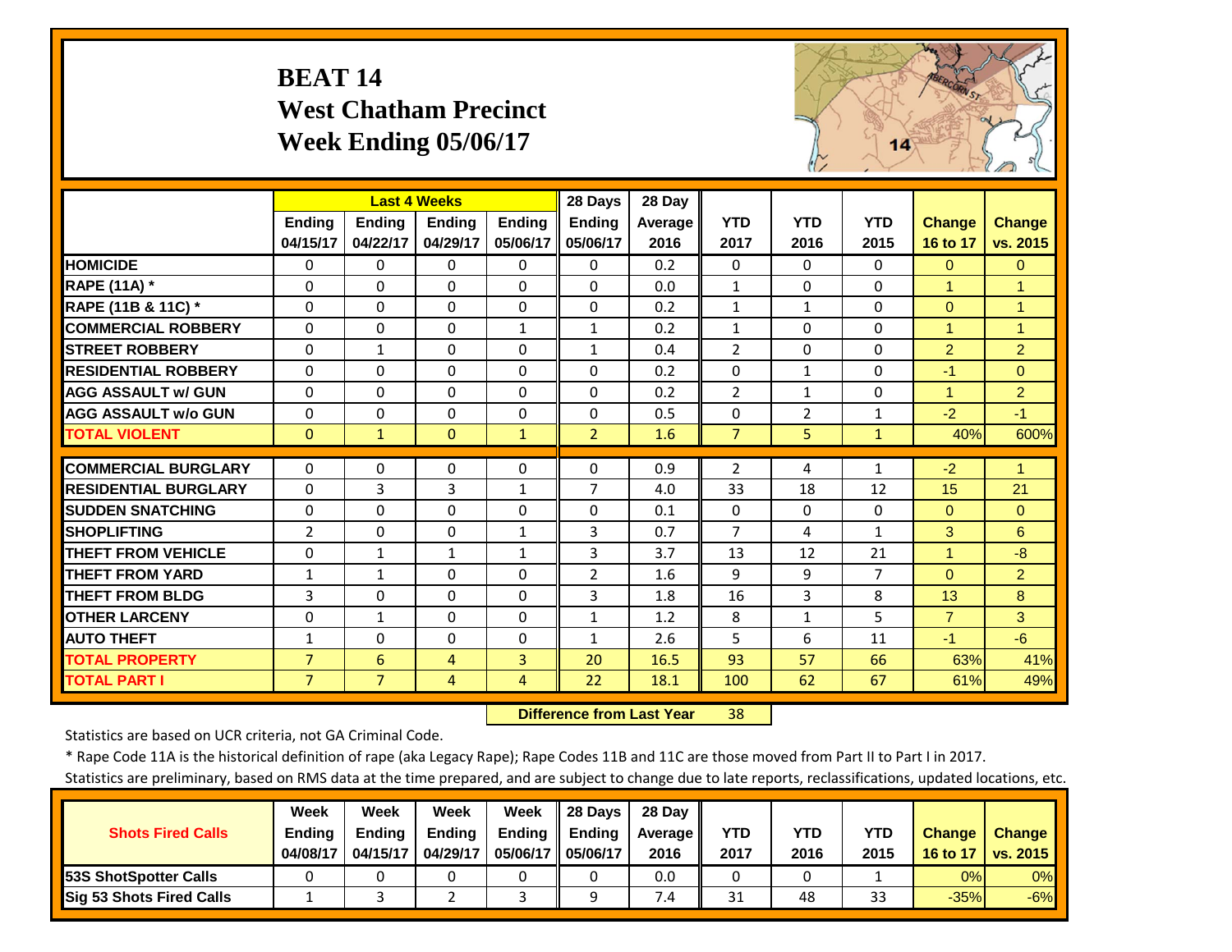# BEAT 14
## West Chatham Precinct
## Week Ending 05/06/17

| | Last 4 Weeks | | | | 28 Days | 28 Day | | | | | |
|---|---|---|---|---|---|---|---|---|---|---|---|
| | Ending 04/15/17 | Ending 04/22/17 | Ending 04/29/17 | Ending 05/06/17 | Ending 05/06/17 | Average 2016 | YTD 2017 | YTD 2016 | YTD 2015 | Change 16 to 17 | Change vs. 2015 |
| HOMICIDE | 0 | 0 | 0 | 0 | 0 | 0.2 | 0 | 0 | 0 | 0 | 0 |
| RAPE (11A) * | 0 | 0 | 0 | 0 | 0 | 0.0 | 1 | 0 | 0 | 1 | 1 |
| RAPE (11B & 11C) * | 0 | 0 | 0 | 0 | 0 | 0.2 | 1 | 1 | 0 | 0 | 1 |
| COMMERCIAL ROBBERY | 0 | 0 | 0 | 1 | 1 | 0.2 | 1 | 0 | 0 | 1 | 1 |
| STREET ROBBERY | 0 | 1 | 0 | 0 | 1 | 0.4 | 2 | 0 | 0 | 2 | 2 |
| RESIDENTIAL ROBBERY | 0 | 0 | 0 | 0 | 0 | 0.2 | 0 | 1 | 0 | -1 | 0 |
| AGG ASSAULT w/ GUN | 0 | 0 | 0 | 0 | 0 | 0.2 | 2 | 1 | 0 | 1 | 2 |
| AGG ASSAULT w/o GUN | 0 | 0 | 0 | 0 | 0 | 0.5 | 0 | 2 | 1 | -2 | -1 |
| TOTAL VIOLENT | 0 | 1 | 0 | 1 | 2 | 1.6 | 7 | 5 | 1 | 40% | 600% |
| COMMERCIAL BURGLARY | 0 | 0 | 0 | 0 | 0 | 0.9 | 2 | 4 | 1 | -2 | 1 |
| RESIDENTIAL BURGLARY | 0 | 3 | 3 | 1 | 7 | 4.0 | 33 | 18 | 12 | 15 | 21 |
| SUDDEN SNATCHING | 0 | 0 | 0 | 0 | 0 | 0.1 | 0 | 0 | 0 | 0 | 0 |
| SHOPLIFTING | 2 | 0 | 0 | 1 | 3 | 0.7 | 7 | 4 | 1 | 3 | 6 |
| THEFT FROM VEHICLE | 0 | 1 | 1 | 1 | 3 | 3.7 | 13 | 12 | 21 | 1 | -8 |
| THEFT FROM YARD | 1 | 1 | 0 | 0 | 2 | 1.6 | 9 | 9 | 7 | 0 | 2 |
| THEFT FROM BLDG | 3 | 0 | 0 | 0 | 3 | 1.8 | 16 | 3 | 8 | 13 | 8 |
| OTHER LARCENY | 0 | 1 | 0 | 0 | 1 | 1.2 | 8 | 1 | 5 | 7 | 3 |
| AUTO THEFT | 1 | 0 | 0 | 0 | 1 | 2.6 | 5 | 6 | 11 | -1 | -6 |
| TOTAL PROPERTY | 7 | 6 | 4 | 3 | 20 | 16.5 | 93 | 57 | 66 | 63% | 41% |
| TOTAL PART I | 7 | 7 | 4 | 4 | 22 | 18.1 | 100 | 62 | 67 | 61% | 49% |

**Difference from Last Year** 38

Statistics are based on UCR criteria, not GA Criminal Code.

* Rape Code 11A is the historical definition of rape (aka Legacy Rape); Rape Codes 11B and 11C are those moved from Part II to Part I in 2017.

Statistics are preliminary, based on RMS data at the time prepared, and are subject to change due to late reports, reclassifications, updated locations, etc.

| Shots Fired Calls | Week Ending 04/08/17 | Week Ending 04/15/17 | Week Ending 04/29/17 | Week Ending 05/06/17 | 28 Days Ending 05/06/17 | 28 Day Average 2016 | YTD 2017 | YTD 2016 | YTD 2015 | Change 16 to 17 | Change vs. 2015 |
|---|---|---|---|---|---|---|---|---|---|---|---|
| 53S ShotSpotter Calls | 0 | 0 | 0 | 0 | 0 | 0.0 | 0 | 0 | 1 | 0% | 0% |
| Sig 53 Shots Fired Calls | 1 | 3 | 2 | 3 | 9 | 7.4 | 31 | 48 | 33 | -35% | -6% |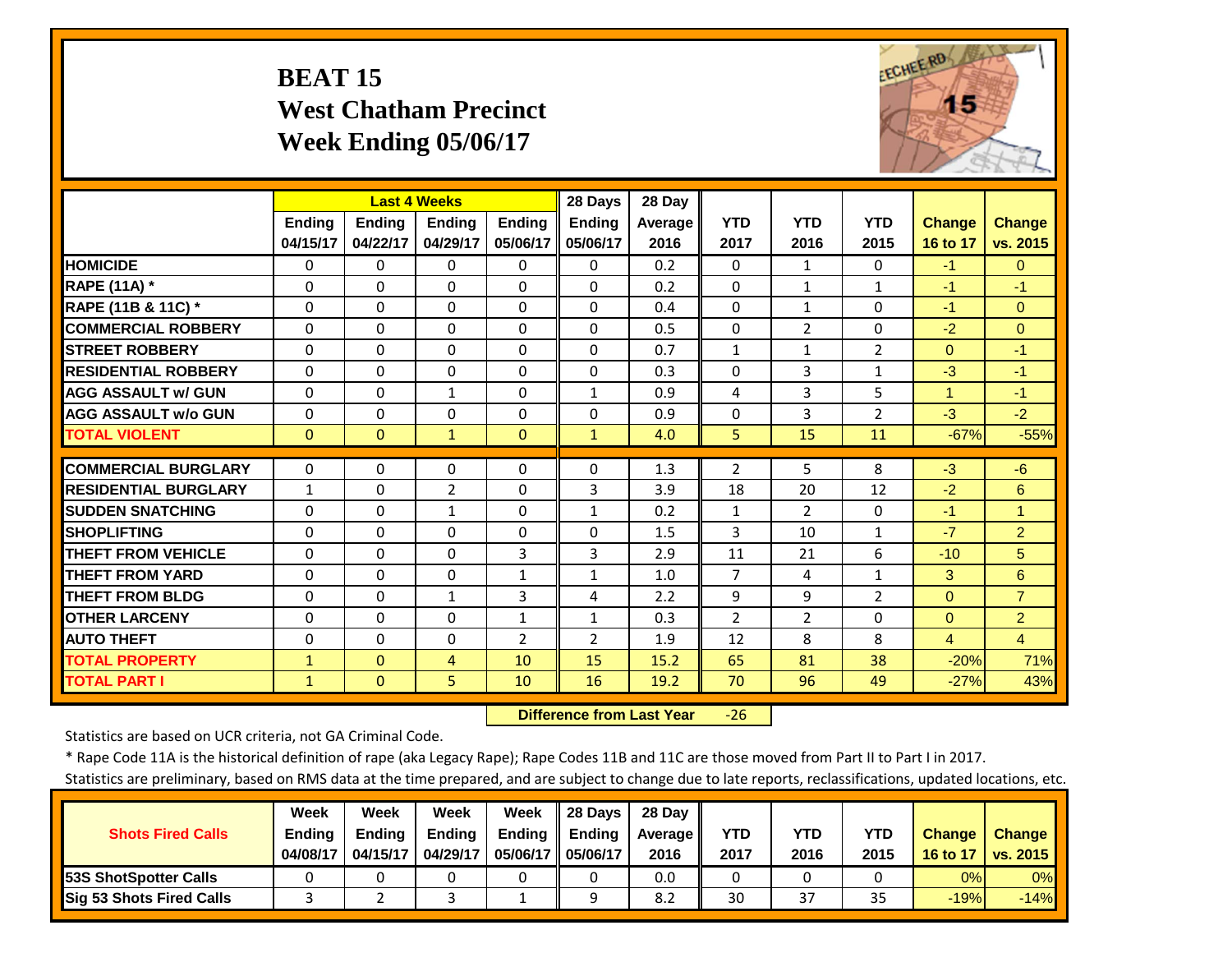# BEAT 15
## West Chatham Precinct
## Week Ending 05/06/17

| | Last 4 Weeks | | | | 28 Days | 28 Day | | | | | |
|---|---|---|---|---|---|---|---|---|---|---|---|
| | Ending 04/15/17 | Ending 04/22/17 | Ending 04/29/17 | Ending 05/06/17 | Ending 05/06/17 | Average 2016 | YTD 2017 | YTD 2016 | YTD 2015 | Change 16 to 17 | Change vs. 2015 |
| HOMICIDE | 0 | 0 | 0 | 0 | 0 | 0.2 | 0 | 1 | 0 | -1 | 0 |
| RAPE (11A) * | 0 | 0 | 0 | 0 | 0 | 0.2 | 0 | 1 | 1 | -1 | -1 |
| RAPE (11B & 11C) * | 0 | 0 | 0 | 0 | 0 | 0.4 | 0 | 1 | 0 | -1 | 0 |
| COMMERCIAL ROBBERY | 0 | 0 | 0 | 0 | 0 | 0.5 | 0 | 2 | 0 | -2 | 0 |
| STREET ROBBERY | 0 | 0 | 0 | 0 | 0 | 0.7 | 1 | 1 | 2 | 0 | -1 |
| RESIDENTIAL ROBBERY | 0 | 0 | 0 | 0 | 0 | 0.3 | 0 | 3 | 1 | -3 | -1 |
| AGG ASSAULT w/ GUN | 0 | 0 | 1 | 0 | 1 | 0.9 | 4 | 3 | 5 | 1 | -1 |
| AGG ASSAULT w/o GUN | 0 | 0 | 0 | 0 | 0 | 0.9 | 0 | 3 | 2 | -3 | -2 |
| TOTAL VIOLENT | 0 | 0 | 1 | 0 | 1 | 4.0 | 5 | 15 | 11 | -67% | -55% |
| COMMERCIAL BURGLARY | 0 | 0 | 0 | 0 | 0 | 1.3 | 2 | 5 | 8 | -3 | -6 |
| RESIDENTIAL BURGLARY | 1 | 0 | 2 | 0 | 3 | 3.9 | 18 | 20 | 12 | -2 | 6 |
| SUDDEN SNATCHING | 0 | 0 | 1 | 0 | 1 | 0.2 | 1 | 2 | 0 | -1 | 1 |
| SHOPLIFTING | 0 | 0 | 0 | 0 | 0 | 1.5 | 3 | 10 | 1 | -7 | 2 |
| THEFT FROM VEHICLE | 0 | 0 | 0 | 3 | 3 | 2.9 | 11 | 21 | 6 | -10 | 5 |
| THEFT FROM YARD | 0 | 0 | 0 | 1 | 1 | 1.0 | 7 | 4 | 1 | 3 | 6 |
| THEFT FROM BLDG | 0 | 0 | 1 | 3 | 4 | 2.2 | 9 | 9 | 2 | 0 | 7 |
| OTHER LARCENY | 0 | 0 | 0 | 1 | 1 | 0.3 | 2 | 2 | 0 | 0 | 2 |
| AUTO THEFT | 0 | 0 | 0 | 2 | 2 | 1.9 | 12 | 8 | 8 | 4 | 4 |
| TOTAL PROPERTY | 1 | 0 | 4 | 10 | 15 | 15.2 | 65 | 81 | 38 | -20% | 71% |
| TOTAL PART I | 1 | 0 | 5 | 10 | 16 | 19.2 | 70 | 96 | 49 | -27% | 43% |

**Difference from Last Year** -26

Statistics are based on UCR criteria, not GA Criminal Code.

* Rape Code 11A is the historical definition of rape (aka Legacy Rape); Rape Codes 11B and 11C are those moved from Part II to Part I in 2017.

Statistics are preliminary, based on RMS data at the time prepared, and are subject to change due to late reports, reclassifications, updated locations, etc.

| Shots Fired Calls | Week Ending 04/08/17 | Week Ending 04/15/17 | Week Ending 04/29/17 | Week Ending 05/06/17 | 28 Days Ending 05/06/17 | 28 Day Average 2016 | YTD 2017 | YTD 2016 | YTD 2015 | Change 16 to 17 | Change vs. 2015 |
|---|---|---|---|---|---|---|---|---|---|---|---|
| 53S ShotSpotter Calls | 0 | 0 | 0 | 0 | 0 | 0.0 | 0 | 0 | 0 | 0% | 0% |
| Sig 53 Shots Fired Calls | 3 | 2 | 3 | 1 | 9 | 8.2 | 30 | 37 | 35 | -19% | -14% |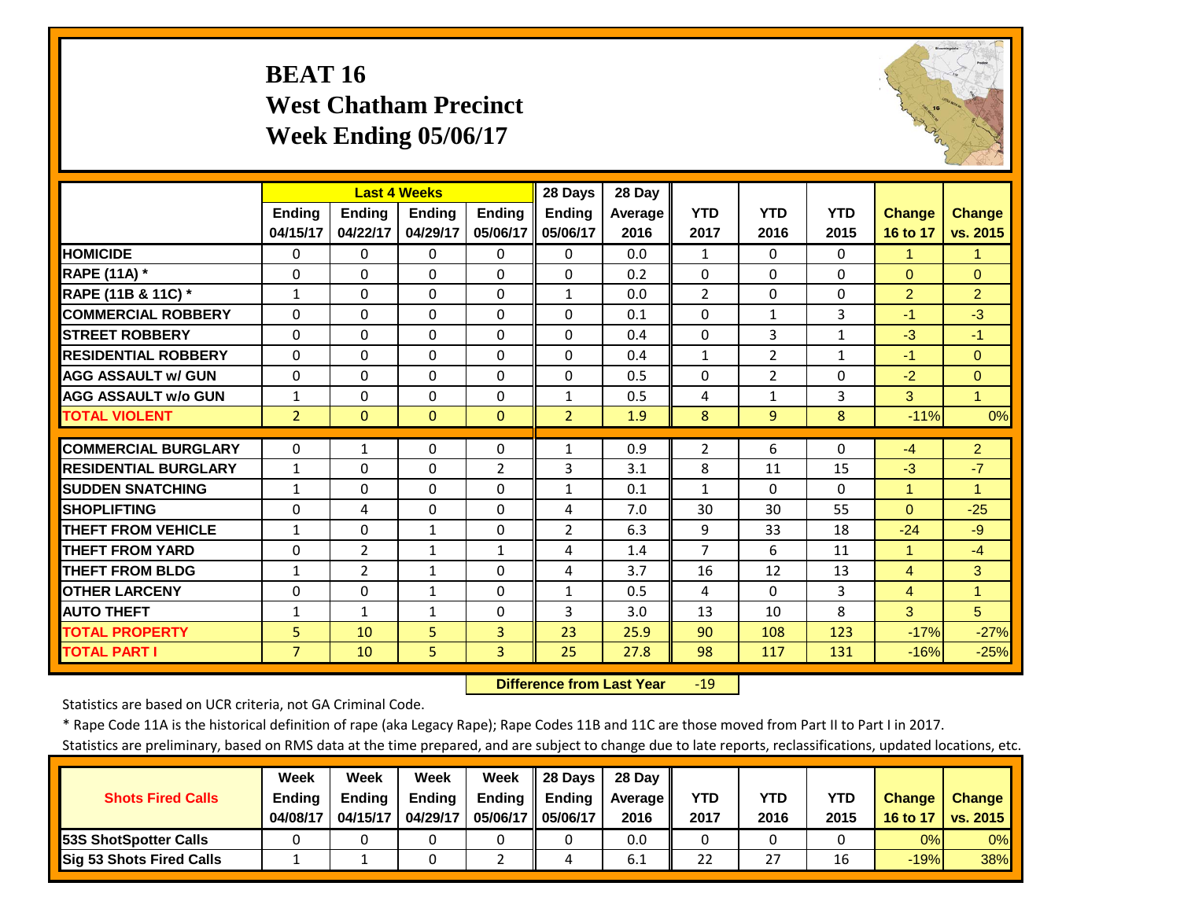# BEAT 16
## West Chatham Precinct
## Week Ending 05/06/17

| | Last 4 Weeks | | | | 28 Days | 28 Day | | | | | |
|---|---|---|---|---|---|---|---|---|---|---|---|
| | Ending 04/15/17 | Ending 04/22/17 | Ending 04/29/17 | Ending 05/06/17 | Ending 05/06/17 | Average 2016 | YTD 2017 | YTD 2016 | YTD 2015 | Change 16 to 17 | Change vs. 2015 |
| HOMICIDE | 0 | 0 | 0 | 0 | 0 | 0.0 | 1 | 0 | 0 | 1 | 1 |
| RAPE (11A) * | 0 | 0 | 0 | 0 | 0 | 0.2 | 0 | 0 | 0 | 0 | 0 |
| RAPE (11B & 11C) * | 1 | 0 | 0 | 0 | 1 | 0.0 | 2 | 0 | 0 | 2 | 2 |
| COMMERCIAL ROBBERY | 0 | 0 | 0 | 0 | 0 | 0.1 | 0 | 1 | 3 | -1 | -3 |
| STREET ROBBERY | 0 | 0 | 0 | 0 | 0 | 0.4 | 0 | 3 | 1 | -3 | -1 |
| RESIDENTIAL ROBBERY | 0 | 0 | 0 | 0 | 0 | 0.4 | 1 | 2 | 1 | -1 | 0 |
| AGG ASSAULT w/ GUN | 0 | 0 | 0 | 0 | 0 | 0.5 | 0 | 2 | 0 | -2 | 0 |
| AGG ASSAULT w/o GUN | 1 | 0 | 0 | 0 | 1 | 0.5 | 4 | 1 | 3 | 3 | 1 |
| TOTAL VIOLENT | 2 | 0 | 0 | 0 | 2 | 1.9 | 8 | 9 | 8 | -11% | 0% |
| COMMERCIAL BURGLARY | 0 | 1 | 0 | 0 | 1 | 0.9 | 2 | 6 | 0 | -4 | 2 |
| RESIDENTIAL BURGLARY | 1 | 0 | 0 | 2 | 3 | 3.1 | 8 | 11 | 15 | -3 | -7 |
| SUDDEN SNATCHING | 1 | 0 | 0 | 0 | 1 | 0.1 | 1 | 0 | 0 | 1 | 1 |
| SHOPLIFTING | 0 | 4 | 0 | 0 | 4 | 7.0 | 30 | 30 | 55 | 0 | -25 |
| THEFT FROM VEHICLE | 1 | 0 | 1 | 0 | 2 | 6.3 | 9 | 33 | 18 | -24 | -9 |
| THEFT FROM YARD | 0 | 2 | 1 | 1 | 4 | 1.4 | 7 | 6 | 11 | 1 | -4 |
| THEFT FROM BLDG | 1 | 2 | 1 | 0 | 4 | 3.7 | 16 | 12 | 13 | 4 | 3 |
| OTHER LARCENY | 0 | 0 | 1 | 0 | 1 | 0.5 | 4 | 0 | 3 | 4 | 1 |
| AUTO THEFT | 1 | 1 | 1 | 0 | 3 | 3.0 | 13 | 10 | 8 | 3 | 5 |
| TOTAL PROPERTY | 5 | 10 | 5 | 3 | 23 | 25.9 | 90 | 108 | 123 | -17% | -27% |
| TOTAL PART I | 7 | 10 | 5 | 3 | 25 | 27.8 | 98 | 117 | 131 | -16% | -25% |

**Difference from Last Year** -19

Statistics are based on UCR criteria, not GA Criminal Code.

* Rape Code 11A is the historical definition of rape (aka Legacy Rape); Rape Codes 11B and 11C are those moved from Part II to Part I in 2017.

Statistics are preliminary, based on RMS data at the time prepared, and are subject to change due to late reports, reclassifications, updated locations, etc.

| Shots Fired Calls | Week Ending 04/08/17 | Week Ending 04/15/17 | Week Ending 04/29/17 | Week Ending 05/06/17 | 28 Days Ending 05/06/17 | 28 Day Average 2016 | YTD 2017 | YTD 2016 | YTD 2015 | Change 16 to 17 | Change vs. 2015 |
|---|---|---|---|---|---|---|---|---|---|---|---|
| 53S ShotSpotter Calls | 0 | 0 | 0 | 0 | 0 | 0.0 | 0 | 0 | 0 | 0% | 0% |
| Sig 53 Shots Fired Calls | 1 | 1 | 0 | 2 | 4 | 6.1 | 22 | 27 | 16 | -19% | 38% |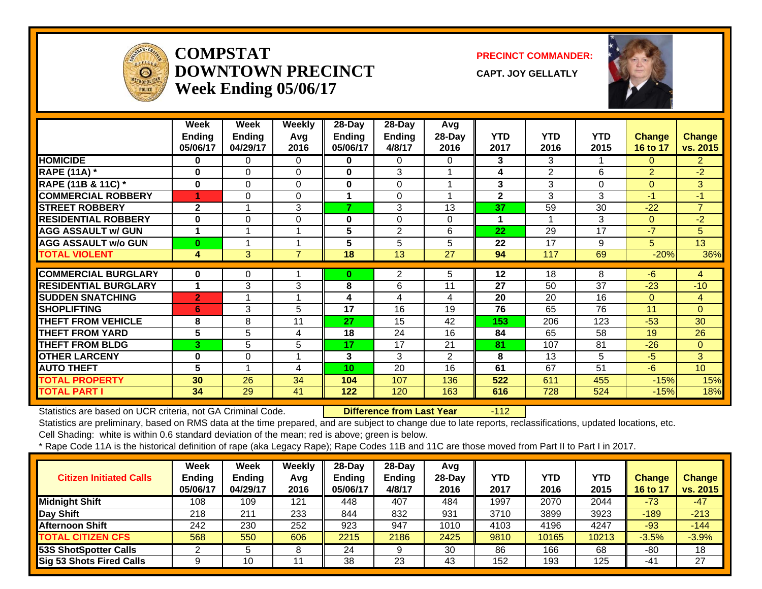# COMPSTAT
# DOWNTOWN PRECINCT
## Week Ending 05/06/17

**PRECINCT COMMANDER:**

**CAPT. JOY GELLATLY**

| | Week Ending 05/06/17 | Week Ending 04/29/17 | Weekly Avg 2016 | 28-Day Ending 05/06/17 | 28-Day Ending 4/8/17 | Avg 28-Day 2016 | YTD 2017 | YTD 2016 | YTD 2015 | Change 16 to 17 | Change vs. 2015 |
|---|---|---|---|---|---|---|---|---|---|---|---|
| HOMICIDE | 0 | 0 | 0 | 0 | 0 | 0 | 3 | 3 | 1 | 0 | 2 |
| RAPE (11A) * | 0 | 0 | 0 | 0 | 3 | 1 | 4 | 2 | 6 | 2 | -2 |
| RAPE (11B & 11C) * | 0 | 0 | 0 | 0 | 0 | 1 | 3 | 3 | 0 | 0 | 3 |
| COMMERCIAL ROBBERY | 1 | 0 | 0 | 1 | 0 | 1 | 2 | 3 | 3 | -1 | -1 |
| STREET ROBBERY | 2 | 1 | 3 | 7 | 3 | 13 | 37 | 59 | 30 | -22 | 7 |
| RESIDENTIAL ROBBERY | 0 | 0 | 0 | 0 | 0 | 0 | 1 | 1 | 3 | 0 | -2 |
| AGG ASSAULT w/ GUN | 1 | 1 | 1 | 5 | 2 | 6 | 22 | 29 | 17 | -7 | 5 |
| AGG ASSAULT w/o GUN | 0 | 1 | 1 | 5 | 5 | 5 | 22 | 17 | 9 | 5 | 13 |
| TOTAL VIOLENT | 4 | 3 | 7 | 18 | 13 | 27 | 94 | 117 | 69 | -20% | 36% |
| COMMERCIAL BURGLARY | 0 | 0 | 1 | 0 | 2 | 5 | 12 | 18 | 8 | -6 | 4 |
| RESIDENTIAL BURGLARY | 1 | 3 | 3 | 8 | 6 | 11 | 27 | 50 | 37 | -23 | -10 |
| SUDDEN SNATCHING | 2 | 1 | 1 | 4 | 4 | 4 | 20 | 20 | 16 | 0 | 4 |
| SHOPLIFTING | 6 | 3 | 5 | 17 | 16 | 19 | 76 | 65 | 76 | 11 | 0 |
| THEFT FROM VEHICLE | 8 | 8 | 11 | 27 | 15 | 42 | 153 | 206 | 123 | -53 | 30 |
| THEFT FROM YARD | 5 | 5 | 4 | 18 | 24 | 16 | 84 | 65 | 58 | 19 | 26 |
| THEFT FROM BLDG | 3 | 5 | 5 | 17 | 17 | 21 | 81 | 107 | 81 | -26 | 0 |
| OTHER LARCENY | 0 | 0 | 1 | 3 | 3 | 2 | 8 | 13 | 5 | -5 | 3 |
| AUTO THEFT | 5 | 1 | 4 | 10 | 20 | 16 | 61 | 67 | 51 | -6 | 10 |
| TOTAL PROPERTY | 30 | 26 | 34 | 104 | 107 | 136 | 522 | 611 | 455 | -15% | 15% |
| TOTAL PART I | 34 | 29 | 41 | 122 | 120 | 163 | 616 | 728 | 524 | -15% | 18% |

Statistics are based on UCR criteria, not GA Criminal Code. **Difference from Last Year** -112

Statistics are preliminary, based on RMS data at the time prepared, and are subject to change due to late reports, reclassifications, updated locations, etc.

Cell Shading: white is within 0.6 standard deviation of the mean; red is above; green is below.

* Rape Code 11A is the historical definition of rape (aka Legacy Rape); Rape Codes 11B and 11C are those moved from Part II to Part I in 2017.

| Citizen Initiated Calls | Week Ending 05/06/17 | Week Ending 04/29/17 | Weekly Avg 2016 | 28-Day Ending 05/06/17 | 28-Day Ending 4/8/17 | Avg 28-Day 2016 | YTD 2017 | YTD 2016 | YTD 2015 | Change 16 to 17 | Change vs. 2015 |
|---|---|---|---|---|---|---|---|---|---|---|---|
| Midnight Shift | 108 | 109 | 121 | 448 | 407 | 484 | 1997 | 2070 | 2044 | -73 | -47 |
| Day Shift | 218 | 211 | 233 | 844 | 832 | 931 | 3710 | 3899 | 3923 | -189 | -213 |
| Afternoon Shift | 242 | 230 | 252 | 923 | 947 | 1010 | 4103 | 4196 | 4247 | -93 | -144 |
| TOTAL CITIZEN CFS | 568 | 550 | 606 | 2215 | 2186 | 2425 | 9810 | 10165 | 10213 | -3.5% | -3.9% |
| 53S ShotSpotter Calls | 2 | 5 | 8 | 24 | 9 | 30 | 86 | 166 | 68 | -80 | 18 |
| Sig 53 Shots Fired Calls | 9 | 10 | 11 | 38 | 23 | 43 | 152 | 193 | 125 | -41 | 27 |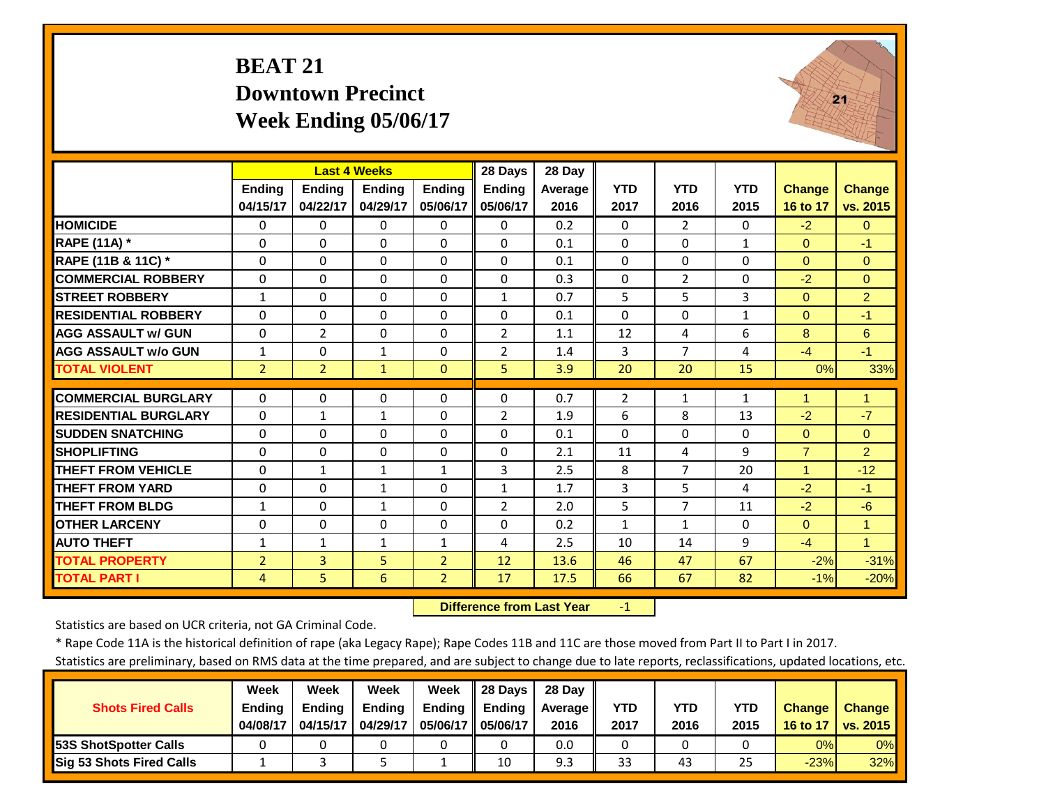# BEAT 21
## Downtown Precinct
## Week Ending 05/06/17

| | Last 4 Weeks | | | | 28 Days | 28 Day | | | | | |
|---|---|---|---|---|---|---|---|---|---|---|---|
| | Ending 04/15/17 | Ending 04/22/17 | Ending 04/29/17 | Ending 05/06/17 | Ending 05/06/17 | Average 2016 | YTD 2017 | YTD 2016 | YTD 2015 | Change 16 to 17 | Change vs. 2015 |
| HOMICIDE | 0 | 0 | 0 | 0 | 0 | 0.2 | 0 | 2 | 0 | -2 | 0 |
| RAPE (11A) * | 0 | 0 | 0 | 0 | 0 | 0.1 | 0 | 0 | 1 | 0 | -1 |
| RAPE (11B & 11C) * | 0 | 0 | 0 | 0 | 0 | 0.1 | 0 | 0 | 0 | 0 | 0 |
| COMMERCIAL ROBBERY | 0 | 0 | 0 | 0 | 0 | 0.3 | 0 | 2 | 0 | -2 | 0 |
| STREET ROBBERY | 1 | 0 | 0 | 0 | 1 | 0.7 | 5 | 5 | 3 | 0 | 2 |
| RESIDENTIAL ROBBERY | 0 | 0 | 0 | 0 | 0 | 0.1 | 0 | 0 | 1 | 0 | -1 |
| AGG ASSAULT w/ GUN | 0 | 2 | 0 | 0 | 2 | 1.1 | 12 | 4 | 6 | 8 | 6 |
| AGG ASSAULT w/o GUN | 1 | 0 | 1 | 0 | 2 | 1.4 | 3 | 7 | 4 | -4 | -1 |
| TOTAL VIOLENT | 2 | 2 | 1 | 0 | 5 | 3.9 | 20 | 20 | 15 | 0% | 33% |
| COMMERCIAL BURGLARY | 0 | 0 | 0 | 0 | 0 | 0.7 | 2 | 1 | 1 | 1 | 1 |
| RESIDENTIAL BURGLARY | 0 | 1 | 1 | 0 | 2 | 1.9 | 6 | 8 | 13 | -2 | -7 |
| SUDDEN SNATCHING | 0 | 0 | 0 | 0 | 0 | 0.1 | 0 | 0 | 0 | 0 | 0 |
| SHOPLIFTING | 0 | 0 | 0 | 0 | 0 | 2.1 | 11 | 4 | 9 | 7 | 2 |
| THEFT FROM VEHICLE | 0 | 1 | 1 | 1 | 3 | 2.5 | 8 | 7 | 20 | 1 | -12 |
| THEFT FROM YARD | 0 | 0 | 1 | 0 | 1 | 1.7 | 3 | 5 | 4 | -2 | -1 |
| THEFT FROM BLDG | 1 | 0 | 1 | 0 | 2 | 2.0 | 5 | 7 | 11 | -2 | -6 |
| OTHER LARCENY | 0 | 0 | 0 | 0 | 0 | 0.2 | 1 | 1 | 0 | 0 | 1 |
| AUTO THEFT | 1 | 1 | 1 | 1 | 4 | 2.5 | 10 | 14 | 9 | -4 | 1 |
| TOTAL PROPERTY | 2 | 3 | 5 | 2 | 12 | 13.6 | 46 | 47 | 67 | -2% | -31% |
| TOTAL PART I | 4 | 5 | 6 | 2 | 17 | 17.5 | 66 | 67 | 82 | -1% | -20% |

**Difference from Last Year** -1

Statistics are based on UCR criteria, not GA Criminal Code.

* Rape Code 11A is the historical definition of rape (aka Legacy Rape); Rape Codes 11B and 11C are those moved from Part II to Part I in 2017.

Statistics are preliminary, based on RMS data at the time prepared, and are subject to change due to late reports, reclassifications, updated locations, etc.

| Shots Fired Calls | Week Ending 04/08/17 | Week Ending 04/15/17 | Week Ending 04/29/17 | Week Ending 05/06/17 | 28 Days Ending 05/06/17 | 28 Day Average 2016 | YTD 2017 | YTD 2016 | YTD 2015 | Change 16 to 17 | Change vs. 2015 |
|---|---|---|---|---|---|---|---|---|---|---|---|
| 53S ShotSpotter Calls | 0 | 0 | 0 | 0 | 0 | 0.0 | 0 | 0 | 0 | 0% | 0% |
| Sig 53 Shots Fired Calls | 1 | 3 | 5 | 1 | 10 | 9.3 | 33 | 43 | 25 | -23% | 32% |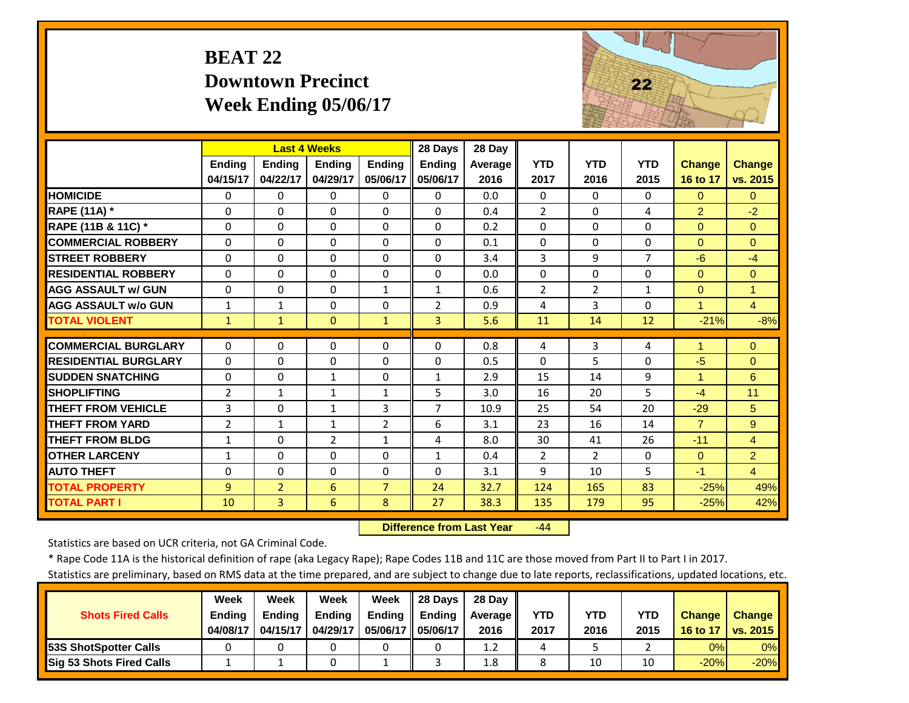# BEAT 22
## Downtown Precinct
## Week Ending 05/06/17

| | Last 4 Weeks | | | | 28 Days | 28 Day | | | | | |
|---|---|---|---|---|---|---|---|---|---|---|---|
| | Ending 04/15/17 | Ending 04/22/17 | Ending 04/29/17 | Ending 05/06/17 | Ending 05/06/17 | Average 2016 | YTD 2017 | YTD 2016 | YTD 2015 | Change 16 to 17 | Change vs. 2015 |
| HOMICIDE | 0 | 0 | 0 | 0 | 0 | 0.0 | 0 | 0 | 0 | 0 | 0 |
| RAPE (11A) * | 0 | 0 | 0 | 0 | 0 | 0.4 | 2 | 0 | 4 | 2 | -2 |
| RAPE (11B & 11C) * | 0 | 0 | 0 | 0 | 0 | 0.2 | 0 | 0 | 0 | 0 | 0 |
| COMMERCIAL ROBBERY | 0 | 0 | 0 | 0 | 0 | 0.1 | 0 | 0 | 0 | 0 | 0 |
| STREET ROBBERY | 0 | 0 | 0 | 0 | 0 | 3.4 | 3 | 9 | 7 | -6 | -4 |
| RESIDENTIAL ROBBERY | 0 | 0 | 0 | 0 | 0 | 0.0 | 0 | 0 | 0 | 0 | 0 |
| AGG ASSAULT w/ GUN | 0 | 0 | 0 | 1 | 1 | 0.6 | 2 | 2 | 1 | 0 | 1 |
| AGG ASSAULT w/o GUN | 1 | 1 | 0 | 0 | 2 | 0.9 | 4 | 3 | 0 | 1 | 4 |
| TOTAL VIOLENT | 1 | 1 | 0 | 1 | 3 | 5.6 | 11 | 14 | 12 | -21% | -8% |
| COMMERCIAL BURGLARY | 0 | 0 | 0 | 0 | 0 | 0.8 | 4 | 3 | 4 | 1 | 0 |
| RESIDENTIAL BURGLARY | 0 | 0 | 0 | 0 | 0 | 0.5 | 0 | 5 | 0 | -5 | 0 |
| SUDDEN SNATCHING | 0 | 0 | 1 | 0 | 1 | 2.9 | 15 | 14 | 9 | 1 | 6 |
| SHOPLIFTING | 2 | 1 | 1 | 1 | 5 | 3.0 | 16 | 20 | 5 | -4 | 11 |
| THEFT FROM VEHICLE | 3 | 0 | 1 | 3 | 7 | 10.9 | 25 | 54 | 20 | -29 | 5 |
| THEFT FROM YARD | 2 | 1 | 1 | 2 | 6 | 3.1 | 23 | 16 | 14 | 7 | 9 |
| THEFT FROM BLDG | 1 | 0 | 2 | 1 | 4 | 8.0 | 30 | 41 | 26 | -11 | 4 |
| OTHER LARCENY | 1 | 0 | 0 | 0 | 1 | 0.4 | 2 | 2 | 0 | 0 | 2 |
| AUTO THEFT | 0 | 0 | 0 | 0 | 0 | 3.1 | 9 | 10 | 5 | -1 | 4 |
| TOTAL PROPERTY | 9 | 2 | 6 | 7 | 24 | 32.7 | 124 | 165 | 83 | -25% | 49% |
| TOTAL PART I | 10 | 3 | 6 | 8 | 27 | 38.3 | 135 | 179 | 95 | -25% | 42% |

**Difference from Last Year** -44

Statistics are based on UCR criteria, not GA Criminal Code.

* Rape Code 11A is the historical definition of rape (aka Legacy Rape); Rape Codes 11B and 11C are those moved from Part II to Part I in 2017.

Statistics are preliminary, based on RMS data at the time prepared, and are subject to change due to late reports, reclassifications, updated locations, etc.

| Shots Fired Calls | Week Ending 04/08/17 | Week Ending 04/15/17 | Week Ending 04/29/17 | Week Ending 05/06/17 | 28 Days Ending 05/06/17 | 28 Day Average 2016 | YTD 2017 | YTD 2016 | YTD 2015 | Change 16 to 17 | Change vs. 2015 |
|---|---|---|---|---|---|---|---|---|---|---|---|
| 53S ShotSpotter Calls | 0 | 0 | 0 | 0 | 0 | 1.2 | 4 | 5 | 2 | 0% | 0% |
| Sig 53 Shots Fired Calls | 1 | 1 | 0 | 1 | 3 | 1.8 | 8 | 10 | 10 | -20% | -20% |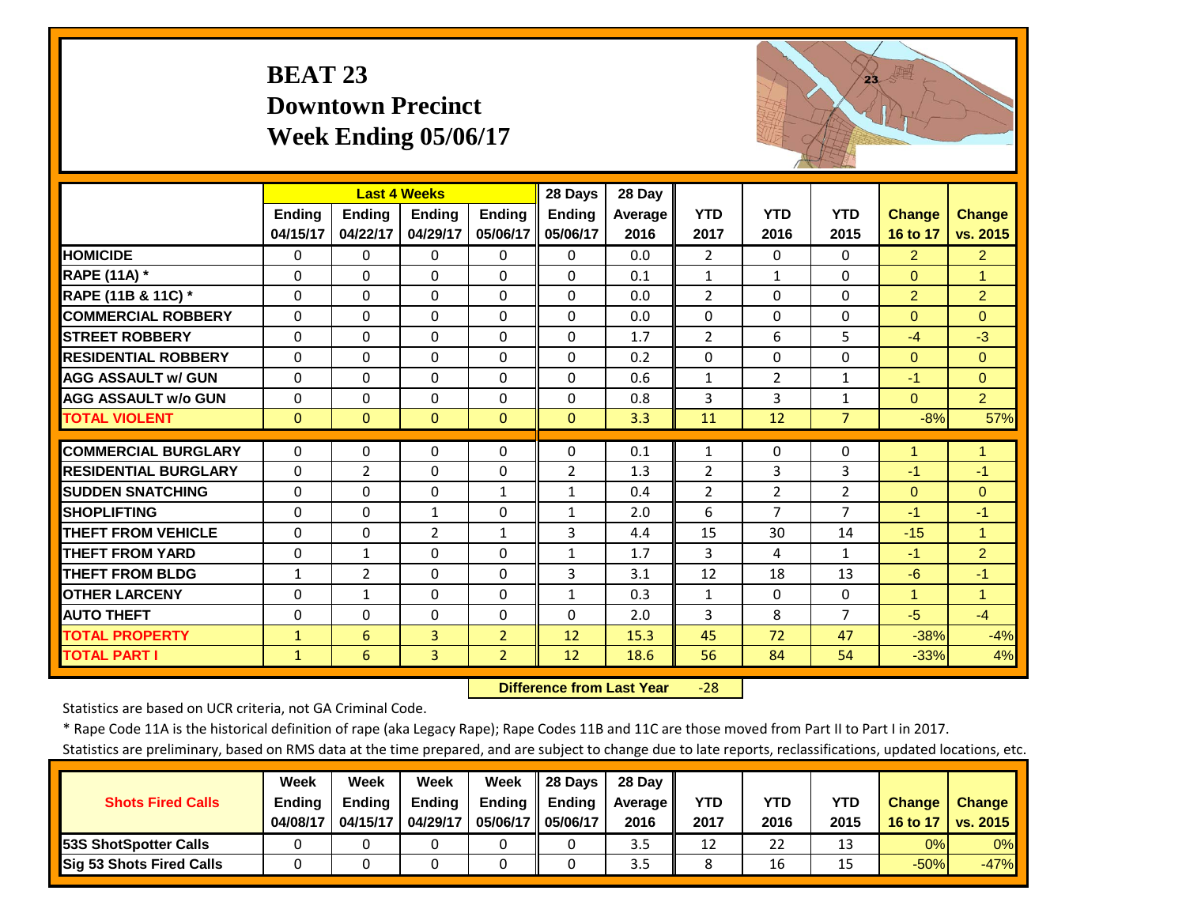# BEAT 23
## Downtown Precinct
## Week Ending 05/06/17

| | Last 4 Weeks | | | | 28 Days | 28 Day | | | | | |
|---|---|---|---|---|---|---|---|---|---|---|---|
| | Ending 04/15/17 | Ending 04/22/17 | Ending 04/29/17 | Ending 05/06/17 | Ending 05/06/17 | Average 2016 | YTD 2017 | YTD 2016 | YTD 2015 | Change 16 to 17 | Change vs. 2015 |
| HOMICIDE | 0 | 0 | 0 | 0 | 0 | 0.0 | 2 | 0 | 0 | 2 | 2 |
| RAPE (11A) * | 0 | 0 | 0 | 0 | 0 | 0.1 | 1 | 1 | 0 | 0 | 1 |
| RAPE (11B & 11C) * | 0 | 0 | 0 | 0 | 0 | 0.0 | 2 | 0 | 0 | 2 | 2 |
| COMMERCIAL ROBBERY | 0 | 0 | 0 | 0 | 0 | 0.0 | 0 | 0 | 0 | 0 | 0 |
| STREET ROBBERY | 0 | 0 | 0 | 0 | 0 | 1.7 | 2 | 6 | 5 | -4 | -3 |
| RESIDENTIAL ROBBERY | 0 | 0 | 0 | 0 | 0 | 0.2 | 0 | 0 | 0 | 0 | 0 |
| AGG ASSAULT w/ GUN | 0 | 0 | 0 | 0 | 0 | 0.6 | 1 | 2 | 1 | -1 | 0 |
| AGG ASSAULT w/o GUN | 0 | 0 | 0 | 0 | 0 | 0.8 | 3 | 3 | 1 | 0 | 2 |
| TOTAL VIOLENT | 0 | 0 | 0 | 0 | 0 | 3.3 | 11 | 12 | 7 | -8% | 57% |
| COMMERCIAL BURGLARY | 0 | 0 | 0 | 0 | 0 | 0.1 | 1 | 0 | 0 | 1 | 1 |
| RESIDENTIAL BURGLARY | 0 | 2 | 0 | 0 | 2 | 1.3 | 2 | 3 | 3 | -1 | -1 |
| SUDDEN SNATCHING | 0 | 0 | 0 | 1 | 1 | 0.4 | 2 | 2 | 2 | 0 | 0 |
| SHOPLIFTING | 0 | 0 | 1 | 0 | 1 | 2.0 | 6 | 7 | 7 | -1 | -1 |
| THEFT FROM VEHICLE | 0 | 0 | 2 | 1 | 3 | 4.4 | 15 | 30 | 14 | -15 | 1 |
| THEFT FROM YARD | 0 | 1 | 0 | 0 | 1 | 1.7 | 3 | 4 | 1 | -1 | 2 |
| THEFT FROM BLDG | 1 | 2 | 0 | 0 | 3 | 3.1 | 12 | 18 | 13 | -6 | -1 |
| OTHER LARCENY | 0 | 1 | 0 | 0 | 1 | 0.3 | 1 | 0 | 0 | 1 | 1 |
| AUTO THEFT | 0 | 0 | 0 | 0 | 0 | 2.0 | 3 | 8 | 7 | -5 | -4 |
| TOTAL PROPERTY | 1 | 6 | 3 | 2 | 12 | 15.3 | 45 | 72 | 47 | -38% | -4% |
| TOTAL PART I | 1 | 6 | 3 | 2 | 12 | 18.6 | 56 | 84 | 54 | -33% | 4% |

**Difference from Last Year** -28

Statistics are based on UCR criteria, not GA Criminal Code.

* Rape Code 11A is the historical definition of rape (aka Legacy Rape); Rape Codes 11B and 11C are those moved from Part II to Part I in 2017.

Statistics are preliminary, based on RMS data at the time prepared, and are subject to change due to late reports, reclassifications, updated locations, etc.

| Shots Fired Calls | Week Ending 04/08/17 | Week Ending 04/15/17 | Week Ending 04/29/17 | Week Ending 05/06/17 | 28 Days Ending 05/06/17 | 28 Day Average 2016 | YTD 2017 | YTD 2016 | YTD 2015 | Change 16 to 17 | Change vs. 2015 |
|---|---|---|---|---|---|---|---|---|---|---|---|
| 53S ShotSpotter Calls | 0 | 0 | 0 | 0 | 0 | 3.5 | 12 | 22 | 13 | 0% | 0% |
| Sig 53 Shots Fired Calls | 0 | 0 | 0 | 0 | 0 | 3.5 | 8 | 16 | 15 | -50% | -47% |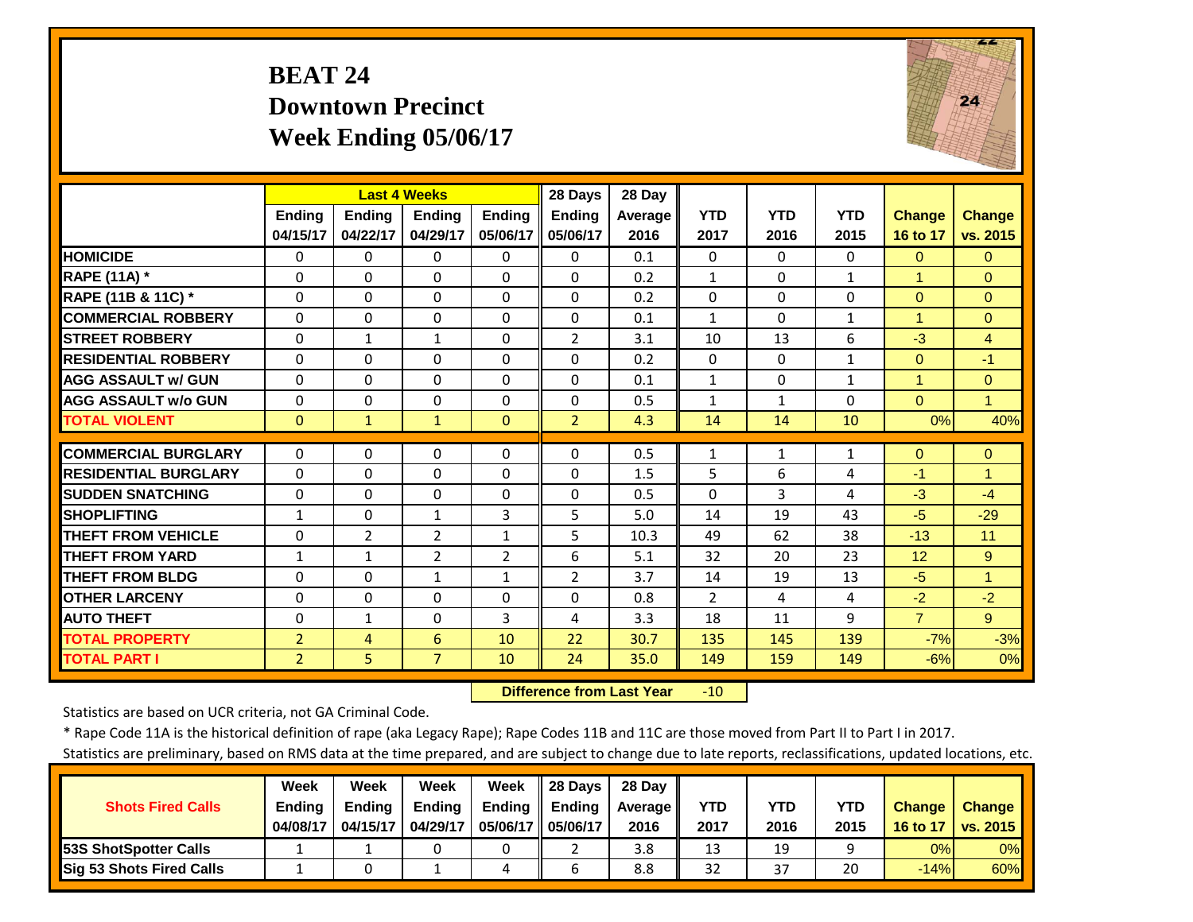# BEAT 24
## Downtown Precinct
## Week Ending 05/06/17

| | Last 4 Weeks | | | | 28 Days | 28 Day | | | | | |
|---|---|---|---|---|---|---|---|---|---|---|---|
| | Ending 04/15/17 | Ending 04/22/17 | Ending 04/29/17 | Ending 05/06/17 | Ending 05/06/17 | Average 2016 | YTD 2017 | YTD 2016 | YTD 2015 | Change 16 to 17 | Change vs. 2015 |
| HOMICIDE | 0 | 0 | 0 | 0 | 0 | 0.1 | 0 | 0 | 0 | 0 | 0 |
| RAPE (11A) * | 0 | 0 | 0 | 0 | 0 | 0.2 | 1 | 0 | 1 | 1 | 0 |
| RAPE (11B & 11C) * | 0 | 0 | 0 | 0 | 0 | 0.2 | 0 | 0 | 0 | 0 | 0 |
| COMMERCIAL ROBBERY | 0 | 0 | 0 | 0 | 0 | 0.1 | 1 | 0 | 1 | 1 | 0 |
| STREET ROBBERY | 0 | 1 | 1 | 0 | 2 | 3.1 | 10 | 13 | 6 | -3 | 4 |
| RESIDENTIAL ROBBERY | 0 | 0 | 0 | 0 | 0 | 0.2 | 0 | 0 | 1 | 0 | -1 |
| AGG ASSAULT w/ GUN | 0 | 0 | 0 | 0 | 0 | 0.1 | 1 | 0 | 1 | 1 | 0 |
| AGG ASSAULT w/o GUN | 0 | 0 | 0 | 0 | 0 | 0.5 | 1 | 1 | 0 | 0 | 1 |
| TOTAL VIOLENT | 0 | 1 | 1 | 0 | 2 | 4.3 | 14 | 14 | 10 | 0% | 40% |
| COMMERCIAL BURGLARY | 0 | 0 | 0 | 0 | 0 | 0.5 | 1 | 1 | 1 | 0 | 0 |
| RESIDENTIAL BURGLARY | 0 | 0 | 0 | 0 | 0 | 1.5 | 5 | 6 | 4 | -1 | 1 |
| SUDDEN SNATCHING | 0 | 0 | 0 | 0 | 0 | 0.5 | 0 | 3 | 4 | -3 | -4 |
| SHOPLIFTING | 1 | 0 | 1 | 3 | 5 | 5.0 | 14 | 19 | 43 | -5 | -29 |
| THEFT FROM VEHICLE | 0 | 2 | 2 | 1 | 5 | 10.3 | 49 | 62 | 38 | -13 | 11 |
| THEFT FROM YARD | 1 | 1 | 2 | 2 | 6 | 5.1 | 32 | 20 | 23 | 12 | 9 |
| THEFT FROM BLDG | 0 | 0 | 1 | 1 | 2 | 3.7 | 14 | 19 | 13 | -5 | 1 |
| OTHER LARCENY | 0 | 0 | 0 | 0 | 0 | 0.8 | 2 | 4 | 4 | -2 | -2 |
| AUTO THEFT | 0 | 1 | 0 | 3 | 4 | 3.3 | 18 | 11 | 9 | 7 | 9 |
| TOTAL PROPERTY | 2 | 4 | 6 | 10 | 22 | 30.7 | 135 | 145 | 139 | -7% | -3% |
| TOTAL PART I | 2 | 5 | 7 | 10 | 24 | 35.0 | 149 | 159 | 149 | -6% | 0% |

**Difference from Last Year** -10

Statistics are based on UCR criteria, not GA Criminal Code.

* Rape Code 11A is the historical definition of rape (aka Legacy Rape); Rape Codes 11B and 11C are those moved from Part II to Part I in 2017.

Statistics are preliminary, based on RMS data at the time prepared, and are subject to change due to late reports, reclassifications, updated locations, etc.

| Shots Fired Calls | Week Ending 04/08/17 | Week Ending 04/15/17 | Week Ending 04/29/17 | Week Ending 05/06/17 | 28 Days Ending 05/06/17 | 28 Day Average 2016 | YTD 2017 | YTD 2016 | YTD 2015 | Change 16 to 17 | Change vs. 2015 |
|---|---|---|---|---|---|---|---|---|---|---|---|
| 53S ShotSpotter Calls | 1 | 1 | 0 | 0 | 2 | 3.8 | 13 | 19 | 9 | 0% | 0% |
| Sig 53 Shots Fired Calls | 1 | 0 | 1 | 4 | 6 | 8.8 | 32 | 37 | 20 | -14% | 60% |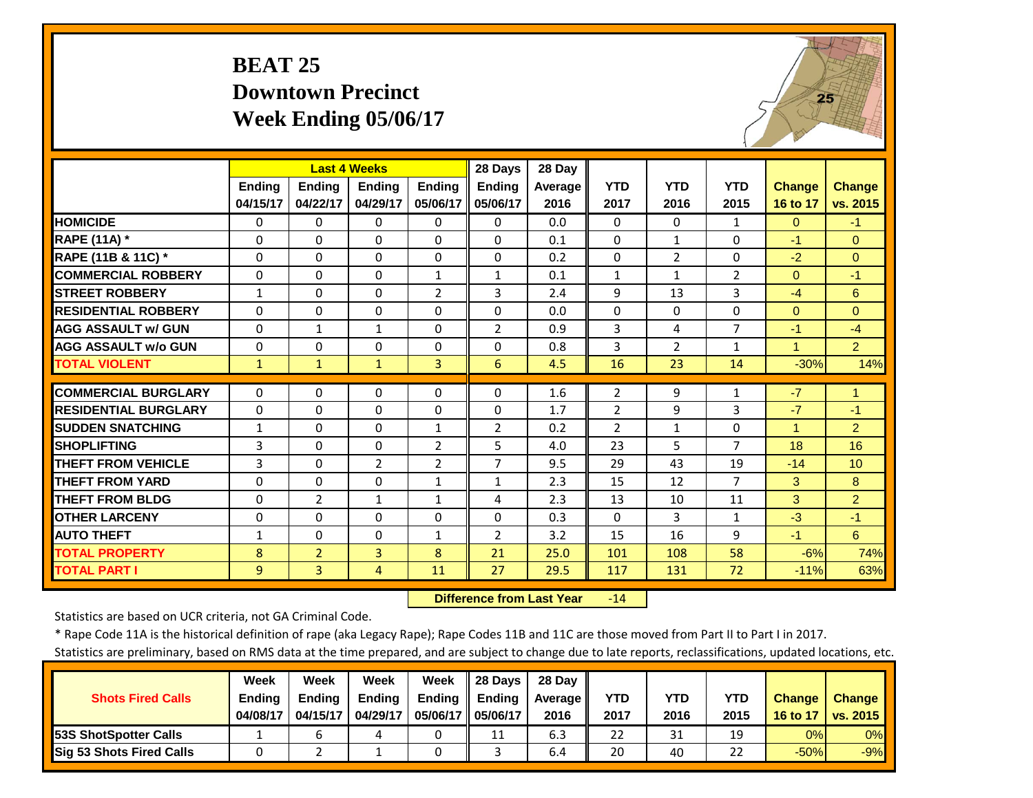# BEAT 25
## Downtown Precinct
## Week Ending 05/06/17

| | Last 4 Weeks | | | | 28 Days | 28 Day | | | | | |
|---|---|---|---|---|---|---|---|---|---|---|---|
| | Ending 04/15/17 | Ending 04/22/17 | Ending 04/29/17 | Ending 05/06/17 | Ending 05/06/17 | Average 2016 | YTD 2017 | YTD 2016 | YTD 2015 | Change 16 to 17 | Change vs. 2015 |
| HOMICIDE | 0 | 0 | 0 | 0 | 0 | 0.0 | 0 | 0 | 1 | 0 | -1 |
| RAPE (11A) * | 0 | 0 | 0 | 0 | 0 | 0.1 | 0 | 1 | 0 | -1 | 0 |
| RAPE (11B & 11C) * | 0 | 0 | 0 | 0 | 0 | 0.2 | 0 | 2 | 0 | -2 | 0 |
| COMMERCIAL ROBBERY | 0 | 0 | 0 | 1 | 1 | 0.1 | 1 | 1 | 2 | 0 | -1 |
| STREET ROBBERY | 1 | 0 | 0 | 2 | 3 | 2.4 | 9 | 13 | 3 | -4 | 6 |
| RESIDENTIAL ROBBERY | 0 | 0 | 0 | 0 | 0 | 0.0 | 0 | 0 | 0 | 0 | 0 |
| AGG ASSAULT w/ GUN | 0 | 1 | 1 | 0 | 2 | 0.9 | 3 | 4 | 7 | -1 | -4 |
| AGG ASSAULT w/o GUN | 0 | 0 | 0 | 0 | 0 | 0.8 | 3 | 2 | 1 | 1 | 2 |
| TOTAL VIOLENT | 1 | 1 | 1 | 3 | 6 | 4.5 | 16 | 23 | 14 | -30% | 14% |
| COMMERCIAL BURGLARY | 0 | 0 | 0 | 0 | 0 | 1.6 | 2 | 9 | 1 | -7 | 1 |
| RESIDENTIAL BURGLARY | 0 | 0 | 0 | 0 | 0 | 1.7 | 2 | 9 | 3 | -7 | -1 |
| SUDDEN SNATCHING | 1 | 0 | 0 | 1 | 2 | 0.2 | 2 | 1 | 0 | 1 | 2 |
| SHOPLIFTING | 3 | 0 | 0 | 2 | 5 | 4.0 | 23 | 5 | 7 | 18 | 16 |
| THEFT FROM VEHICLE | 3 | 0 | 2 | 2 | 7 | 9.5 | 29 | 43 | 19 | -14 | 10 |
| THEFT FROM YARD | 0 | 0 | 0 | 1 | 1 | 2.3 | 15 | 12 | 7 | 3 | 8 |
| THEFT FROM BLDG | 0 | 2 | 1 | 1 | 4 | 2.3 | 13 | 10 | 11 | 3 | 2 |
| OTHER LARCENY | 0 | 0 | 0 | 0 | 0 | 0.3 | 0 | 3 | 1 | -3 | -1 |
| AUTO THEFT | 1 | 0 | 0 | 1 | 2 | 3.2 | 15 | 16 | 9 | -1 | 6 |
| TOTAL PROPERTY | 8 | 2 | 3 | 8 | 21 | 25.0 | 101 | 108 | 58 | -6% | 74% |
| TOTAL PART I | 9 | 3 | 4 | 11 | 27 | 29.5 | 117 | 131 | 72 | -11% | 63% |

**Difference from Last Year** -14

Statistics are based on UCR criteria, not GA Criminal Code.

* Rape Code 11A is the historical definition of rape (aka Legacy Rape); Rape Codes 11B and 11C are those moved from Part II to Part I in 2017.

Statistics are preliminary, based on RMS data at the time prepared, and are subject to change due to late reports, reclassifications, updated locations, etc.

| Shots Fired Calls | Week Ending 04/08/17 | Week Ending 04/15/17 | Week Ending 04/29/17 | Week Ending 05/06/17 | 28 Days Ending 05/06/17 | 28 Day Average 2016 | YTD 2017 | YTD 2016 | YTD 2015 | Change 16 to 17 | Change vs. 2015 |
|---|---|---|---|---|---|---|---|---|---|---|---|
| 53S ShotSpotter Calls | 1 | 6 | 4 | 0 | 11 | 6.3 | 22 | 31 | 19 | 0% | 0% |
| Sig 53 Shots Fired Calls | 0 | 2 | 1 | 0 | 3 | 6.4 | 20 | 40 | 22 | -50% | -9% |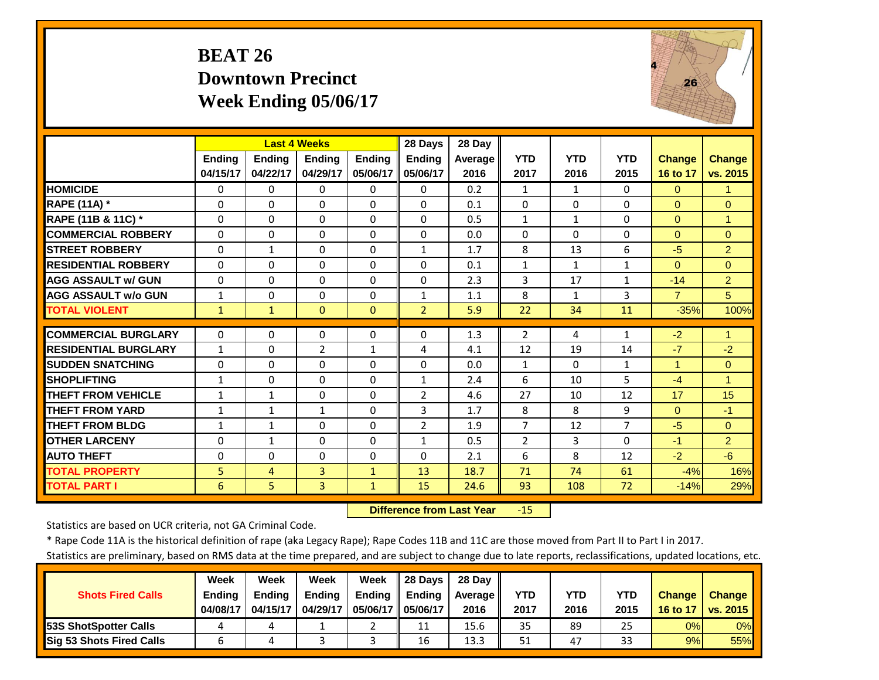# BEAT 26
## Downtown Precinct
## Week Ending 05/06/17

| | Last 4 Weeks | | | | 28 Days | 28 Day | | | | | |
|---|---|---|---|---|---|---|---|---|---|---|---|
| | Ending 04/15/17 | Ending 04/22/17 | Ending 04/29/17 | Ending 05/06/17 | Ending 05/06/17 | Average 2016 | YTD 2017 | YTD 2016 | YTD 2015 | Change 16 to 17 | Change vs. 2015 |
| HOMICIDE | 0 | 0 | 0 | 0 | 0 | 0.2 | 1 | 1 | 0 | 0 | 1 |
| RAPE (11A) * | 0 | 0 | 0 | 0 | 0 | 0.1 | 0 | 0 | 0 | 0 | 0 |
| RAPE (11B & 11C) * | 0 | 0 | 0 | 0 | 0 | 0.5 | 1 | 1 | 0 | 0 | 1 |
| COMMERCIAL ROBBERY | 0 | 0 | 0 | 0 | 0 | 0.0 | 0 | 0 | 0 | 0 | 0 |
| STREET ROBBERY | 0 | 1 | 0 | 0 | 1 | 1.7 | 8 | 13 | 6 | -5 | 2 |
| RESIDENTIAL ROBBERY | 0 | 0 | 0 | 0 | 0 | 0.1 | 1 | 1 | 1 | 0 | 0 |
| AGG ASSAULT w/ GUN | 0 | 0 | 0 | 0 | 0 | 2.3 | 3 | 17 | 1 | -14 | 2 |
| AGG ASSAULT w/o GUN | 1 | 0 | 0 | 0 | 1 | 1.1 | 8 | 1 | 3 | 7 | 5 |
| TOTAL VIOLENT | 1 | 1 | 0 | 0 | 2 | 5.9 | 22 | 34 | 11 | -35% | 100% |
| COMMERCIAL BURGLARY | 0 | 0 | 0 | 0 | 0 | 1.3 | 2 | 4 | 1 | -2 | 1 |
| RESIDENTIAL BURGLARY | 1 | 0 | 2 | 1 | 4 | 4.1 | 12 | 19 | 14 | -7 | -2 |
| SUDDEN SNATCHING | 0 | 0 | 0 | 0 | 0 | 0.0 | 1 | 0 | 1 | 1 | 0 |
| SHOPLIFTING | 1 | 0 | 0 | 0 | 1 | 2.4 | 6 | 10 | 5 | -4 | 1 |
| THEFT FROM VEHICLE | 1 | 1 | 0 | 0 | 2 | 4.6 | 27 | 10 | 12 | 17 | 15 |
| THEFT FROM YARD | 1 | 1 | 1 | 0 | 3 | 1.7 | 8 | 8 | 9 | 0 | -1 |
| THEFT FROM BLDG | 1 | 1 | 0 | 0 | 2 | 1.9 | 7 | 12 | 7 | -5 | 0 |
| OTHER LARCENY | 0 | 1 | 0 | 0 | 1 | 0.5 | 2 | 3 | 0 | -1 | 2 |
| AUTO THEFT | 0 | 0 | 0 | 0 | 0 | 2.1 | 6 | 8 | 12 | -2 | -6 |
| TOTAL PROPERTY | 5 | 4 | 3 | 1 | 13 | 18.7 | 71 | 74 | 61 | -4% | 16% |
| TOTAL PART I | 6 | 5 | 3 | 1 | 15 | 24.6 | 93 | 108 | 72 | -14% | 29% |

**Difference from Last Year** -15

Statistics are based on UCR criteria, not GA Criminal Code.

* Rape Code 11A is the historical definition of rape (aka Legacy Rape); Rape Codes 11B and 11C are those moved from Part II to Part I in 2017.

Statistics are preliminary, based on RMS data at the time prepared, and are subject to change due to late reports, reclassifications, updated locations, etc.

| Shots Fired Calls | Week Ending 04/08/17 | Week Ending 04/15/17 | Week Ending 04/29/17 | Week Ending 05/06/17 | 28 Days Ending 05/06/17 | 28 Day Average 2016 | YTD 2017 | YTD 2016 | YTD 2015 | Change 16 to 17 | Change vs. 2015 |
|---|---|---|---|---|---|---|---|---|---|---|---|
| 53S ShotSpotter Calls | 4 | 4 | 1 | 2 | 11 | 15.6 | 35 | 89 | 25 | 0% | 0% |
| Sig 53 Shots Fired Calls | 6 | 4 | 3 | 3 | 16 | 13.3 | 51 | 47 | 33 | 9% | 55% |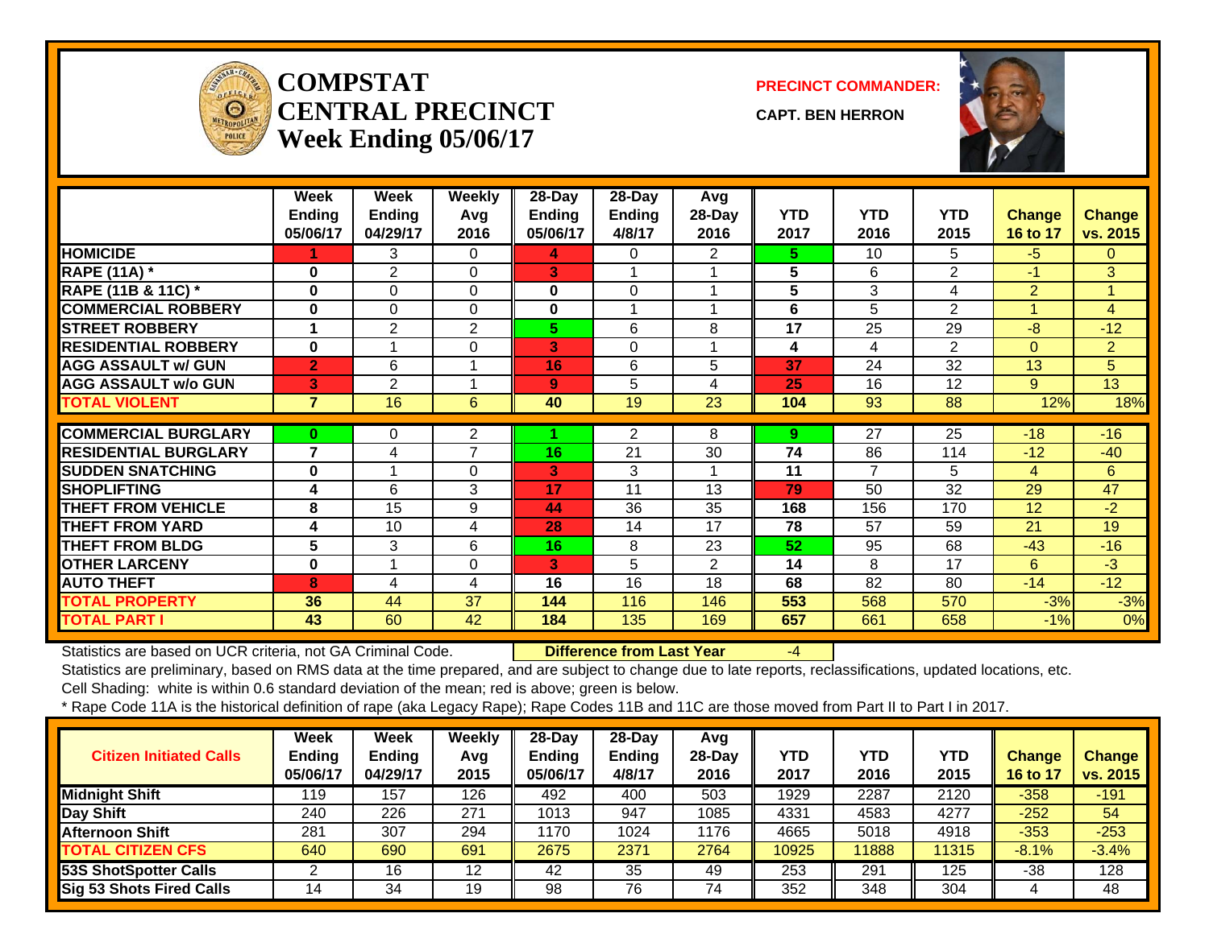# COMPSTAT CENTRAL PRECINCT
## Week Ending 05/06/17

**PRECINCT COMMANDER:**

**CAPT. BEN HERRON**

| | Week Ending 05/06/17 | Week Ending 04/29/17 | Weekly Avg 2016 | 28-Day Ending 05/06/17 | 28-Day Ending 4/8/17 | Avg 28-Day 2016 | YTD 2017 | YTD 2016 | YTD 2015 | Change 16 to 17 | Change vs. 2015 |
|---|---|---|---|---|---|---|---|---|---|---|---|
| HOMICIDE | 1 | 3 | 0 | 4 | 0 | 2 | 5 | 10 | 5 | -5 | 0 |
| RAPE (11A) * | 0 | 2 | 0 | 3 | 1 | 1 | 5 | 6 | 2 | -1 | 3 |
| RAPE (11B & 11C) * | 0 | 0 | 0 | 0 | 0 | 1 | 5 | 3 | 4 | 2 | 1 |
| COMMERCIAL ROBBERY | 0 | 0 | 0 | 0 | 1 | 1 | 6 | 5 | 2 | 1 | 4 |
| STREET ROBBERY | 1 | 2 | 2 | 5 | 6 | 8 | 17 | 25 | 29 | -8 | -12 |
| RESIDENTIAL ROBBERY | 0 | 1 | 0 | 3 | 0 | 1 | 4 | 4 | 2 | 0 | 2 |
| AGG ASSAULT w/ GUN | 2 | 6 | 1 | 16 | 6 | 5 | 37 | 24 | 32 | 13 | 5 |
| AGG ASSAULT w/o GUN | 3 | 2 | 1 | 9 | 5 | 4 | 25 | 16 | 12 | 9 | 13 |
| TOTAL VIOLENT | 7 | 16 | 6 | 40 | 19 | 23 | 104 | 93 | 88 | 12% | 18% |
| COMMERCIAL BURGLARY | 0 | 0 | 2 | 1 | 2 | 8 | 9 | 27 | 25 | -18 | -16 |
| RESIDENTIAL BURGLARY | 7 | 4 | 7 | 16 | 21 | 30 | 74 | 86 | 114 | -12 | -40 |
| SUDDEN SNATCHING | 0 | 1 | 0 | 3 | 3 | 1 | 11 | 7 | 5 | 4 | 6 |
| SHOPLIFTING | 4 | 6 | 3 | 17 | 11 | 13 | 79 | 50 | 32 | 29 | 47 |
| THEFT FROM VEHICLE | 8 | 15 | 9 | 44 | 36 | 35 | 168 | 156 | 170 | 12 | -2 |
| THEFT FROM YARD | 4 | 10 | 4 | 28 | 14 | 17 | 78 | 57 | 59 | 21 | 19 |
| THEFT FROM BLDG | 5 | 3 | 6 | 16 | 8 | 23 | 52 | 95 | 68 | -43 | -16 |
| OTHER LARCENY | 0 | 1 | 0 | 3 | 5 | 2 | 14 | 8 | 17 | 6 | -3 |
| AUTO THEFT | 8 | 4 | 4 | 16 | 16 | 18 | 68 | 82 | 80 | -14 | -12 |
| TOTAL PROPERTY | 36 | 44 | 37 | 144 | 116 | 146 | 553 | 568 | 570 | -3% | -3% |
| TOTAL PART I | 43 | 60 | 42 | 184 | 135 | 169 | 657 | 661 | 658 | -1% | 0% |

Statistics are based on UCR criteria, not GA Criminal Code. **Difference from Last Year** -4

Statistics are preliminary, based on RMS data at the time prepared, and are subject to change due to late reports, reclassifications, updated locations, etc.

Cell Shading: white is within 0.6 standard deviation of the mean; red is above; green is below.

* Rape Code 11A is the historical definition of rape (aka Legacy Rape); Rape Codes 11B and 11C are those moved from Part II to Part I in 2017.

| Citizen Initiated Calls | Week Ending 05/06/17 | Week Ending 04/29/17 | Weekly Avg 2015 | 28-Day Ending 05/06/17 | 28-Day Ending 4/8/17 | Avg 28-Day 2016 | YTD 2017 | YTD 2016 | YTD 2015 | Change 16 to 17 | Change vs. 2015 |
|---|---|---|---|---|---|---|---|---|---|---|---|
| Midnight Shift | 119 | 157 | 126 | 492 | 400 | 503 | 1929 | 2287 | 2120 | -358 | -191 |
| Day Shift | 240 | 226 | 271 | 1013 | 947 | 1085 | 4331 | 4583 | 4277 | -252 | 54 |
| Afternoon Shift | 281 | 307 | 294 | 1170 | 1024 | 1176 | 4665 | 5018 | 4918 | -353 | -253 |
| TOTAL CITIZEN CFS | 640 | 690 | 691 | 2675 | 2371 | 2764 | 10925 | 11888 | 11315 | -8.1% | -3.4% |
| 53S ShotSpotter Calls | 2 | 16 | 12 | 42 | 35 | 49 | 253 | 291 | 125 | -38 | 128 |
| Sig 53 Shots Fired Calls | 14 | 34 | 19 | 98 | 76 | 74 | 352 | 348 | 304 | 4 | 48 |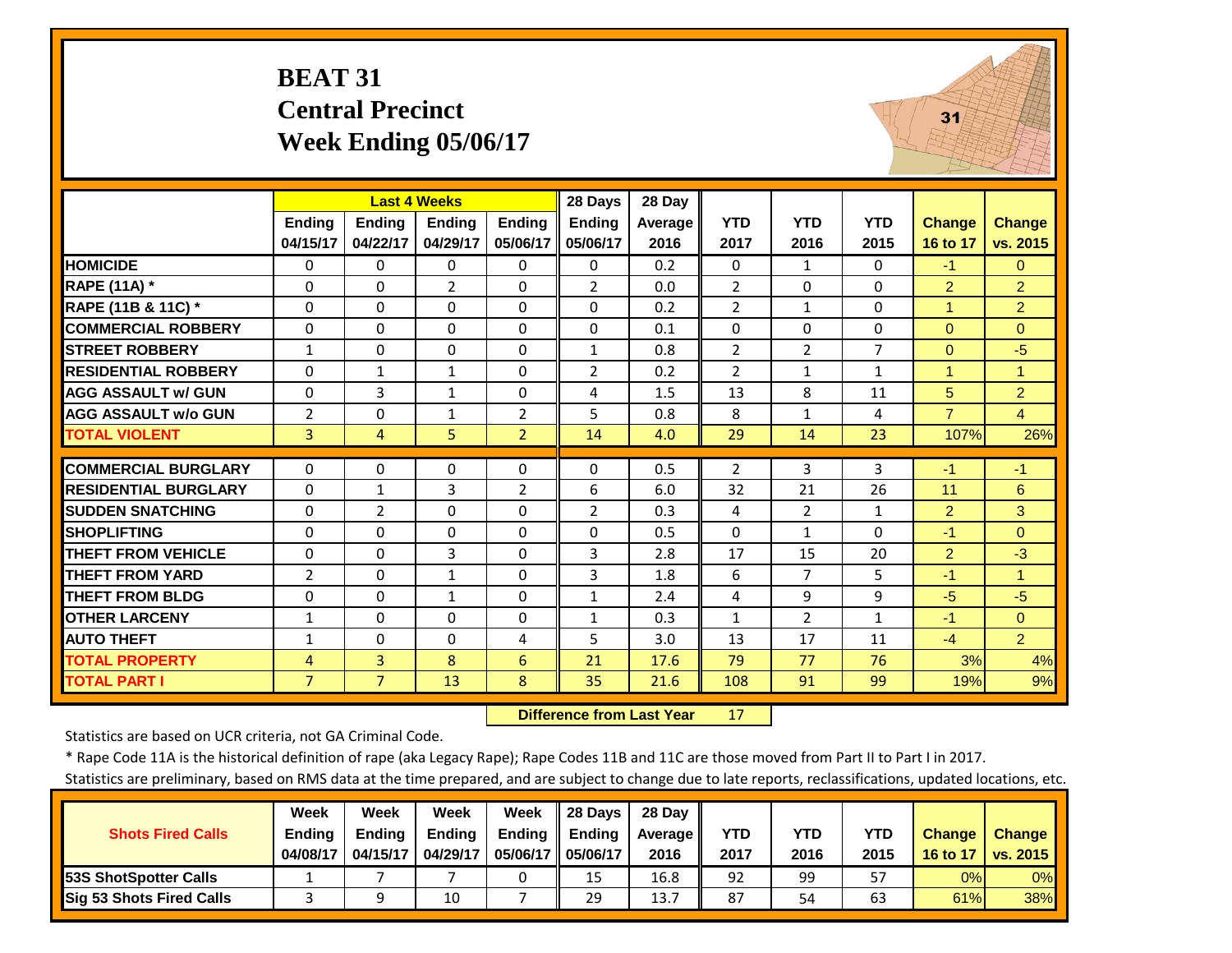# BEAT 31
## Central Precinct
## Week Ending 05/06/17

| | Last 4 Weeks | | | | 28 Days | 28 Day | | | | | |
|---|---|---|---|---|---|---|---|---|---|---|---|
| | Ending 04/15/17 | Ending 04/22/17 | Ending 04/29/17 | Ending 05/06/17 | Ending 05/06/17 | Average 2016 | YTD 2017 | YTD 2016 | YTD 2015 | Change 16 to 17 | Change vs. 2015 |
| HOMICIDE | 0 | 0 | 0 | 0 | 0 | 0.2 | 0 | 1 | 0 | -1 | 0 |
| RAPE (11A) * | 0 | 0 | 2 | 0 | 2 | 0.0 | 2 | 0 | 0 | 2 | 2 |
| RAPE (11B & 11C) * | 0 | 0 | 0 | 0 | 0 | 0.2 | 2 | 1 | 0 | 1 | 2 |
| COMMERCIAL ROBBERY | 0 | 0 | 0 | 0 | 0 | 0.1 | 0 | 0 | 0 | 0 | 0 |
| STREET ROBBERY | 1 | 0 | 0 | 0 | 1 | 0.8 | 2 | 2 | 7 | 0 | -5 |
| RESIDENTIAL ROBBERY | 0 | 1 | 1 | 0 | 2 | 0.2 | 2 | 1 | 1 | 1 | 1 |
| AGG ASSAULT w/ GUN | 0 | 3 | 1 | 0 | 4 | 1.5 | 13 | 8 | 11 | 5 | 2 |
| AGG ASSAULT w/o GUN | 2 | 0 | 1 | 2 | 5 | 0.8 | 8 | 1 | 4 | 7 | 4 |
| TOTAL VIOLENT | 3 | 4 | 5 | 2 | 14 | 4.0 | 29 | 14 | 23 | 107% | 26% |
| COMMERCIAL BURGLARY | 0 | 0 | 0 | 0 | 0 | 0.5 | 2 | 3 | 3 | -1 | -1 |
| RESIDENTIAL BURGLARY | 0 | 1 | 3 | 2 | 6 | 6.0 | 32 | 21 | 26 | 11 | 6 |
| SUDDEN SNATCHING | 0 | 2 | 0 | 0 | 2 | 0.3 | 4 | 2 | 1 | 2 | 3 |
| SHOPLIFTING | 0 | 0 | 0 | 0 | 0 | 0.5 | 0 | 1 | 0 | -1 | 0 |
| THEFT FROM VEHICLE | 0 | 0 | 3 | 0 | 3 | 2.8 | 17 | 15 | 20 | 2 | -3 |
| THEFT FROM YARD | 2 | 0 | 1 | 0 | 3 | 1.8 | 6 | 7 | 5 | -1 | 1 |
| THEFT FROM BLDG | 0 | 0 | 1 | 0 | 1 | 2.4 | 4 | 9 | 9 | -5 | -5 |
| OTHER LARCENY | 1 | 0 | 0 | 0 | 1 | 0.3 | 1 | 2 | 1 | -1 | 0 |
| AUTO THEFT | 1 | 0 | 0 | 4 | 5 | 3.0 | 13 | 17 | 11 | -4 | 2 |
| TOTAL PROPERTY | 4 | 3 | 8 | 6 | 21 | 17.6 | 79 | 77 | 76 | 3% | 4% |
| TOTAL PART I | 7 | 7 | 13 | 8 | 35 | 21.6 | 108 | 91 | 99 | 19% | 9% |

**Difference from Last Year** 17

Statistics are based on UCR criteria, not GA Criminal Code.

* Rape Code 11A is the historical definition of rape (aka Legacy Rape); Rape Codes 11B and 11C are those moved from Part II to Part I in 2017.

Statistics are preliminary, based on RMS data at the time prepared, and are subject to change due to late reports, reclassifications, updated locations, etc.

| Shots Fired Calls | Week Ending 04/08/17 | Week Ending 04/15/17 | Week Ending 04/29/17 | Week Ending 05/06/17 | 28 Days Ending 05/06/17 | 28 Day Average 2016 | YTD 2017 | YTD 2016 | YTD 2015 | Change 16 to 17 | Change vs. 2015 |
|---|---|---|---|---|---|---|---|---|---|---|---|
| 53S ShotSpotter Calls | 1 | 7 | 7 | 0 | 15 | 16.8 | 92 | 99 | 57 | 0% | 0% |
| Sig 53 Shots Fired Calls | 3 | 9 | 10 | 7 | 29 | 13.7 | 87 | 54 | 63 | 61% | 38% |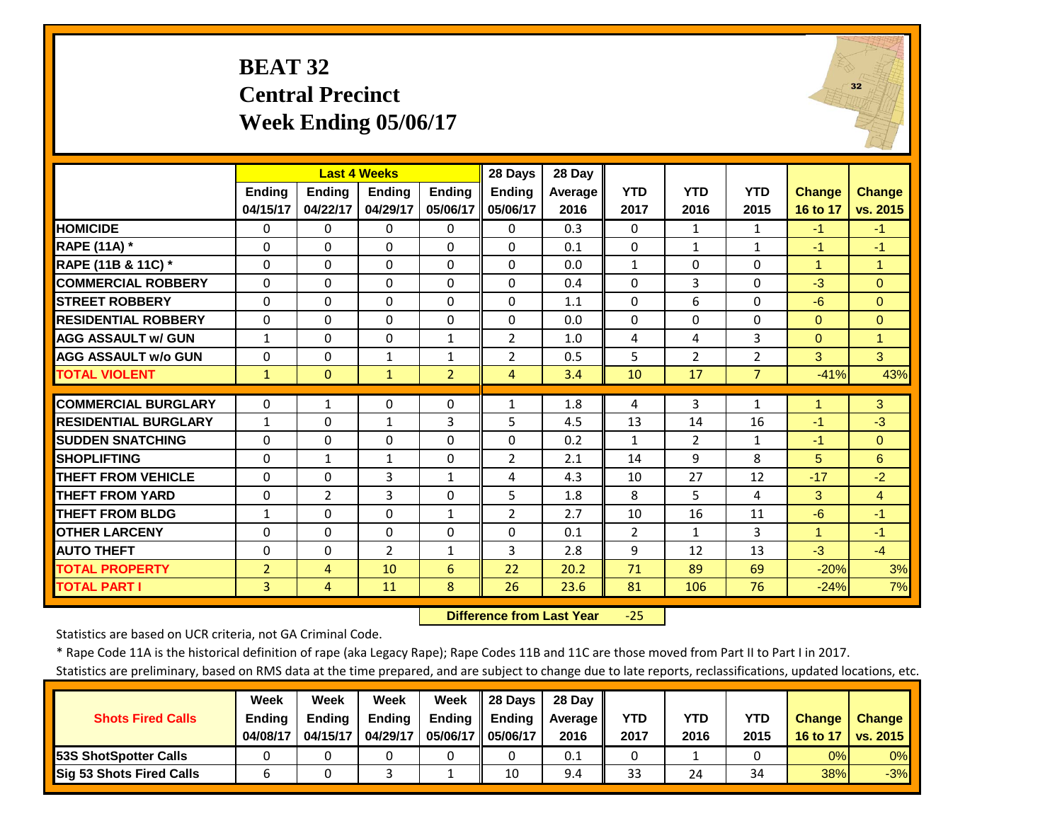# BEAT 32
## Central Precinct
## Week Ending 05/06/17

| | Last 4 Weeks | | | | 28 Days | 28 Day | | | | | |
|---|---|---|---|---|---|---|---|---|---|---|---|
| | Ending 04/15/17 | Ending 04/22/17 | Ending 04/29/17 | Ending 05/06/17 | Ending 05/06/17 | Average 2016 | YTD 2017 | YTD 2016 | YTD 2015 | Change 16 to 17 | Change vs. 2015 |
| **HOMICIDE** | 0 | 0 | 0 | 0 | 0 | 0.3 | 0 | 1 | 1 | -1 | -1 |
| **RAPE (11A) *** | 0 | 0 | 0 | 0 | 0 | 0.1 | 0 | 1 | 1 | -1 | -1 |
| **RAPE (11B & 11C) *** | 0 | 0 | 0 | 0 | 0 | 0.0 | 1 | 0 | 0 | 1 | 1 |
| **COMMERCIAL ROBBERY** | 0 | 0 | 0 | 0 | 0 | 0.4 | 0 | 3 | 0 | -3 | 0 |
| **STREET ROBBERY** | 0 | 0 | 0 | 0 | 0 | 1.1 | 0 | 6 | 0 | -6 | 0 |
| **RESIDENTIAL ROBBERY** | 0 | 0 | 0 | 0 | 0 | 0.0 | 0 | 0 | 0 | 0 | 0 |
| **AGG ASSAULT w/ GUN** | 1 | 0 | 0 | 1 | 2 | 1.0 | 4 | 4 | 3 | 0 | 1 |
| **AGG ASSAULT w/o GUN** | 0 | 0 | 1 | 1 | 2 | 0.5 | 5 | 2 | 2 | 3 | 3 |
| **TOTAL VIOLENT** | 1 | 0 | 1 | 2 | 4 | 3.4 | 10 | 17 | 7 | -41% | 43% |
| **COMMERCIAL BURGLARY** | 0 | 1 | 0 | 0 | 1 | 1.8 | 4 | 3 | 1 | 1 | 3 |
| **RESIDENTIAL BURGLARY** | 1 | 0 | 1 | 3 | 5 | 4.5 | 13 | 14 | 16 | -1 | -3 |
| **SUDDEN SNATCHING** | 0 | 0 | 0 | 0 | 0 | 0.2 | 1 | 2 | 1 | -1 | 0 |
| **SHOPLIFTING** | 0 | 1 | 1 | 0 | 2 | 2.1 | 14 | 9 | 8 | 5 | 6 |
| **THEFT FROM VEHICLE** | 0 | 0 | 3 | 1 | 4 | 4.3 | 10 | 27 | 12 | -17 | -2 |
| **THEFT FROM YARD** | 0 | 2 | 3 | 0 | 5 | 1.8 | 8 | 5 | 4 | 3 | 4 |
| **THEFT FROM BLDG** | 1 | 0 | 0 | 1 | 2 | 2.7 | 10 | 16 | 11 | -6 | -1 |
| **OTHER LARCENY** | 0 | 0 | 0 | 0 | 0 | 0.1 | 2 | 1 | 3 | 1 | -1 |
| **AUTO THEFT** | 0 | 0 | 2 | 1 | 3 | 2.8 | 9 | 12 | 13 | -3 | -4 |
| **TOTAL PROPERTY** | 2 | 4 | 10 | 6 | 22 | 20.2 | 71 | 89 | 69 | -20% | 3% |
| **TOTAL PART I** | 3 | 4 | 11 | 8 | 26 | 23.6 | 81 | 106 | 76 | -24% | 7% |

**Difference from Last Year** -25

Statistics are based on UCR criteria, not GA Criminal Code.

* Rape Code 11A is the historical definition of rape (aka Legacy Rape); Rape Codes 11B and 11C are those moved from Part II to Part I in 2017.

Statistics are preliminary, based on RMS data at the time prepared, and are subject to change due to late reports, reclassifications, updated locations, etc.

| Shots Fired Calls | Week Ending 04/08/17 | Week Ending 04/15/17 | Week Ending 04/29/17 | Week Ending 05/06/17 | 28 Days Ending 05/06/17 | 28 Day Average 2016 | YTD 2017 | YTD 2016 | YTD 2015 | Change 16 to 17 | Change vs. 2015 |
|---|---|---|---|---|---|---|---|---|---|---|---|
| **53S ShotSpotter Calls** | 0 | 0 | 0 | 0 | 0 | 0.1 | 0 | 1 | 0 | 0% | 0% |
| **Sig 53 Shots Fired Calls** | 6 | 0 | 3 | 1 | 10 | 9.4 | 33 | 24 | 34 | 38% | -3% |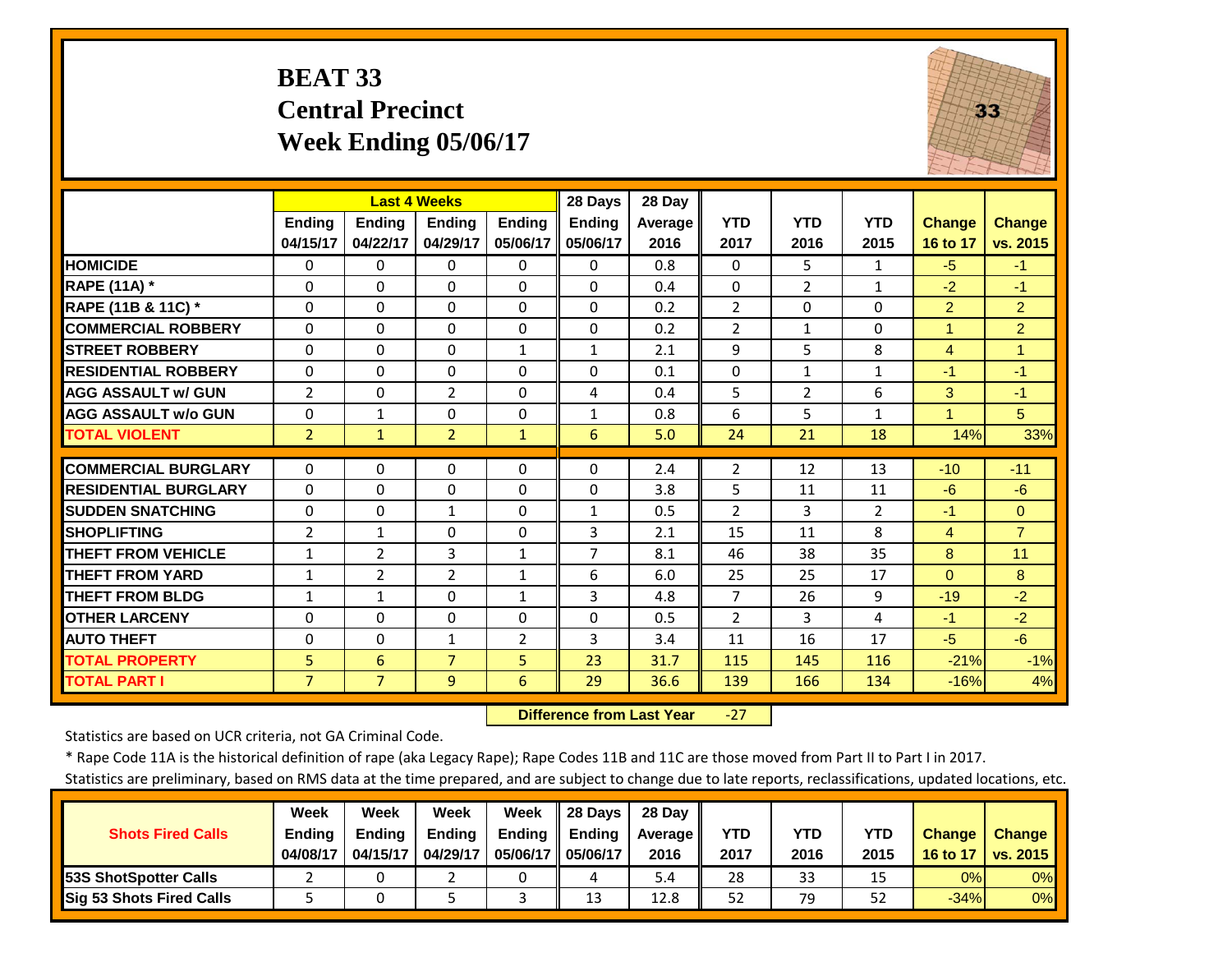# BEAT 33
## Central Precinct
## Week Ending 05/06/17

| | Last 4 Weeks | | | | 28 Days | 28 Day | | | | | |
|---|---|---|---|---|---|---|---|---|---|---|---|
| | Ending 04/15/17 | Ending 04/22/17 | Ending 04/29/17 | Ending 05/06/17 | Ending 05/06/17 | Average 2016 | YTD 2017 | YTD 2016 | YTD 2015 | Change 16 to 17 | Change vs. 2015 |
| HOMICIDE | 0 | 0 | 0 | 0 | 0 | 0.8 | 0 | 5 | 1 | -5 | -1 |
| RAPE (11A) * | 0 | 0 | 0 | 0 | 0 | 0.4 | 0 | 2 | 1 | -2 | -1 |
| RAPE (11B & 11C) * | 0 | 0 | 0 | 0 | 0 | 0.2 | 2 | 0 | 0 | 2 | 2 |
| COMMERCIAL ROBBERY | 0 | 0 | 0 | 0 | 0 | 0.2 | 2 | 1 | 0 | 1 | 2 |
| STREET ROBBERY | 0 | 0 | 0 | 1 | 1 | 2.1 | 9 | 5 | 8 | 4 | 1 |
| RESIDENTIAL ROBBERY | 0 | 0 | 0 | 0 | 0 | 0.1 | 0 | 1 | 1 | -1 | -1 |
| AGG ASSAULT w/ GUN | 2 | 0 | 2 | 0 | 4 | 0.4 | 5 | 2 | 6 | 3 | -1 |
| AGG ASSAULT w/o GUN | 0 | 1 | 0 | 0 | 1 | 0.8 | 6 | 5 | 1 | 1 | 5 |
| TOTAL VIOLENT | 2 | 1 | 2 | 1 | 6 | 5.0 | 24 | 21 | 18 | 14% | 33% |
| COMMERCIAL BURGLARY | 0 | 0 | 0 | 0 | 0 | 2.4 | 2 | 12 | 13 | -10 | -11 |
| RESIDENTIAL BURGLARY | 0 | 0 | 0 | 0 | 0 | 3.8 | 5 | 11 | 11 | -6 | -6 |
| SUDDEN SNATCHING | 0 | 0 | 1 | 0 | 1 | 0.5 | 2 | 3 | 2 | -1 | 0 |
| SHOPLIFTING | 2 | 1 | 0 | 0 | 3 | 2.1 | 15 | 11 | 8 | 4 | 7 |
| THEFT FROM VEHICLE | 1 | 2 | 3 | 1 | 7 | 8.1 | 46 | 38 | 35 | 8 | 11 |
| THEFT FROM YARD | 1 | 2 | 2 | 1 | 6 | 6.0 | 25 | 25 | 17 | 0 | 8 |
| THEFT FROM BLDG | 1 | 1 | 0 | 1 | 3 | 4.8 | 7 | 26 | 9 | -19 | -2 |
| OTHER LARCENY | 0 | 0 | 0 | 0 | 0 | 0.5 | 2 | 3 | 4 | -1 | -2 |
| AUTO THEFT | 0 | 0 | 1 | 2 | 3 | 3.4 | 11 | 16 | 17 | -5 | -6 |
| TOTAL PROPERTY | 5 | 6 | 7 | 5 | 23 | 31.7 | 115 | 145 | 116 | -21% | -1% |
| TOTAL PART I | 7 | 7 | 9 | 6 | 29 | 36.6 | 139 | 166 | 134 | -16% | 4% |

**Difference from Last Year** -27

Statistics are based on UCR criteria, not GA Criminal Code.

* Rape Code 11A is the historical definition of rape (aka Legacy Rape); Rape Codes 11B and 11C are those moved from Part II to Part I in 2017.

Statistics are preliminary, based on RMS data at the time prepared, and are subject to change due to late reports, reclassifications, updated locations, etc.

| Shots Fired Calls | Week Ending 04/08/17 | Week Ending 04/15/17 | Week Ending 04/29/17 | Week Ending 05/06/17 | 28 Days Ending 05/06/17 | 28 Day Average 2016 | YTD 2017 | YTD 2016 | YTD 2015 | Change 16 to 17 | Change vs. 2015 |
|---|---|---|---|---|---|---|---|---|---|---|---|
| 53S ShotSpotter Calls | 2 | 0 | 2 | 0 | 4 | 5.4 | 28 | 33 | 15 | 0% | 0% |
| Sig 53 Shots Fired Calls | 5 | 0 | 5 | 3 | 13 | 12.8 | 52 | 79 | 52 | -34% | 0% |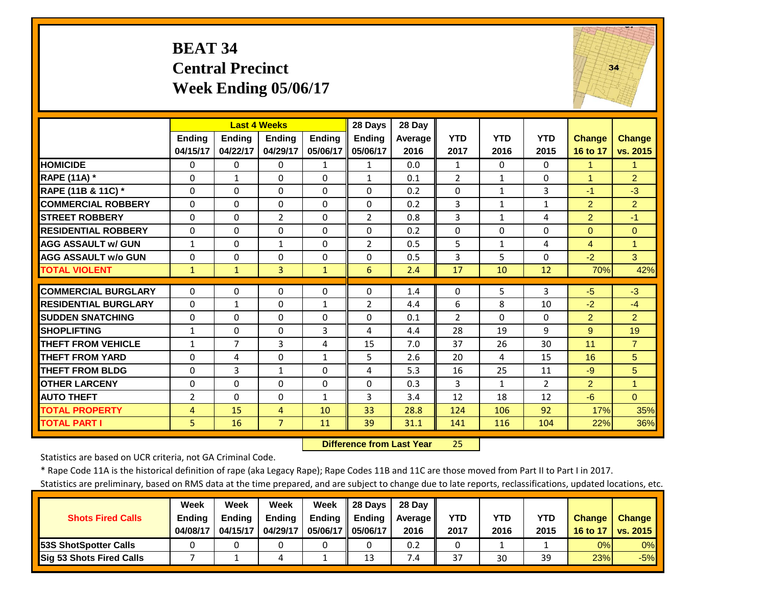# BEAT 34
## Central Precinct
## Week Ending 05/06/17

| | Last 4 Weeks | | | | 28 Days | 28 Day | | | | | |
|---|---|---|---|---|---|---|---|---|---|---|---|
| | Ending 04/15/17 | Ending 04/22/17 | Ending 04/29/17 | Ending 05/06/17 | Ending 05/06/17 | Average 2016 | YTD 2017 | YTD 2016 | YTD 2015 | Change 16 to 17 | Change vs. 2015 |
| HOMICIDE | 0 | 0 | 0 | 1 | 1 | 0.0 | 1 | 0 | 0 | 1 | 1 |
| RAPE (11A) * | 0 | 1 | 0 | 0 | 1 | 0.1 | 2 | 1 | 0 | 1 | 2 |
| RAPE (11B & 11C) * | 0 | 0 | 0 | 0 | 0 | 0.2 | 0 | 1 | 3 | -1 | -3 |
| COMMERCIAL ROBBERY | 0 | 0 | 0 | 0 | 0 | 0.2 | 3 | 1 | 1 | 2 | 2 |
| STREET ROBBERY | 0 | 0 | 2 | 0 | 2 | 0.8 | 3 | 1 | 4 | 2 | -1 |
| RESIDENTIAL ROBBERY | 0 | 0 | 0 | 0 | 0 | 0.2 | 0 | 0 | 0 | 0 | 0 |
| AGG ASSAULT w/ GUN | 1 | 0 | 1 | 0 | 2 | 0.5 | 5 | 1 | 4 | 4 | 1 |
| AGG ASSAULT w/o GUN | 0 | 0 | 0 | 0 | 0 | 0.5 | 3 | 5 | 0 | -2 | 3 |
| TOTAL VIOLENT | 1 | 1 | 3 | 1 | 6 | 2.4 | 17 | 10 | 12 | 70% | 42% |
| COMMERCIAL BURGLARY | 0 | 0 | 0 | 0 | 0 | 1.4 | 0 | 5 | 3 | -5 | -3 |
| RESIDENTIAL BURGLARY | 0 | 1 | 0 | 1 | 2 | 4.4 | 6 | 8 | 10 | -2 | -4 |
| SUDDEN SNATCHING | 0 | 0 | 0 | 0 | 0 | 0.1 | 2 | 0 | 0 | 2 | 2 |
| SHOPLIFTING | 1 | 0 | 0 | 3 | 4 | 4.4 | 28 | 19 | 9 | 9 | 19 |
| THEFT FROM VEHICLE | 1 | 7 | 3 | 4 | 15 | 7.0 | 37 | 26 | 30 | 11 | 7 |
| THEFT FROM YARD | 0 | 4 | 0 | 1 | 5 | 2.6 | 20 | 4 | 15 | 16 | 5 |
| THEFT FROM BLDG | 0 | 3 | 1 | 0 | 4 | 5.3 | 16 | 25 | 11 | -9 | 5 |
| OTHER LARCENY | 0 | 0 | 0 | 0 | 0 | 0.3 | 3 | 1 | 2 | 2 | 1 |
| AUTO THEFT | 2 | 0 | 0 | 1 | 3 | 3.4 | 12 | 18 | 12 | -6 | 0 |
| TOTAL PROPERTY | 4 | 15 | 4 | 10 | 33 | 28.8 | 124 | 106 | 92 | 17% | 35% |
| TOTAL PART I | 5 | 16 | 7 | 11 | 39 | 31.1 | 141 | 116 | 104 | 22% | 36% |

**Difference from Last Year** 25

Statistics are based on UCR criteria, not GA Criminal Code.

* Rape Code 11A is the historical definition of rape (aka Legacy Rape); Rape Codes 11B and 11C are those moved from Part II to Part I in 2017.

Statistics are preliminary, based on RMS data at the time prepared, and are subject to change due to late reports, reclassifications, updated locations, etc.

| Shots Fired Calls | Week Ending 04/08/17 | Week Ending 04/15/17 | Week Ending 04/29/17 | Week Ending 05/06/17 | 28 Days Ending 05/06/17 | 28 Day Average 2016 | YTD 2017 | YTD 2016 | YTD 2015 | Change 16 to 17 | Change vs. 2015 |
|---|---|---|---|---|---|---|---|---|---|---|---|
| 53S ShotSpotter Calls | 0 | 0 | 0 | 0 | 0 | 0.2 | 0 | 1 | 1 | 0% | 0% |
| Sig 53 Shots Fired Calls | 7 | 1 | 4 | 1 | 13 | 7.4 | 37 | 30 | 39 | 23% | -5% |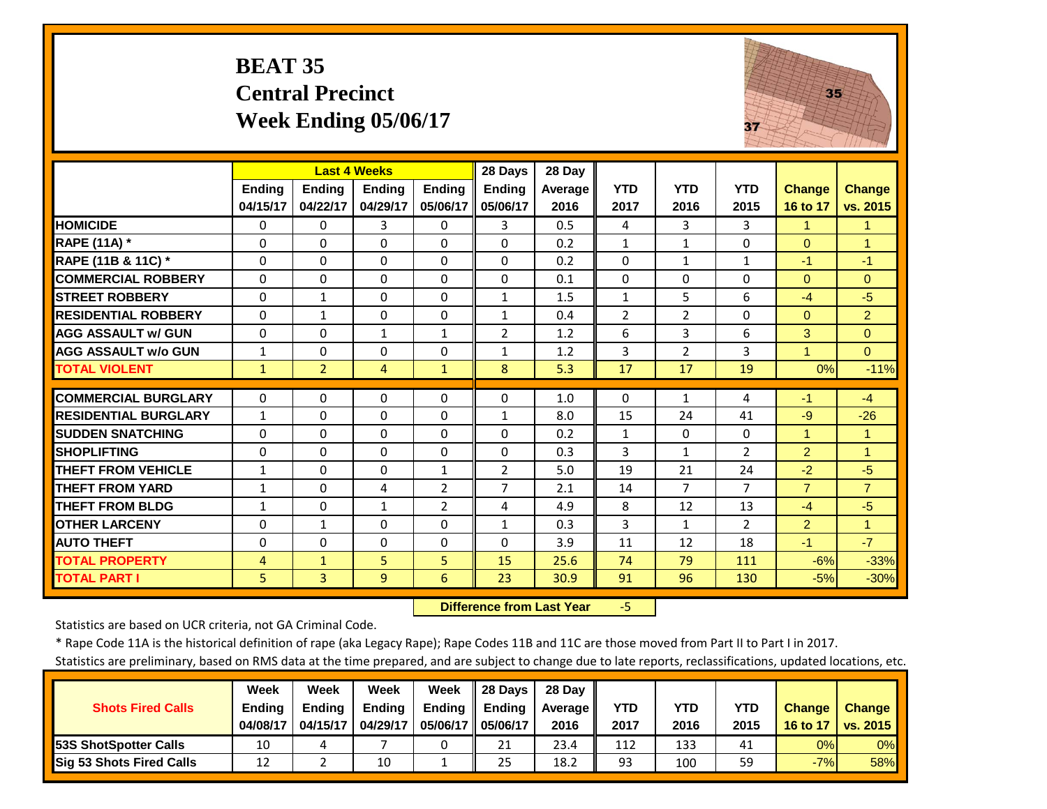# BEAT 35
## Central Precinct
## Week Ending 05/06/17

| | Last 4 Weeks | | | | 28 Days | 28 Day | | | | | |
|---|---|---|---|---|---|---|---|---|---|---|---|
| | Ending 04/15/17 | Ending 04/22/17 | Ending 04/29/17 | Ending 05/06/17 | Ending 05/06/17 | Average 2016 | YTD 2017 | YTD 2016 | YTD 2015 | Change 16 to 17 | Change vs. 2015 |
| HOMICIDE | 0 | 0 | 3 | 0 | 3 | 0.5 | 4 | 3 | 3 | 1 | 1 |
| RAPE (11A) * | 0 | 0 | 0 | 0 | 0 | 0.2 | 1 | 1 | 0 | 0 | 1 |
| RAPE (11B & 11C) * | 0 | 0 | 0 | 0 | 0 | 0.2 | 0 | 1 | 1 | -1 | -1 |
| COMMERCIAL ROBBERY | 0 | 0 | 0 | 0 | 0 | 0.1 | 0 | 0 | 0 | 0 | 0 |
| STREET ROBBERY | 0 | 1 | 0 | 0 | 1 | 1.5 | 1 | 5 | 6 | -4 | -5 |
| RESIDENTIAL ROBBERY | 0 | 1 | 0 | 0 | 1 | 0.4 | 2 | 2 | 0 | 0 | 2 |
| AGG ASSAULT w/ GUN | 0 | 0 | 1 | 1 | 2 | 1.2 | 6 | 3 | 6 | 3 | 0 |
| AGG ASSAULT w/o GUN | 1 | 0 | 0 | 0 | 1 | 1.2 | 3 | 2 | 3 | 1 | 0 |
| TOTAL VIOLENT | 1 | 2 | 4 | 1 | 8 | 5.3 | 17 | 17 | 19 | 0% | -11% |
| COMMERCIAL BURGLARY | 0 | 0 | 0 | 0 | 0 | 1.0 | 0 | 1 | 4 | -1 | -4 |
| RESIDENTIAL BURGLARY | 1 | 0 | 0 | 0 | 1 | 8.0 | 15 | 24 | 41 | -9 | -26 |
| SUDDEN SNATCHING | 0 | 0 | 0 | 0 | 0 | 0.2 | 1 | 0 | 0 | 1 | 1 |
| SHOPLIFTING | 0 | 0 | 0 | 0 | 0 | 0.3 | 3 | 1 | 2 | 2 | 1 |
| THEFT FROM VEHICLE | 1 | 0 | 0 | 1 | 2 | 5.0 | 19 | 21 | 24 | -2 | -5 |
| THEFT FROM YARD | 1 | 0 | 4 | 2 | 7 | 2.1 | 14 | 7 | 7 | 7 | 7 |
| THEFT FROM BLDG | 1 | 0 | 1 | 2 | 4 | 4.9 | 8 | 12 | 13 | -4 | -5 |
| OTHER LARCENY | 0 | 1 | 0 | 0 | 1 | 0.3 | 3 | 1 | 2 | 2 | 1 |
| AUTO THEFT | 0 | 0 | 0 | 0 | 0 | 3.9 | 11 | 12 | 18 | -1 | -7 |
| TOTAL PROPERTY | 4 | 1 | 5 | 5 | 15 | 25.6 | 74 | 79 | 111 | -6% | -33% |
| TOTAL PART I | 5 | 3 | 9 | 6 | 23 | 30.9 | 91 | 96 | 130 | -5% | -30% |

**Difference from Last Year** -5

Statistics are based on UCR criteria, not GA Criminal Code.

* Rape Code 11A is the historical definition of rape (aka Legacy Rape); Rape Codes 11B and 11C are those moved from Part II to Part I in 2017.

Statistics are preliminary, based on RMS data at the time prepared, and are subject to change due to late reports, reclassifications, updated locations, etc.

| Shots Fired Calls | Week Ending 04/08/17 | Week Ending 04/15/17 | Week Ending 04/29/17 | Week Ending 05/06/17 | 28 Days Ending 05/06/17 | 28 Day Average 2016 | YTD 2017 | YTD 2016 | YTD 2015 | Change 16 to 17 | Change vs. 2015 |
|---|---|---|---|---|---|---|---|---|---|---|---|
| 53S ShotSpotter Calls | 10 | 4 | 7 | 0 | 21 | 23.4 | 112 | 133 | 41 | 0% | 0% |
| Sig 53 Shots Fired Calls | 12 | 2 | 10 | 1 | 25 | 18.2 | 93 | 100 | 59 | -7% | 58% |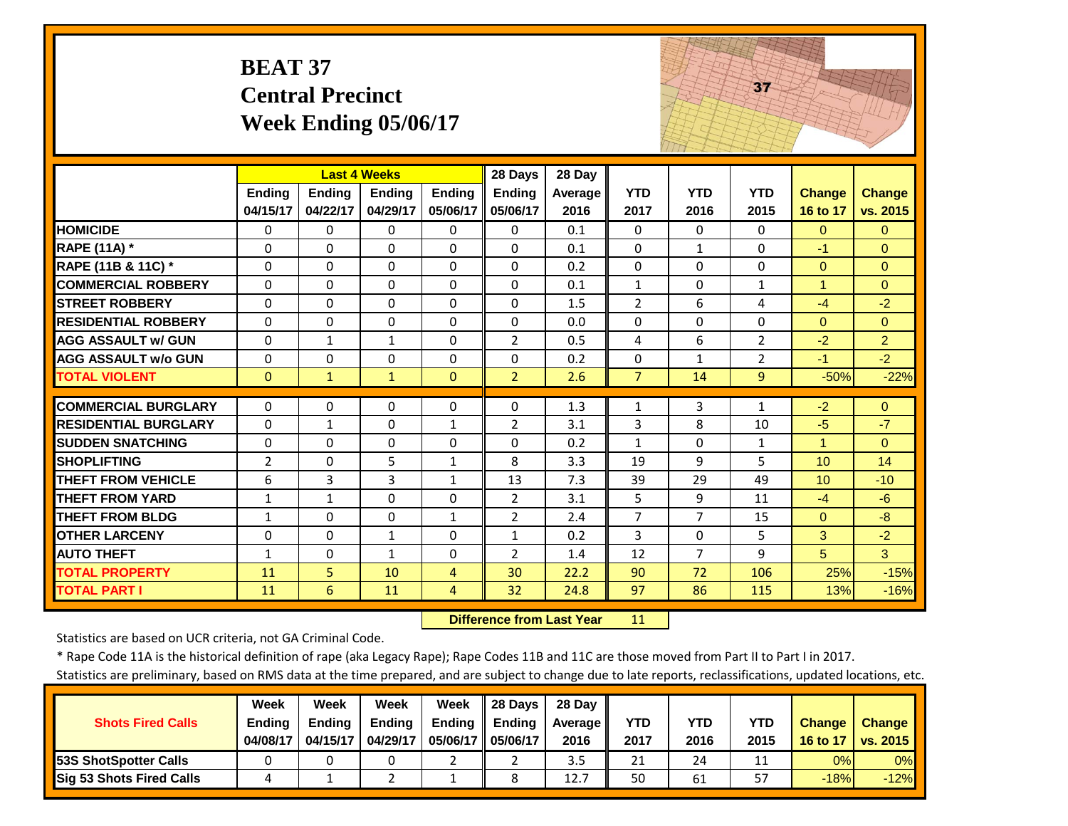# BEAT 37
## Central Precinct
## Week Ending 05/06/17

| | Last 4 Weeks | | | | 28 Days | 28 Day | | | | | |
|---|---|---|---|---|---|---|---|---|---|---|---|
| | Ending 04/15/17 | Ending 04/22/17 | Ending 04/29/17 | Ending 05/06/17 | Ending 05/06/17 | Average 2016 | YTD 2017 | YTD 2016 | YTD 2015 | Change 16 to 17 | Change vs. 2015 |
| HOMICIDE | 0 | 0 | 0 | 0 | 0 | 0.1 | 0 | 0 | 0 | 0 | 0 |
| RAPE (11A) * | 0 | 0 | 0 | 0 | 0 | 0.1 | 0 | 1 | 0 | -1 | 0 |
| RAPE (11B & 11C) * | 0 | 0 | 0 | 0 | 0 | 0.2 | 0 | 0 | 0 | 0 | 0 |
| COMMERCIAL ROBBERY | 0 | 0 | 0 | 0 | 0 | 0.1 | 1 | 0 | 1 | 1 | 0 |
| STREET ROBBERY | 0 | 0 | 0 | 0 | 0 | 1.5 | 2 | 6 | 4 | -4 | -2 |
| RESIDENTIAL ROBBERY | 0 | 0 | 0 | 0 | 0 | 0.0 | 0 | 0 | 0 | 0 | 0 |
| AGG ASSAULT w/ GUN | 0 | 1 | 1 | 0 | 2 | 0.5 | 4 | 6 | 2 | -2 | 2 |
| AGG ASSAULT w/o GUN | 0 | 0 | 0 | 0 | 0 | 0.2 | 0 | 1 | 2 | -1 | -2 |
| TOTAL VIOLENT | 0 | 1 | 1 | 0 | 2 | 2.6 | 7 | 14 | 9 | -50% | -22% |
| COMMERCIAL BURGLARY | 0 | 0 | 0 | 0 | 0 | 1.3 | 1 | 3 | 1 | -2 | 0 |
| RESIDENTIAL BURGLARY | 0 | 1 | 0 | 1 | 2 | 3.1 | 3 | 8 | 10 | -5 | -7 |
| SUDDEN SNATCHING | 0 | 0 | 0 | 0 | 0 | 0.2 | 1 | 0 | 1 | 1 | 0 |
| SHOPLIFTING | 2 | 0 | 5 | 1 | 8 | 3.3 | 19 | 9 | 5 | 10 | 14 |
| THEFT FROM VEHICLE | 6 | 3 | 3 | 1 | 13 | 7.3 | 39 | 29 | 49 | 10 | -10 |
| THEFT FROM YARD | 1 | 1 | 0 | 0 | 2 | 3.1 | 5 | 9 | 11 | -4 | -6 |
| THEFT FROM BLDG | 1 | 0 | 0 | 1 | 2 | 2.4 | 7 | 7 | 15 | 0 | -8 |
| OTHER LARCENY | 0 | 0 | 1 | 0 | 1 | 0.2 | 3 | 0 | 5 | 3 | -2 |
| AUTO THEFT | 1 | 0 | 1 | 0 | 2 | 1.4 | 12 | 7 | 9 | 5 | 3 |
| TOTAL PROPERTY | 11 | 5 | 10 | 4 | 30 | 22.2 | 90 | 72 | 106 | 25% | -15% |
| TOTAL PART I | 11 | 6 | 11 | 4 | 32 | 24.8 | 97 | 86 | 115 | 13% | -16% |

**Difference from Last Year** 11

Statistics are based on UCR criteria, not GA Criminal Code.

* Rape Code 11A is the historical definition of rape (aka Legacy Rape); Rape Codes 11B and 11C are those moved from Part II to Part I in 2017.

Statistics are preliminary, based on RMS data at the time prepared, and are subject to change due to late reports, reclassifications, updated locations, etc.

| Shots Fired Calls | Week Ending 04/08/17 | Week Ending 04/15/17 | Week Ending 04/29/17 | Week Ending 05/06/17 | 28 Days Ending 05/06/17 | 28 Day Average 2016 | YTD 2017 | YTD 2016 | YTD 2015 | Change 16 to 17 | Change vs. 2015 |
|---|---|---|---|---|---|---|---|---|---|---|---|
| 53S ShotSpotter Calls | 0 | 0 | 0 | 2 | 2 | 3.5 | 21 | 24 | 11 | 0% | 0% |
| Sig 53 Shots Fired Calls | 4 | 1 | 2 | 1 | 8 | 12.7 | 50 | 61 | 57 | -18% | -12% |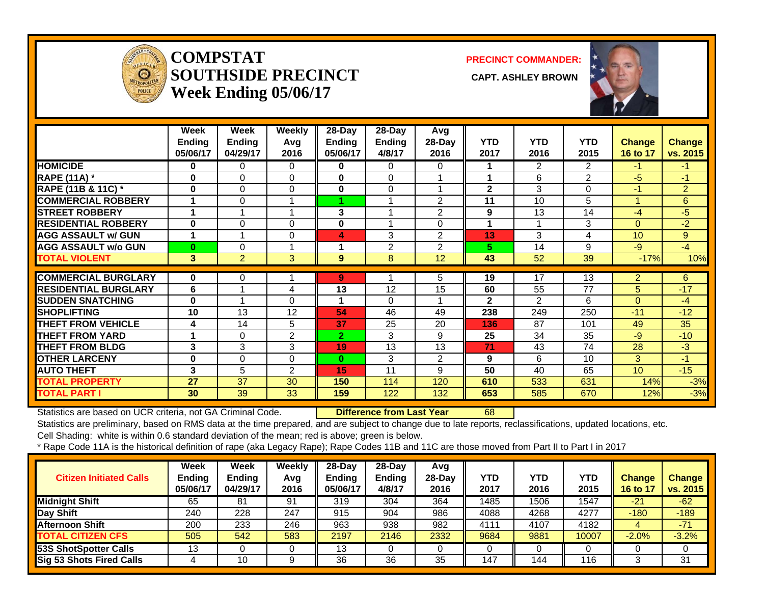# COMPSTAT SOUTHSIDE PRECINCT
## Week Ending 05/06/17

**PRECINCT COMMANDER:** CAPT. ASHLEY BROWN

| | Week Ending 05/06/17 | Week Ending 04/29/17 | Weekly Avg 2016 | 28-Day Ending 05/06/17 | 28-Day Ending 4/8/17 | Avg 28-Day 2016 | YTD 2017 | YTD 2016 | YTD 2015 | Change 16 to 17 | Change vs. 2015 |
|---|---|---|---|---|---|---|---|---|---|---|---|
| HOMICIDE | 0 | 0 | 0 | 0 | 0 | 0 | 1 | 2 | 2 | -1 | -1 |
| RAPE (11A) * | 0 | 0 | 0 | 0 | 0 | 1 | 1 | 6 | 2 | -5 | -1 |
| RAPE (11B & 11C) * | 0 | 0 | 0 | 0 | 0 | 1 | 2 | 3 | 0 | -1 | 2 |
| COMMERCIAL ROBBERY | 1 | 0 | 1 | 1 | 1 | 2 | 11 | 10 | 5 | 1 | 6 |
| STREET ROBBERY | 1 | 1 | 1 | 3 | 1 | 2 | 9 | 13 | 14 | -4 | -5 |
| RESIDENTIAL ROBBERY | 0 | 0 | 0 | 0 | 1 | 0 | 1 | 1 | 3 | 0 | -2 |
| AGG ASSAULT w/ GUN | 1 | 1 | 0 | 4 | 3 | 2 | 13 | 3 | 4 | 10 | 9 |
| AGG ASSAULT w/o GUN | 0 | 0 | 1 | 1 | 2 | 2 | 5 | 14 | 9 | -9 | -4 |
| TOTAL VIOLENT | 3 | 2 | 3 | 9 | 8 | 12 | 43 | 52 | 39 | -17% | 10% |
| COMMERCIAL BURGLARY | 0 | 0 | 1 | 9 | 1 | 5 | 19 | 17 | 13 | 2 | 6 |
| RESIDENTIAL BURGLARY | 6 | 1 | 4 | 13 | 12 | 15 | 60 | 55 | 77 | 5 | -17 |
| SUDDEN SNATCHING | 0 | 1 | 0 | 1 | 0 | 1 | 2 | 2 | 6 | 0 | -4 |
| SHOPLIFTING | 10 | 13 | 12 | 54 | 46 | 49 | 238 | 249 | 250 | -11 | -12 |
| THEFT FROM VEHICLE | 4 | 14 | 5 | 37 | 25 | 20 | 136 | 87 | 101 | 49 | 35 |
| THEFT FROM YARD | 1 | 0 | 2 | 2 | 3 | 9 | 25 | 34 | 35 | -9 | -10 |
| THEFT FROM BLDG | 3 | 3 | 3 | 19 | 13 | 13 | 71 | 43 | 74 | 28 | -3 |
| OTHER LARCENY | 0 | 0 | 0 | 0 | 3 | 2 | 9 | 6 | 10 | 3 | -1 |
| AUTO THEFT | 3 | 5 | 2 | 15 | 11 | 9 | 50 | 40 | 65 | 10 | -15 |
| TOTAL PROPERTY | 27 | 37 | 30 | 150 | 114 | 120 | 610 | 533 | 631 | 14% | -3% |
| TOTAL PART I | 30 | 39 | 33 | 159 | 122 | 132 | 653 | 585 | 670 | 12% | -3% |

Statistics are based on UCR criteria, not GA Criminal Code. **Difference from Last Year** 68

Statistics are preliminary, based on RMS data at the time prepared, and are subject to change due to late reports, reclassifications, updated locations, etc.

Cell Shading: white is within 0.6 standard deviation of the mean; red is above; green is below.

* Rape Code 11A is the historical definition of rape (aka Legacy Rape); Rape Codes 11B and 11C are those moved from Part II to Part I in 2017

| Citizen Initiated Calls | Week Ending 05/06/17 | Week Ending 04/29/17 | Weekly Avg 2016 | 28-Day Ending 05/06/17 | 28-Day Ending 4/8/17 | Avg 28-Day 2016 | YTD 2017 | YTD 2016 | YTD 2015 | Change 16 to 17 | Change vs. 2015 |
|---|---|---|---|---|---|---|---|---|---|---|---|
| Midnight Shift | 65 | 81 | 91 | 319 | 304 | 364 | 1485 | 1506 | 1547 | -21 | -62 |
| Day Shift | 240 | 228 | 247 | 915 | 904 | 986 | 4088 | 4268 | 4277 | -180 | -189 |
| Afternoon Shift | 200 | 233 | 246 | 963 | 938 | 982 | 4111 | 4107 | 4182 | 4 | -71 |
| TOTAL CITIZEN CFS | 505 | 542 | 583 | 2197 | 2146 | 2332 | 9684 | 9881 | 10007 | -2.0% | -3.2% |
| 53S ShotSpotter Calls | 13 | 0 | 0 | 13 | 0 | 0 | 0 | 0 | 0 | 0 | 0 |
| Sig 53 Shots Fired Calls | 4 | 10 | 9 | 36 | 36 | 35 | 147 | 144 | 116 | 3 | 31 |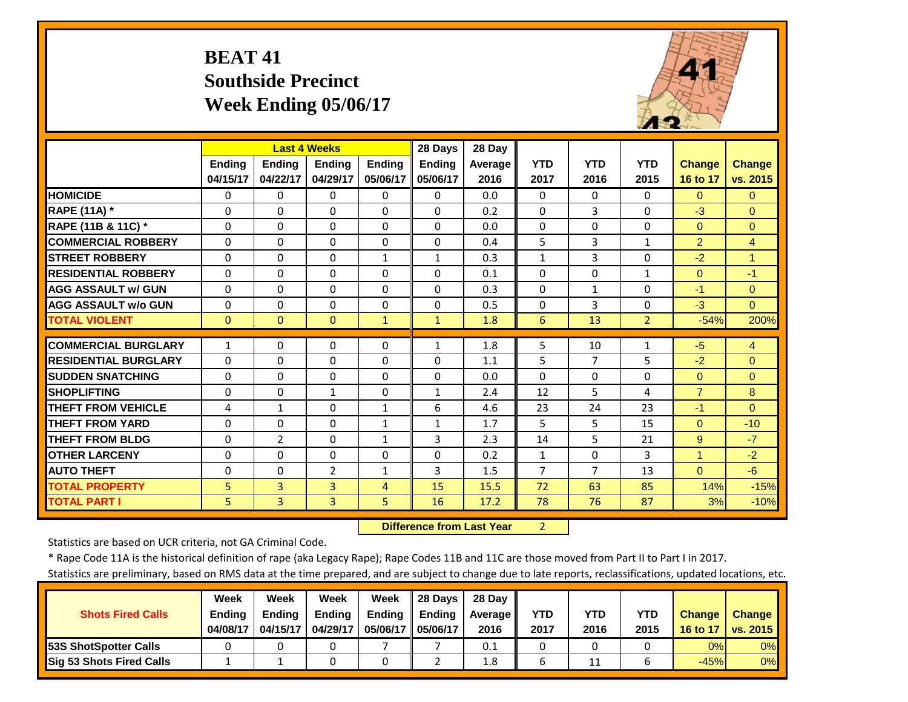# BEAT 41
## Southside Precinct
## Week Ending 05/06/17

| | Last 4 Weeks | | | | 28 Days | 28 Day | | | | | |
|---|---|---|---|---|---|---|---|---|---|---|---|
| | Ending 04/15/17 | Ending 04/22/17 | Ending 04/29/17 | Ending 05/06/17 | Ending 05/06/17 | Average 2016 | YTD 2017 | YTD 2016 | YTD 2015 | Change 16 to 17 | Change vs. 2015 |
| HOMICIDE | 0 | 0 | 0 | 0 | 0 | 0.0 | 0 | 0 | 0 | 0 | 0 |
| RAPE (11A) * | 0 | 0 | 0 | 0 | 0 | 0.2 | 0 | 3 | 0 | -3 | 0 |
| RAPE (11B & 11C) * | 0 | 0 | 0 | 0 | 0 | 0.0 | 0 | 0 | 0 | 0 | 0 |
| COMMERCIAL ROBBERY | 0 | 0 | 0 | 0 | 0 | 0.4 | 5 | 3 | 1 | 2 | 4 |
| STREET ROBBERY | 0 | 0 | 0 | 1 | 1 | 0.3 | 1 | 3 | 0 | -2 | 1 |
| RESIDENTIAL ROBBERY | 0 | 0 | 0 | 0 | 0 | 0.1 | 0 | 0 | 1 | 0 | -1 |
| AGG ASSAULT w/ GUN | 0 | 0 | 0 | 0 | 0 | 0.3 | 0 | 1 | 0 | -1 | 0 |
| AGG ASSAULT w/o GUN | 0 | 0 | 0 | 0 | 0 | 0.5 | 0 | 3 | 0 | -3 | 0 |
| TOTAL VIOLENT | 0 | 0 | 0 | 1 | 1 | 1.8 | 6 | 13 | 2 | -54% | 200% |
| COMMERCIAL BURGLARY | 1 | 0 | 0 | 0 | 1 | 1.8 | 5 | 10 | 1 | -5 | 4 |
| RESIDENTIAL BURGLARY | 0 | 0 | 0 | 0 | 0 | 1.1 | 5 | 7 | 5 | -2 | 0 |
| SUDDEN SNATCHING | 0 | 0 | 0 | 0 | 0 | 0.0 | 0 | 0 | 0 | 0 | 0 |
| SHOPLIFTING | 0 | 0 | 1 | 0 | 1 | 2.4 | 12 | 5 | 4 | 7 | 8 |
| THEFT FROM VEHICLE | 4 | 1 | 0 | 1 | 6 | 4.6 | 23 | 24 | 23 | -1 | 0 |
| THEFT FROM YARD | 0 | 0 | 0 | 1 | 1 | 1.7 | 5 | 5 | 15 | 0 | -10 |
| THEFT FROM BLDG | 0 | 2 | 0 | 1 | 3 | 2.3 | 14 | 5 | 21 | 9 | -7 |
| OTHER LARCENY | 0 | 0 | 0 | 0 | 0 | 0.2 | 1 | 0 | 3 | 1 | -2 |
| AUTO THEFT | 0 | 0 | 2 | 1 | 3 | 1.5 | 7 | 7 | 13 | 0 | -6 |
| TOTAL PROPERTY | 5 | 3 | 3 | 4 | 15 | 15.5 | 72 | 63 | 85 | 14% | -15% |
| TOTAL PART I | 5 | 3 | 3 | 5 | 16 | 17.2 | 78 | 76 | 87 | 3% | -10% |

**Difference from Last Year** 2

Statistics are based on UCR criteria, not GA Criminal Code.

* Rape Code 11A is the historical definition of rape (aka Legacy Rape); Rape Codes 11B and 11C are those moved from Part II to Part I in 2017.

Statistics are preliminary, based on RMS data at the time prepared, and are subject to change due to late reports, reclassifications, updated locations, etc.

| Shots Fired Calls | Week Ending 04/08/17 | Week Ending 04/15/17 | Week Ending 04/29/17 | Week Ending 05/06/17 | 28 Days Ending 05/06/17 | 28 Day Average 2016 | YTD 2017 | YTD 2016 | YTD 2015 | Change 16 to 17 | Change vs. 2015 |
|---|---|---|---|---|---|---|---|---|---|---|---|
| 53S ShotSpotter Calls | 0 | 0 | 0 | 7 | 7 | 0.1 | 0 | 0 | 0 | 0% | 0% |
| Sig 53 Shots Fired Calls | 1 | 1 | 0 | 0 | 2 | 1.8 | 6 | 11 | 6 | -45% | 0% |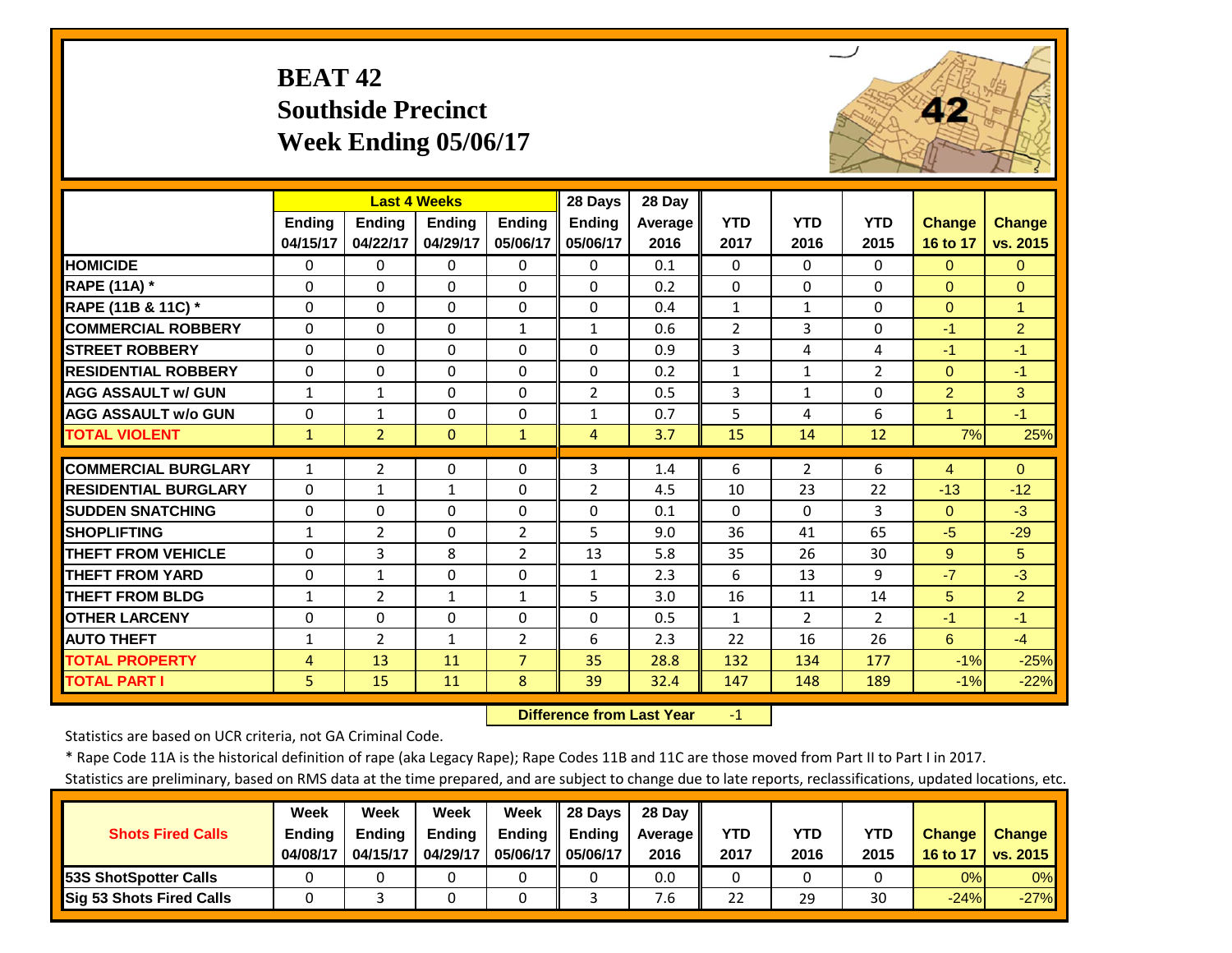# BEAT 42
## Southside Precinct
## Week Ending 05/06/17

| | Last 4 Weeks | | | | 28 Days | 28 Day | | | | | |
|---|---|---|---|---|---|---|---|---|---|---|---|
| | Ending 04/15/17 | Ending 04/22/17 | Ending 04/29/17 | Ending 05/06/17 | Ending 05/06/17 | Average 2016 | YTD 2017 | YTD 2016 | YTD 2015 | Change 16 to 17 | Change vs. 2015 |
| HOMICIDE | 0 | 0 | 0 | 0 | 0 | 0.1 | 0 | 0 | 0 | 0 | 0 |
| RAPE (11A) * | 0 | 0 | 0 | 0 | 0 | 0.2 | 0 | 0 | 0 | 0 | 0 |
| RAPE (11B & 11C) * | 0 | 0 | 0 | 0 | 0 | 0.4 | 1 | 1 | 0 | 0 | 1 |
| COMMERCIAL ROBBERY | 0 | 0 | 0 | 1 | 1 | 0.6 | 2 | 3 | 0 | -1 | 2 |
| STREET ROBBERY | 0 | 0 | 0 | 0 | 0 | 0.9 | 3 | 4 | 4 | -1 | -1 |
| RESIDENTIAL ROBBERY | 0 | 0 | 0 | 0 | 0 | 0.2 | 1 | 1 | 2 | 0 | -1 |
| AGG ASSAULT w/ GUN | 1 | 1 | 0 | 0 | 2 | 0.5 | 3 | 1 | 0 | 2 | 3 |
| AGG ASSAULT w/o GUN | 0 | 1 | 0 | 0 | 1 | 0.7 | 5 | 4 | 6 | 1 | -1 |
| TOTAL VIOLENT | 1 | 2 | 0 | 1 | 4 | 3.7 | 15 | 14 | 12 | 7% | 25% |
| COMMERCIAL BURGLARY | 1 | 2 | 0 | 0 | 3 | 1.4 | 6 | 2 | 6 | 4 | 0 |
| RESIDENTIAL BURGLARY | 0 | 1 | 1 | 0 | 2 | 4.5 | 10 | 23 | 22 | -13 | -12 |
| SUDDEN SNATCHING | 0 | 0 | 0 | 0 | 0 | 0.1 | 0 | 0 | 3 | 0 | -3 |
| SHOPLIFTING | 1 | 2 | 0 | 2 | 5 | 9.0 | 36 | 41 | 65 | -5 | -29 |
| THEFT FROM VEHICLE | 0 | 3 | 8 | 2 | 13 | 5.8 | 35 | 26 | 30 | 9 | 5 |
| THEFT FROM YARD | 0 | 1 | 0 | 0 | 1 | 2.3 | 6 | 13 | 9 | -7 | -3 |
| THEFT FROM BLDG | 1 | 2 | 1 | 1 | 5 | 3.0 | 16 | 11 | 14 | 5 | 2 |
| OTHER LARCENY | 0 | 0 | 0 | 0 | 0 | 0.5 | 1 | 2 | 2 | -1 | -1 |
| AUTO THEFT | 1 | 2 | 1 | 2 | 6 | 2.3 | 22 | 16 | 26 | 6 | -4 |
| TOTAL PROPERTY | 4 | 13 | 11 | 7 | 35 | 28.8 | 132 | 134 | 177 | -1% | -25% |
| TOTAL PART I | 5 | 15 | 11 | 8 | 39 | 32.4 | 147 | 148 | 189 | -1% | -22% |

**Difference from Last Year** -1

Statistics are based on UCR criteria, not GA Criminal Code.

* Rape Code 11A is the historical definition of rape (aka Legacy Rape); Rape Codes 11B and 11C are those moved from Part II to Part I in 2017.

Statistics are preliminary, based on RMS data at the time prepared, and are subject to change due to late reports, reclassifications, updated locations, etc.

| Shots Fired Calls | Week Ending 04/08/17 | Week Ending 04/15/17 | Week Ending 04/29/17 | Week Ending 05/06/17 | 28 Days Ending 05/06/17 | 28 Day Average 2016 | YTD 2017 | YTD 2016 | YTD 2015 | Change 16 to 17 | Change vs. 2015 |
|---|---|---|---|---|---|---|---|---|---|---|---|
| 53S ShotSpotter Calls | 0 | 0 | 0 | 0 | 0 | 0.0 | 0 | 0 | 0 | 0% | 0% |
| Sig 53 Shots Fired Calls | 0 | 3 | 0 | 0 | 3 | 7.6 | 22 | 29 | 30 | -24% | -27% |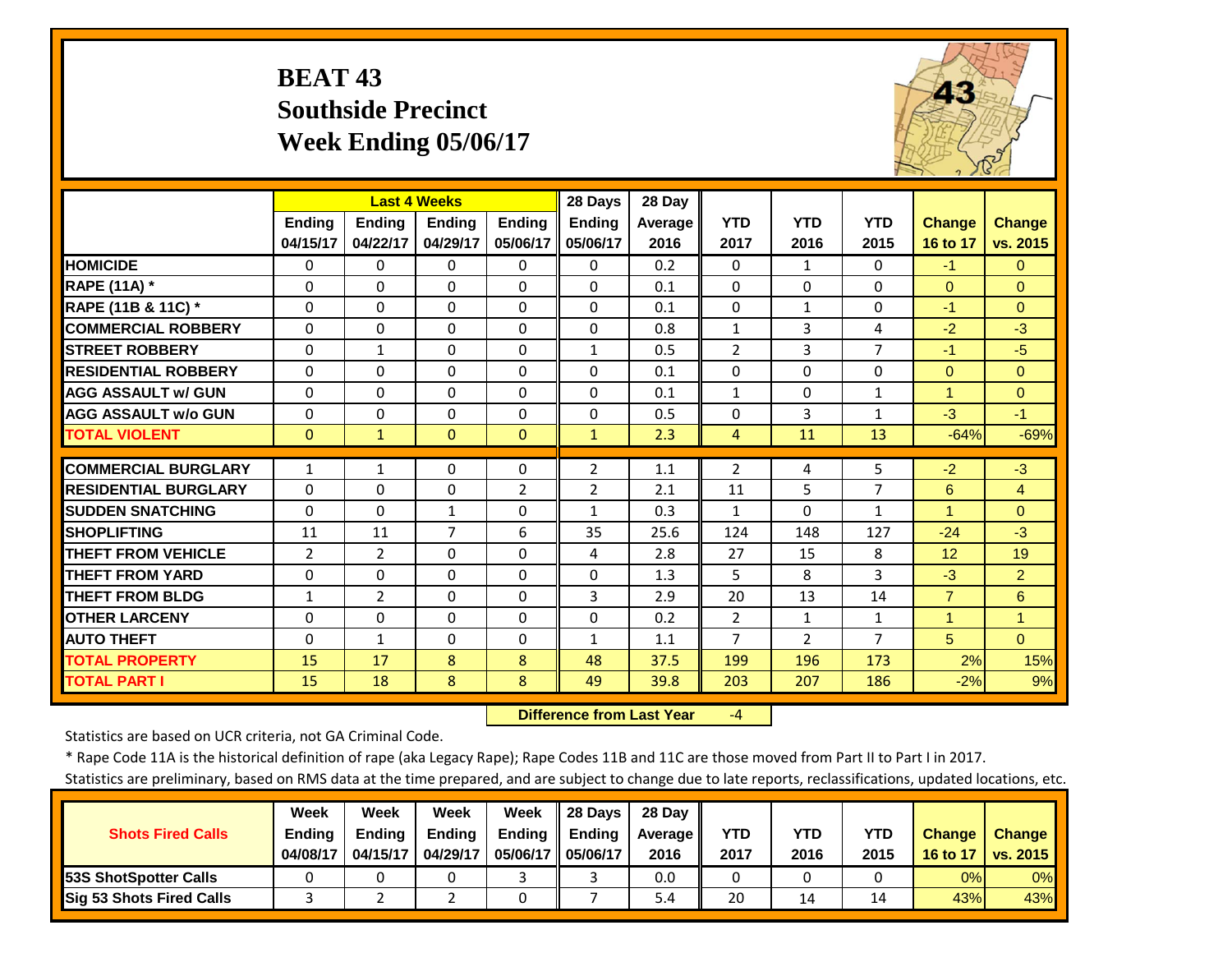# BEAT 43
## Southside Precinct
## Week Ending 05/06/17

| | Last 4 Weeks | | | | 28 Days | 28 Day | | | | | |
|---|---|---|---|---|---|---|---|---|---|---|---|
| | Ending 04/15/17 | Ending 04/22/17 | Ending 04/29/17 | Ending 05/06/17 | Ending 05/06/17 | Average 2016 | YTD 2017 | YTD 2016 | YTD 2015 | Change 16 to 17 | Change vs. 2015 |
| HOMICIDE | 0 | 0 | 0 | 0 | 0 | 0.2 | 0 | 1 | 0 | -1 | 0 |
| RAPE (11A) * | 0 | 0 | 0 | 0 | 0 | 0.1 | 0 | 0 | 0 | 0 | 0 |
| RAPE (11B & 11C) * | 0 | 0 | 0 | 0 | 0 | 0.1 | 0 | 1 | 0 | -1 | 0 |
| COMMERCIAL ROBBERY | 0 | 0 | 0 | 0 | 0 | 0.8 | 1 | 3 | 4 | -2 | -3 |
| STREET ROBBERY | 0 | 1 | 0 | 0 | 1 | 0.5 | 2 | 3 | 7 | -1 | -5 |
| RESIDENTIAL ROBBERY | 0 | 0 | 0 | 0 | 0 | 0.1 | 0 | 0 | 0 | 0 | 0 |
| AGG ASSAULT w/ GUN | 0 | 0 | 0 | 0 | 0 | 0.1 | 1 | 0 | 1 | 1 | 0 |
| AGG ASSAULT w/o GUN | 0 | 0 | 0 | 0 | 0 | 0.5 | 0 | 3 | 1 | -3 | -1 |
| TOTAL VIOLENT | 0 | 1 | 0 | 0 | 1 | 2.3 | 4 | 11 | 13 | -64% | -69% |
| COMMERCIAL BURGLARY | 1 | 1 | 0 | 0 | 2 | 1.1 | 2 | 4 | 5 | -2 | -3 |
| RESIDENTIAL BURGLARY | 0 | 0 | 0 | 2 | 2 | 2.1 | 11 | 5 | 7 | 6 | 4 |
| SUDDEN SNATCHING | 0 | 0 | 1 | 0 | 1 | 0.3 | 1 | 0 | 1 | 1 | 0 |
| SHOPLIFTING | 11 | 11 | 7 | 6 | 35 | 25.6 | 124 | 148 | 127 | -24 | -3 |
| THEFT FROM VEHICLE | 2 | 2 | 0 | 0 | 4 | 2.8 | 27 | 15 | 8 | 12 | 19 |
| THEFT FROM YARD | 0 | 0 | 0 | 0 | 0 | 1.3 | 5 | 8 | 3 | -3 | 2 |
| THEFT FROM BLDG | 1 | 2 | 0 | 0 | 3 | 2.9 | 20 | 13 | 14 | 7 | 6 |
| OTHER LARCENY | 0 | 0 | 0 | 0 | 0 | 0.2 | 2 | 1 | 1 | 1 | 1 |
| AUTO THEFT | 0 | 1 | 0 | 0 | 1 | 1.1 | 7 | 2 | 7 | 5 | 0 |
| TOTAL PROPERTY | 15 | 17 | 8 | 8 | 48 | 37.5 | 199 | 196 | 173 | 2% | 15% |
| TOTAL PART I | 15 | 18 | 8 | 8 | 49 | 39.8 | 203 | 207 | 186 | -2% | 9% |

**Difference from Last Year** -4

Statistics are based on UCR criteria, not GA Criminal Code.

* Rape Code 11A is the historical definition of rape (aka Legacy Rape); Rape Codes 11B and 11C are those moved from Part II to Part I in 2017.

Statistics are preliminary, based on RMS data at the time prepared, and are subject to change due to late reports, reclassifications, updated locations, etc.

| Shots Fired Calls | Week Ending 04/08/17 | Week Ending 04/15/17 | Week Ending 04/29/17 | Week Ending 05/06/17 | 28 Days Ending 05/06/17 | 28 Day Average 2016 | YTD 2017 | YTD 2016 | YTD 2015 | Change 16 to 17 | Change vs. 2015 |
|---|---|---|---|---|---|---|---|---|---|---|---|
| 53S ShotSpotter Calls | 0 | 0 | 0 | 3 | 3 | 0.0 | 0 | 0 | 0 | 0% | 0% |
| Sig 53 Shots Fired Calls | 3 | 2 | 2 | 0 | 7 | 5.4 | 20 | 14 | 14 | 43% | 43% |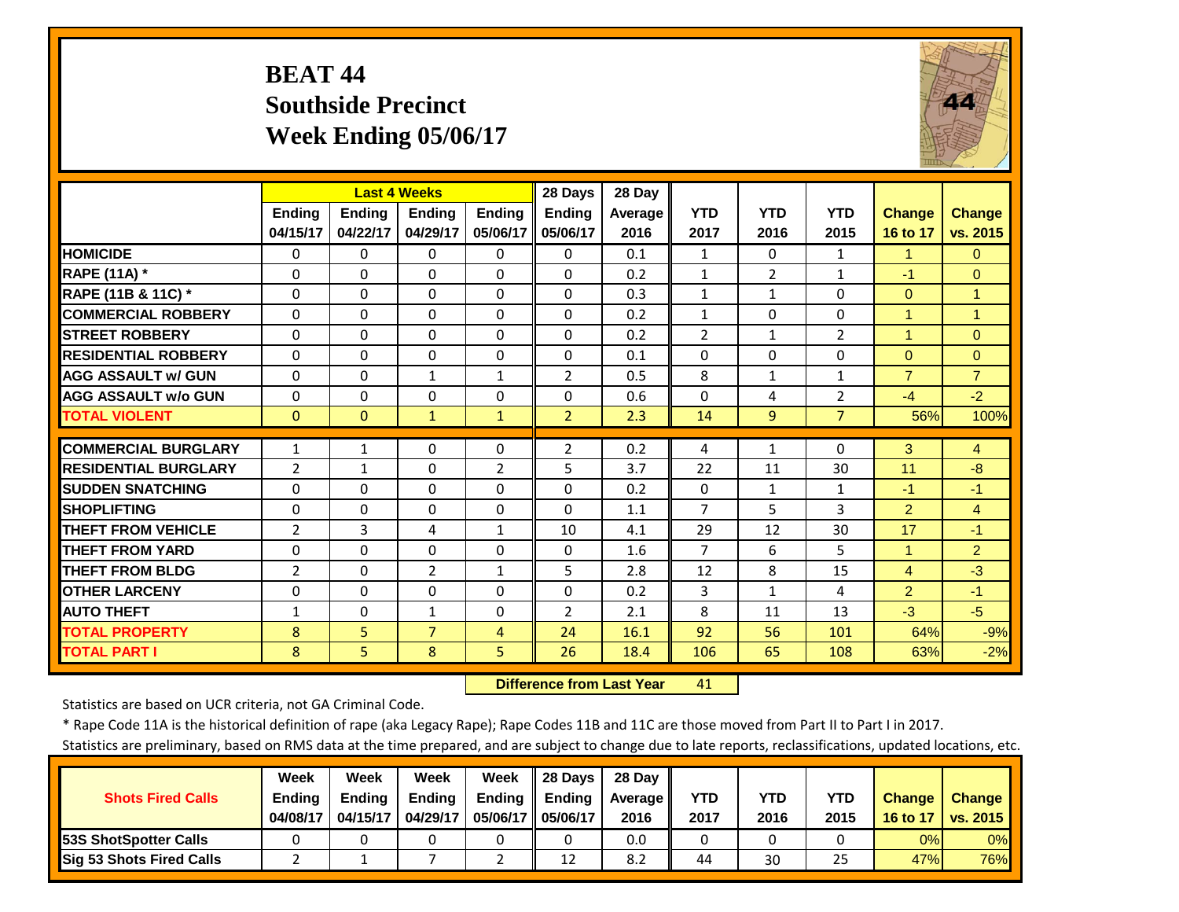# BEAT 44
## Southside Precinct
## Week Ending 05/06/17

| | Last 4 Weeks | | | | 28 Days | 28 Day | | | | | |
|---|---|---|---|---|---|---|---|---|---|---|---|
| | Ending 04/15/17 | Ending 04/22/17 | Ending 04/29/17 | Ending 05/06/17 | Ending 05/06/17 | Average 2016 | YTD 2017 | YTD 2016 | YTD 2015 | Change 16 to 17 | Change vs. 2015 |
| HOMICIDE | 0 | 0 | 0 | 0 | 0 | 0.1 | 1 | 0 | 1 | 1 | 0 |
| RAPE (11A) * | 0 | 0 | 0 | 0 | 0 | 0.2 | 1 | 2 | 1 | -1 | 0 |
| RAPE (11B & 11C) * | 0 | 0 | 0 | 0 | 0 | 0.3 | 1 | 1 | 0 | 0 | 1 |
| COMMERCIAL ROBBERY | 0 | 0 | 0 | 0 | 0 | 0.2 | 1 | 0 | 0 | 1 | 1 |
| STREET ROBBERY | 0 | 0 | 0 | 0 | 0 | 0.2 | 2 | 1 | 2 | 1 | 0 |
| RESIDENTIAL ROBBERY | 0 | 0 | 0 | 0 | 0 | 0.1 | 0 | 0 | 0 | 0 | 0 |
| AGG ASSAULT w/ GUN | 0 | 0 | 1 | 1 | 2 | 0.5 | 8 | 1 | 1 | 7 | 7 |
| AGG ASSAULT w/o GUN | 0 | 0 | 0 | 0 | 0 | 0.6 | 0 | 4 | 2 | -4 | -2 |
| TOTAL VIOLENT | 0 | 0 | 1 | 1 | 2 | 2.3 | 14 | 9 | 7 | 56% | 100% |
| COMMERCIAL BURGLARY | 1 | 1 | 0 | 0 | 2 | 0.2 | 4 | 1 | 0 | 3 | 4 |
| RESIDENTIAL BURGLARY | 2 | 1 | 0 | 2 | 5 | 3.7 | 22 | 11 | 30 | 11 | -8 |
| SUDDEN SNATCHING | 0 | 0 | 0 | 0 | 0 | 0.2 | 0 | 1 | 1 | -1 | -1 |
| SHOPLIFTING | 0 | 0 | 0 | 0 | 0 | 1.1 | 7 | 5 | 3 | 2 | 4 |
| THEFT FROM VEHICLE | 2 | 3 | 4 | 1 | 10 | 4.1 | 29 | 12 | 30 | 17 | -1 |
| THEFT FROM YARD | 0 | 0 | 0 | 0 | 0 | 1.6 | 7 | 6 | 5 | 1 | 2 |
| THEFT FROM BLDG | 2 | 0 | 2 | 1 | 5 | 2.8 | 12 | 8 | 15 | 4 | -3 |
| OTHER LARCENY | 0 | 0 | 0 | 0 | 0 | 0.2 | 3 | 1 | 4 | 2 | -1 |
| AUTO THEFT | 1 | 0 | 1 | 0 | 2 | 2.1 | 8 | 11 | 13 | -3 | -5 |
| TOTAL PROPERTY | 8 | 5 | 7 | 4 | 24 | 16.1 | 92 | 56 | 101 | 64% | -9% |
| TOTAL PART I | 8 | 5 | 8 | 5 | 26 | 18.4 | 106 | 65 | 108 | 63% | -2% |

**Difference from Last Year** 41

Statistics are based on UCR criteria, not GA Criminal Code.

* Rape Code 11A is the historical definition of rape (aka Legacy Rape); Rape Codes 11B and 11C are those moved from Part II to Part I in 2017.

Statistics are preliminary, based on RMS data at the time prepared, and are subject to change due to late reports, reclassifications, updated locations, etc.

| Shots Fired Calls | Week Ending 04/08/17 | Week Ending 04/15/17 | Week Ending 04/29/17 | Week Ending 05/06/17 | 28 Days Ending 05/06/17 | 28 Day Average 2016 | YTD 2017 | YTD 2016 | YTD 2015 | Change 16 to 17 | Change vs. 2015 |
|---|---|---|---|---|---|---|---|---|---|---|---|
| 53S ShotSpotter Calls | 0 | 0 | 0 | 0 | 0 | 0.0 | 0 | 0 | 0 | 0% | 0% |
| Sig 53 Shots Fired Calls | 2 | 1 | 7 | 2 | 12 | 8.2 | 44 | 30 | 25 | 47% | 76% |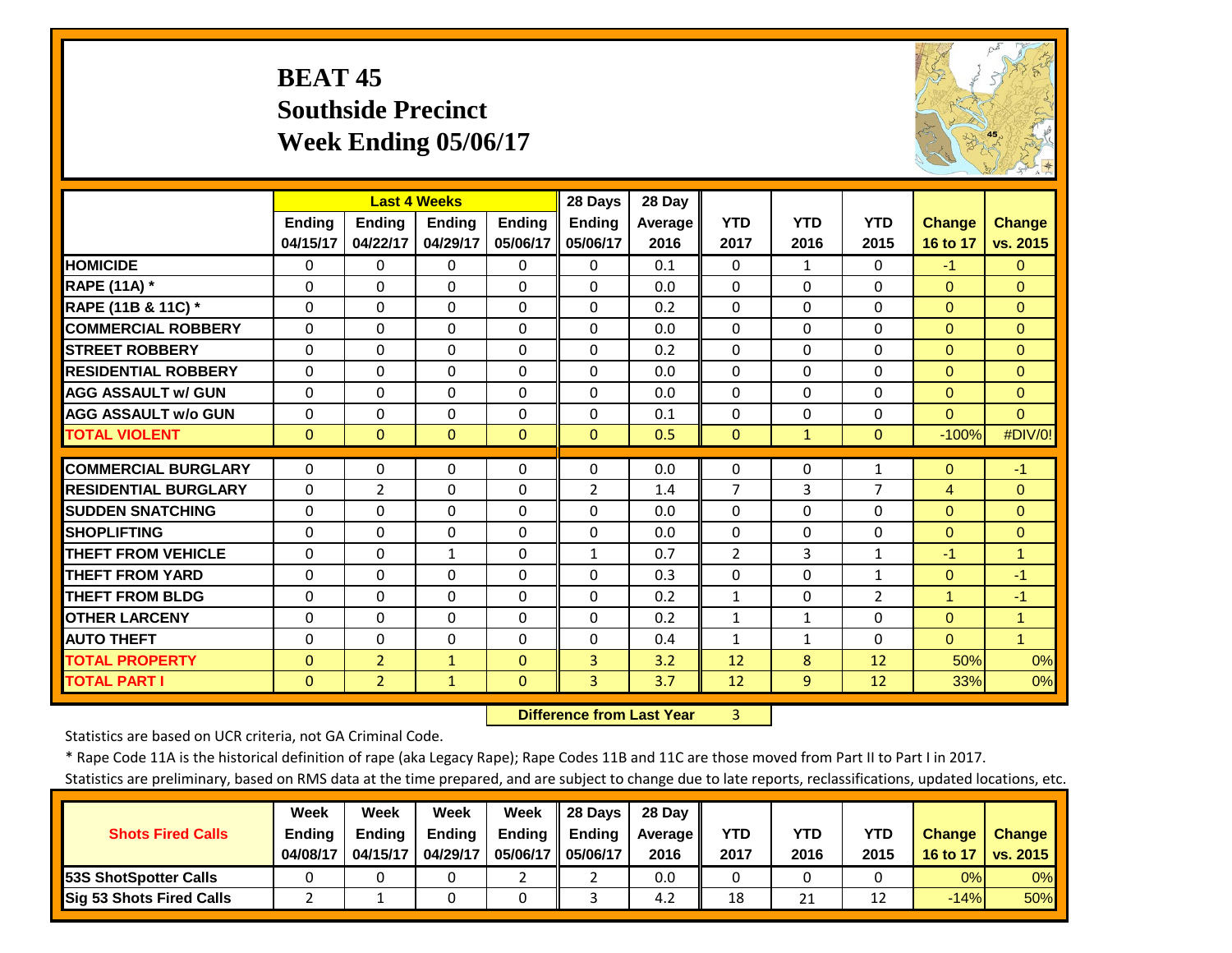# BEAT 45
## Southside Precinct
## Week Ending 05/06/17

| | Last 4 Weeks | | | | 28 Days | 28 Day | | | | | |
|---|---|---|---|---|---|---|---|---|---|---|---|
| | Ending 04/15/17 | Ending 04/22/17 | Ending 04/29/17 | Ending 05/06/17 | Ending 05/06/17 | Average 2016 | YTD 2017 | YTD 2016 | YTD 2015 | Change 16 to 17 | Change vs. 2015 |
| **HOMICIDE** | 0 | 0 | 0 | 0 | 0 | 0.1 | 0 | 1 | 0 | -1 | 0 |
| **RAPE (11A) *** | 0 | 0 | 0 | 0 | 0 | 0.0 | 0 | 0 | 0 | 0 | 0 |
| **RAPE (11B & 11C) *** | 0 | 0 | 0 | 0 | 0 | 0.2 | 0 | 0 | 0 | 0 | 0 |
| **COMMERCIAL ROBBERY** | 0 | 0 | 0 | 0 | 0 | 0.0 | 0 | 0 | 0 | 0 | 0 |
| **STREET ROBBERY** | 0 | 0 | 0 | 0 | 0 | 0.2 | 0 | 0 | 0 | 0 | 0 |
| **RESIDENTIAL ROBBERY** | 0 | 0 | 0 | 0 | 0 | 0.0 | 0 | 0 | 0 | 0 | 0 |
| **AGG ASSAULT w/ GUN** | 0 | 0 | 0 | 0 | 0 | 0.0 | 0 | 0 | 0 | 0 | 0 |
| **AGG ASSAULT w/o GUN** | 0 | 0 | 0 | 0 | 0 | 0.1 | 0 | 0 | 0 | 0 | 0 |
| **TOTAL VIOLENT** | 0 | 0 | 0 | 0 | 0 | 0.5 | 0 | 1 | 0 | -100% | #DIV/0! |
| **COMMERCIAL BURGLARY** | 0 | 0 | 0 | 0 | 0 | 0.0 | 0 | 0 | 1 | 0 | -1 |
| **RESIDENTIAL BURGLARY** | 0 | 2 | 0 | 0 | 2 | 1.4 | 7 | 3 | 7 | 4 | 0 |
| **SUDDEN SNATCHING** | 0 | 0 | 0 | 0 | 0 | 0.0 | 0 | 0 | 0 | 0 | 0 |
| **SHOPLIFTING** | 0 | 0 | 0 | 0 | 0 | 0.0 | 0 | 0 | 0 | 0 | 0 |
| **THEFT FROM VEHICLE** | 0 | 0 | 1 | 0 | 1 | 0.7 | 2 | 3 | 1 | -1 | 1 |
| **THEFT FROM YARD** | 0 | 0 | 0 | 0 | 0 | 0.3 | 0 | 0 | 1 | 0 | -1 |
| **THEFT FROM BLDG** | 0 | 0 | 0 | 0 | 0 | 0.2 | 1 | 0 | 2 | 1 | -1 |
| **OTHER LARCENY** | 0 | 0 | 0 | 0 | 0 | 0.2 | 1 | 1 | 0 | 0 | 1 |
| **AUTO THEFT** | 0 | 0 | 0 | 0 | 0 | 0.4 | 1 | 1 | 0 | 0 | 1 |
| **TOTAL PROPERTY** | 0 | 2 | 1 | 0 | 3 | 3.2 | 12 | 8 | 12 | 50% | 0% |
| **TOTAL PART I** | 0 | 2 | 1 | 0 | 3 | 3.7 | 12 | 9 | 12 | 33% | 0% |

**Difference from Last Year** 3

Statistics are based on UCR criteria, not GA Criminal Code.

* Rape Code 11A is the historical definition of rape (aka Legacy Rape); Rape Codes 11B and 11C are those moved from Part II to Part I in 2017.

Statistics are preliminary, based on RMS data at the time prepared, and are subject to change due to late reports, reclassifications, updated locations, etc.

| Shots Fired Calls | Week Ending 04/08/17 | Week Ending 04/15/17 | Week Ending 04/29/17 | Week Ending 05/06/17 | 28 Days Ending 05/06/17 | 28 Day Average 2016 | YTD 2017 | YTD 2016 | YTD 2015 | Change 16 to 17 | Change vs. 2015 |
|---|---|---|---|---|---|---|---|---|---|---|---|
| **53S ShotSpotter Calls** | 0 | 0 | 0 | 2 | 2 | 0.0 | 0 | 0 | 0 | 0% | 0% |
| **Sig 53 Shots Fired Calls** | 2 | 1 | 0 | 0 | 3 | 4.2 | 18 | 21 | 12 | -14% | 50% |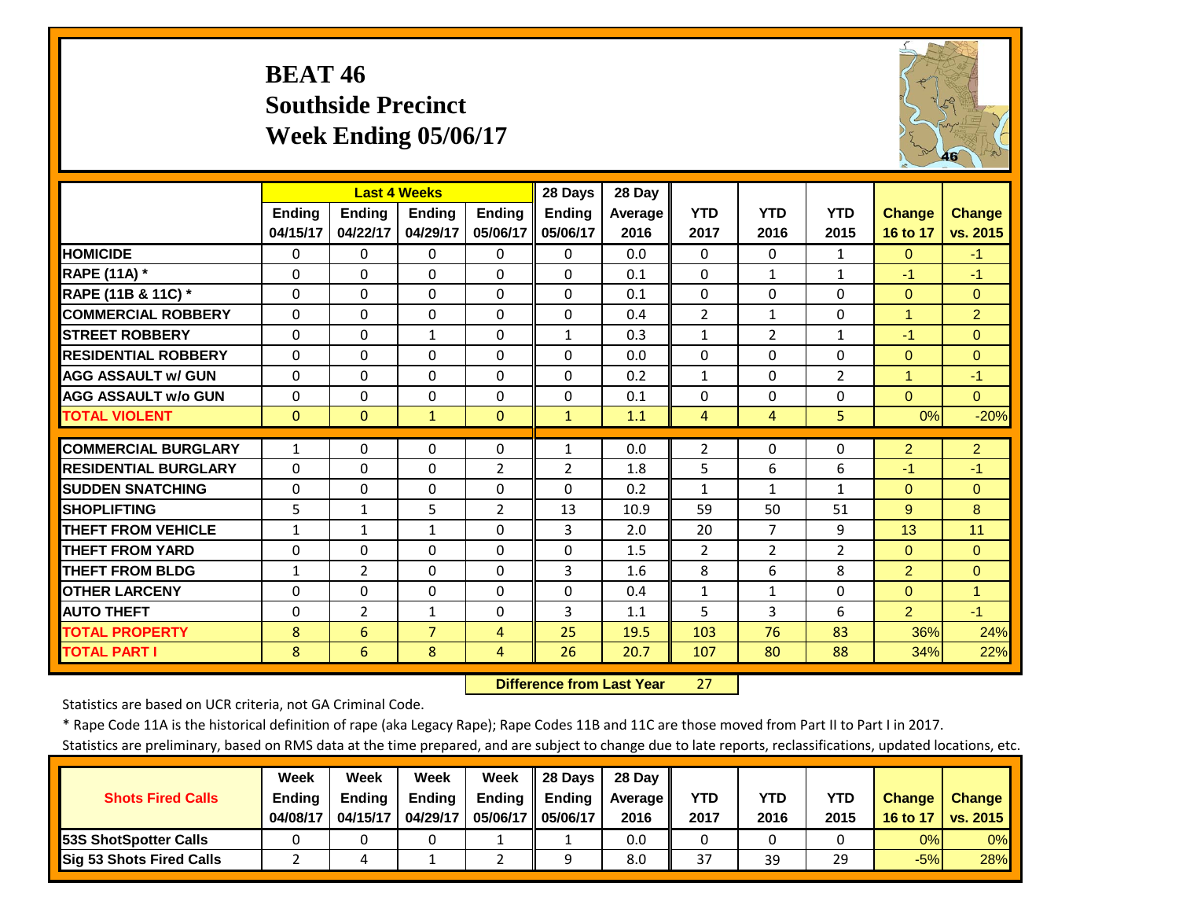# BEAT 46
# Southside Precinct
# Week Ending 05/06/17

| | Last 4 Weeks | | | | 28 Days | 28 Day | | | | | |
|---|---|---|---|---|---|---|---|---|---|---|---|
| | Ending 04/15/17 | Ending 04/22/17 | Ending 04/29/17 | Ending 05/06/17 | Ending 05/06/17 | Average 2016 | YTD 2017 | YTD 2016 | YTD 2015 | Change 16 to 17 | Change vs. 2015 |
| HOMICIDE | 0 | 0 | 0 | 0 | 0 | 0.0 | 0 | 0 | 1 | 0 | -1 |
| RAPE (11A) * | 0 | 0 | 0 | 0 | 0 | 0.1 | 0 | 1 | 1 | -1 | -1 |
| RAPE (11B & 11C) * | 0 | 0 | 0 | 0 | 0 | 0.1 | 0 | 0 | 0 | 0 | 0 |
| COMMERCIAL ROBBERY | 0 | 0 | 0 | 0 | 0 | 0.4 | 2 | 1 | 0 | 1 | 2 |
| STREET ROBBERY | 0 | 0 | 1 | 0 | 1 | 0.3 | 1 | 2 | 1 | -1 | 0 |
| RESIDENTIAL ROBBERY | 0 | 0 | 0 | 0 | 0 | 0.0 | 0 | 0 | 0 | 0 | 0 |
| AGG ASSAULT w/ GUN | 0 | 0 | 0 | 0 | 0 | 0.2 | 1 | 0 | 2 | 1 | -1 |
| AGG ASSAULT w/o GUN | 0 | 0 | 0 | 0 | 0 | 0.1 | 0 | 0 | 0 | 0 | 0 |
| TOTAL VIOLENT | 0 | 0 | 1 | 0 | 1 | 1.1 | 4 | 4 | 5 | 0% | -20% |
| COMMERCIAL BURGLARY | 1 | 0 | 0 | 0 | 1 | 0.0 | 2 | 0 | 0 | 2 | 2 |
| RESIDENTIAL BURGLARY | 0 | 0 | 0 | 2 | 2 | 1.8 | 5 | 6 | 6 | -1 | -1 |
| SUDDEN SNATCHING | 0 | 0 | 0 | 0 | 0 | 0.2 | 1 | 1 | 1 | 0 | 0 |
| SHOPLIFTING | 5 | 1 | 5 | 2 | 13 | 10.9 | 59 | 50 | 51 | 9 | 8 |
| THEFT FROM VEHICLE | 1 | 1 | 1 | 0 | 3 | 2.0 | 20 | 7 | 9 | 13 | 11 |
| THEFT FROM YARD | 0 | 0 | 0 | 0 | 0 | 1.5 | 2 | 2 | 2 | 0 | 0 |
| THEFT FROM BLDG | 1 | 2 | 0 | 0 | 3 | 1.6 | 8 | 6 | 8 | 2 | 0 |
| OTHER LARCENY | 0 | 0 | 0 | 0 | 0 | 0.4 | 1 | 1 | 0 | 0 | 1 |
| AUTO THEFT | 0 | 2 | 1 | 0 | 3 | 1.1 | 5 | 3 | 6 | 2 | -1 |
| TOTAL PROPERTY | 8 | 6 | 7 | 4 | 25 | 19.5 | 103 | 76 | 83 | 36% | 24% |
| TOTAL PART I | 8 | 6 | 8 | 4 | 26 | 20.7 | 107 | 80 | 88 | 34% | 22% |

**Difference from Last Year** 27

Statistics are based on UCR criteria, not GA Criminal Code.

* Rape Code 11A is the historical definition of rape (aka Legacy Rape); Rape Codes 11B and 11C are those moved from Part II to Part I in 2017.

Statistics are preliminary, based on RMS data at the time prepared, and are subject to change due to late reports, reclassifications, updated locations, etc.

| Shots Fired Calls | Week Ending 04/08/17 | Week Ending 04/15/17 | Week Ending 04/29/17 | Week Ending 05/06/17 | 28 Days Ending 05/06/17 | 28 Day Average 2016 | YTD 2017 | YTD 2016 | YTD 2015 | Change 16 to 17 | Change vs. 2015 |
|---|---|---|---|---|---|---|---|---|---|---|---|
| 53S ShotSpotter Calls | 0 | 0 | 0 | 1 | 1 | 0.0 | 0 | 0 | 0 | 0% | 0% |
| Sig 53 Shots Fired Calls | 2 | 4 | 1 | 2 | 9 | 8.0 | 37 | 39 | 29 | -5% | 28% |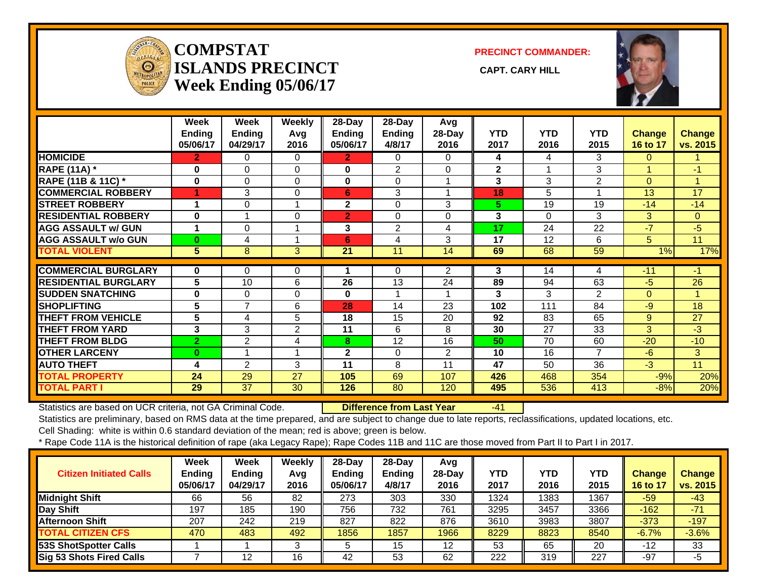# COMPSTAT
# ISLANDS PRECINCT
# Week Ending 05/06/17

**PRECINCT COMMANDER:**

**CAPT. CARY HILL**

| | Week Ending 05/06/17 | Week Ending 04/29/17 | Weekly Avg 2016 | 28-Day Ending 05/06/17 | 28-Day Ending 4/8/17 | Avg 28-Day 2016 | YTD 2017 | YTD 2016 | YTD 2015 | Change 16 to 17 | Change vs. 2015 |
|---|---|---|---|---|---|---|---|---|---|---|---|
| HOMICIDE | 2 | 0 | 0 | 2 | 0 | 0 | 4 | 4 | 3 | 0 | 1 |
| RAPE (11A) * | 0 | 0 | 0 | 0 | 2 | 0 | 2 | 1 | 3 | 1 | -1 |
| RAPE (11B & 11C) * | 0 | 0 | 0 | 0 | 0 | 1 | 3 | 3 | 2 | 0 | 1 |
| COMMERCIAL ROBBERY | 1 | 3 | 0 | 6 | 3 | 1 | 18 | 5 | 1 | 13 | 17 |
| STREET ROBBERY | 1 | 0 | 1 | 2 | 0 | 3 | 5 | 19 | 19 | -14 | -14 |
| RESIDENTIAL ROBBERY | 0 | 1 | 0 | 2 | 0 | 0 | 3 | 0 | 3 | 3 | 0 |
| AGG ASSAULT w/ GUN | 1 | 0 | 1 | 3 | 2 | 4 | 17 | 24 | 22 | -7 | -5 |
| AGG ASSAULT w/o GUN | 0 | 4 | 1 | 6 | 4 | 3 | 17 | 12 | 6 | 5 | 11 |
| TOTAL VIOLENT | 5 | 8 | 3 | 21 | 11 | 14 | 69 | 68 | 59 | 1% | 17% |
| COMMERCIAL BURGLARY | 0 | 0 | 0 | 1 | 0 | 2 | 3 | 14 | 4 | -11 | -1 |
| RESIDENTIAL BURGLARY | 5 | 10 | 6 | 26 | 13 | 24 | 89 | 94 | 63 | -5 | 26 |
| SUDDEN SNATCHING | 0 | 0 | 0 | 0 | 1 | 1 | 3 | 3 | 2 | 0 | 1 |
| SHOPLIFTING | 5 | 7 | 6 | 28 | 14 | 23 | 102 | 111 | 84 | -9 | 18 |
| THEFT FROM VEHICLE | 5 | 4 | 5 | 18 | 15 | 20 | 92 | 83 | 65 | 9 | 27 |
| THEFT FROM YARD | 3 | 3 | 2 | 11 | 6 | 8 | 30 | 27 | 33 | 3 | -3 |
| THEFT FROM BLDG | 2 | 2 | 4 | 8 | 12 | 16 | 50 | 70 | 60 | -20 | -10 |
| OTHER LARCENY | 0 | 1 | 1 | 2 | 0 | 2 | 10 | 16 | 7 | -6 | 3 |
| AUTO THEFT | 4 | 2 | 3 | 11 | 8 | 11 | 47 | 50 | 36 | -3 | 11 |
| TOTAL PROPERTY | 24 | 29 | 27 | 105 | 69 | 107 | 426 | 468 | 354 | -9% | 20% |
| TOTAL PART I | 29 | 37 | 30 | 126 | 80 | 120 | 495 | 536 | 413 | -8% | 20% |

Statistics are based on UCR criteria, not GA Criminal Code. **Difference from Last Year** -41

Statistics are preliminary, based on RMS data at the time prepared, and are subject to change due to late reports, reclassifications, updated locations, etc.

Cell Shading: white is within 0.6 standard deviation of the mean; red is above; green is below.

* Rape Code 11A is the historical definition of rape (aka Legacy Rape); Rape Codes 11B and 11C are those moved from Part II to Part I in 2017.

| Citizen Initiated Calls | Week Ending 05/06/17 | Week Ending 04/29/17 | Weekly Avg 2016 | 28-Day Ending 05/06/17 | 28-Day Ending 4/8/17 | Avg 28-Day 2016 | YTD 2017 | YTD 2016 | YTD 2015 | Change 16 to 17 | Change vs. 2015 |
|---|---|---|---|---|---|---|---|---|---|---|---|
| Midnight Shift | 66 | 56 | 82 | 273 | 303 | 330 | 1324 | 1383 | 1367 | -59 | -43 |
| Day Shift | 197 | 185 | 190 | 756 | 732 | 761 | 3295 | 3457 | 3366 | -162 | -71 |
| Afternoon Shift | 207 | 242 | 219 | 827 | 822 | 876 | 3610 | 3983 | 3807 | -373 | -197 |
| TOTAL CITIZEN CFS | 470 | 483 | 492 | 1856 | 1857 | 1966 | 8229 | 8823 | 8540 | -6.7% | -3.6% |
| 53S ShotSpotter Calls | 1 | 1 | 3 | 5 | 15 | 12 | 53 | 65 | 20 | -12 | 33 |
| Sig 53 Shots Fired Calls | 7 | 12 | 16 | 42 | 53 | 62 | 222 | 319 | 227 | -97 | -5 |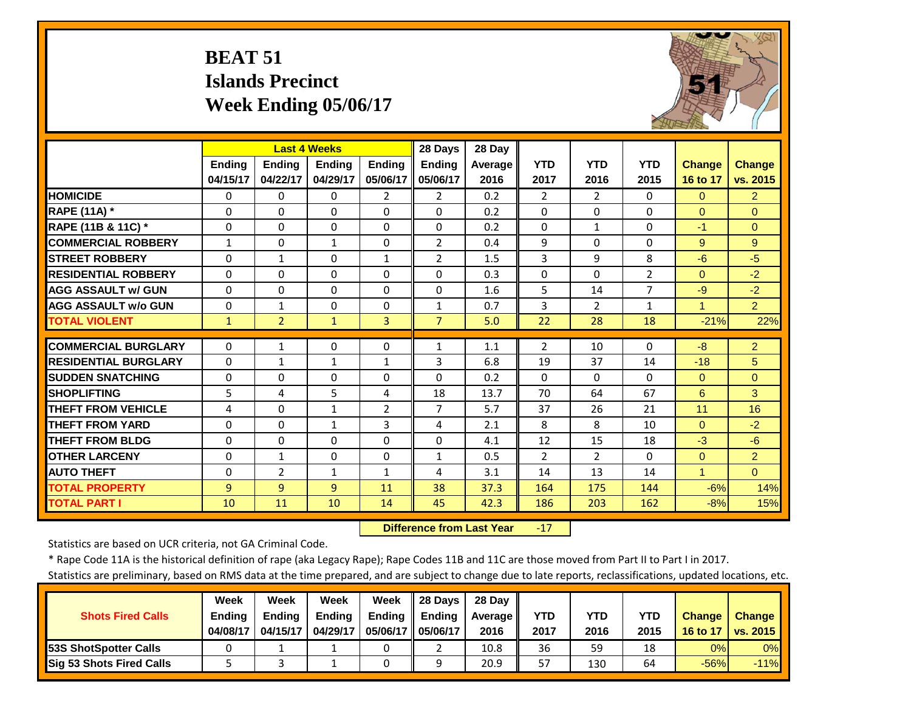# BEAT 51
## Islands Precinct
## Week Ending 05/06/17

| | Last 4 Weeks | | | | 28 Days | 28 Day | | | | | |
|---|---|---|---|---|---|---|---|---|---|---|---|
| | Ending 04/15/17 | Ending 04/22/17 | Ending 04/29/17 | Ending 05/06/17 | Ending 05/06/17 | Average 2016 | YTD 2017 | YTD 2016 | YTD 2015 | Change 16 to 17 | Change vs. 2015 |
| HOMICIDE | 0 | 0 | 0 | 2 | 2 | 0.2 | 2 | 2 | 0 | 0 | 2 |
| RAPE (11A) * | 0 | 0 | 0 | 0 | 0 | 0.2 | 0 | 0 | 0 | 0 | 0 |
| RAPE (11B & 11C) * | 0 | 0 | 0 | 0 | 0 | 0.2 | 0 | 1 | 0 | -1 | 0 |
| COMMERCIAL ROBBERY | 1 | 0 | 1 | 0 | 2 | 0.4 | 9 | 0 | 0 | 9 | 9 |
| STREET ROBBERY | 0 | 1 | 0 | 1 | 2 | 1.5 | 3 | 9 | 8 | -6 | -5 |
| RESIDENTIAL ROBBERY | 0 | 0 | 0 | 0 | 0 | 0.3 | 0 | 0 | 2 | 0 | -2 |
| AGG ASSAULT w/ GUN | 0 | 0 | 0 | 0 | 0 | 1.6 | 5 | 14 | 7 | -9 | -2 |
| AGG ASSAULT w/o GUN | 0 | 1 | 0 | 0 | 1 | 0.7 | 3 | 2 | 1 | 1 | 2 |
| TOTAL VIOLENT | 1 | 2 | 1 | 3 | 7 | 5.0 | 22 | 28 | 18 | -21% | 22% |
| COMMERCIAL BURGLARY | 0 | 1 | 0 | 0 | 1 | 1.1 | 2 | 10 | 0 | -8 | 2 |
| RESIDENTIAL BURGLARY | 0 | 1 | 1 | 1 | 3 | 6.8 | 19 | 37 | 14 | -18 | 5 |
| SUDDEN SNATCHING | 0 | 0 | 0 | 0 | 0 | 0.2 | 0 | 0 | 0 | 0 | 0 |
| SHOPLIFTING | 5 | 4 | 5 | 4 | 18 | 13.7 | 70 | 64 | 67 | 6 | 3 |
| THEFT FROM VEHICLE | 4 | 0 | 1 | 2 | 7 | 5.7 | 37 | 26 | 21 | 11 | 16 |
| THEFT FROM YARD | 0 | 0 | 1 | 3 | 4 | 2.1 | 8 | 8 | 10 | 0 | -2 |
| THEFT FROM BLDG | 0 | 0 | 0 | 0 | 0 | 4.1 | 12 | 15 | 18 | -3 | -6 |
| OTHER LARCENY | 0 | 1 | 0 | 0 | 1 | 0.5 | 2 | 2 | 0 | 0 | 2 |
| AUTO THEFT | 0 | 2 | 1 | 1 | 4 | 3.1 | 14 | 13 | 14 | 1 | 0 |
| TOTAL PROPERTY | 9 | 9 | 9 | 11 | 38 | 37.3 | 164 | 175 | 144 | -6% | 14% |
| TOTAL PART I | 10 | 11 | 10 | 14 | 45 | 42.3 | 186 | 203 | 162 | -8% | 15% |

**Difference from Last Year** -17

Statistics are based on UCR criteria, not GA Criminal Code.

* Rape Code 11A is the historical definition of rape (aka Legacy Rape); Rape Codes 11B and 11C are those moved from Part II to Part I in 2017.

Statistics are preliminary, based on RMS data at the time prepared, and are subject to change due to late reports, reclassifications, updated locations, etc.

| Shots Fired Calls | Week Ending 04/08/17 | Week Ending 04/15/17 | Week Ending 04/29/17 | Week Ending 05/06/17 | 28 Days Ending 05/06/17 | 28 Day Average 2016 | YTD 2017 | YTD 2016 | YTD 2015 | Change 16 to 17 | Change vs. 2015 |
|---|---|---|---|---|---|---|---|---|---|---|---|
| 53S ShotSpotter Calls | 0 | 1 | 1 | 0 | 2 | 10.8 | 36 | 59 | 18 | 0% | 0% |
| Sig 53 Shots Fired Calls | 5 | 3 | 1 | 0 | 9 | 20.9 | 57 | 130 | 64 | -56% | -11% |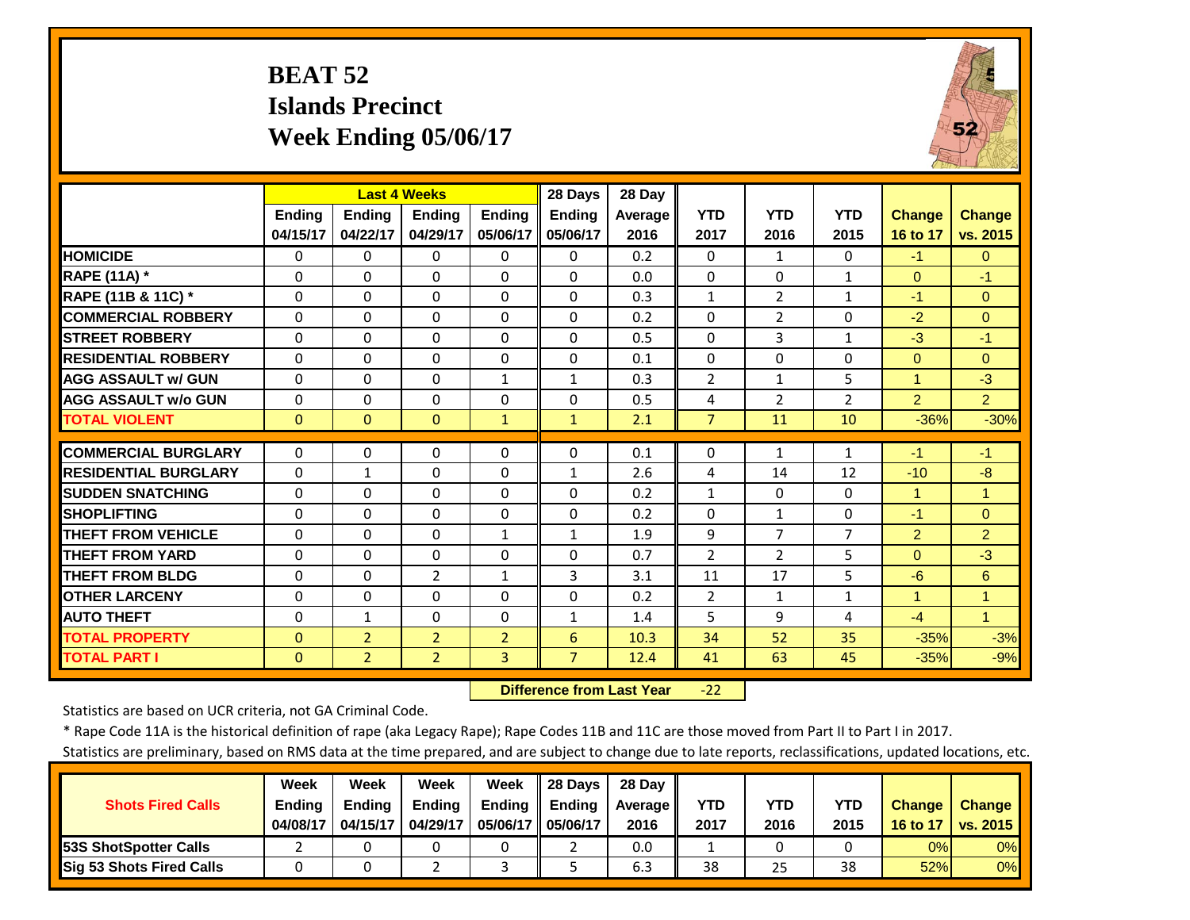# BEAT 52
## Islands Precinct
## Week Ending 05/06/17

| | Last 4 Weeks | | | | 28 Days | 28 Day | | | | | |
|---|---|---|---|---|---|---|---|---|---|---|---|
| | Ending 04/15/17 | Ending 04/22/17 | Ending 04/29/17 | Ending 05/06/17 | Ending 05/06/17 | Average 2016 | YTD 2017 | YTD 2016 | YTD 2015 | Change 16 to 17 | Change vs. 2015 |
| **HOMICIDE** | 0 | 0 | 0 | 0 | 0 | 0.2 | 0 | 1 | 0 | -1 | 0 |
| **RAPE (11A) *** | 0 | 0 | 0 | 0 | 0 | 0.0 | 0 | 0 | 1 | 0 | -1 |
| **RAPE (11B & 11C) *** | 0 | 0 | 0 | 0 | 0 | 0.3 | 1 | 2 | 1 | -1 | 0 |
| **COMMERCIAL ROBBERY** | 0 | 0 | 0 | 0 | 0 | 0.2 | 0 | 2 | 0 | -2 | 0 |
| **STREET ROBBERY** | 0 | 0 | 0 | 0 | 0 | 0.5 | 0 | 3 | 1 | -3 | -1 |
| **RESIDENTIAL ROBBERY** | 0 | 0 | 0 | 0 | 0 | 0.1 | 0 | 0 | 0 | 0 | 0 |
| **AGG ASSAULT w/ GUN** | 0 | 0 | 0 | 1 | 1 | 0.3 | 2 | 1 | 5 | 1 | -3 |
| **AGG ASSAULT w/o GUN** | 0 | 0 | 0 | 0 | 0 | 0.5 | 4 | 2 | 2 | 2 | 2 |
| **TOTAL VIOLENT** | 0 | 0 | 0 | 1 | 1 | 2.1 | 7 | 11 | 10 | -36% | -30% |
| **COMMERCIAL BURGLARY** | 0 | 0 | 0 | 0 | 0 | 0.1 | 0 | 1 | 1 | -1 | -1 |
| **RESIDENTIAL BURGLARY** | 0 | 1 | 0 | 0 | 1 | 2.6 | 4 | 14 | 12 | -10 | -8 |
| **SUDDEN SNATCHING** | 0 | 0 | 0 | 0 | 0 | 0.2 | 1 | 0 | 0 | 1 | 1 |
| **SHOPLIFTING** | 0 | 0 | 0 | 0 | 0 | 0.2 | 0 | 1 | 0 | -1 | 0 |
| **THEFT FROM VEHICLE** | 0 | 0 | 0 | 1 | 1 | 1.9 | 9 | 7 | 7 | 2 | 2 |
| **THEFT FROM YARD** | 0 | 0 | 0 | 0 | 0 | 0.7 | 2 | 2 | 5 | 0 | -3 |
| **THEFT FROM BLDG** | 0 | 0 | 2 | 1 | 3 | 3.1 | 11 | 17 | 5 | -6 | 6 |
| **OTHER LARCENY** | 0 | 0 | 0 | 0 | 0 | 0.2 | 2 | 1 | 1 | 1 | 1 |
| **AUTO THEFT** | 0 | 1 | 0 | 0 | 1 | 1.4 | 5 | 9 | 4 | -4 | 1 |
| **TOTAL PROPERTY** | 0 | 2 | 2 | 2 | 6 | 10.3 | 34 | 52 | 35 | -35% | -3% |
| **TOTAL PART I** | 0 | 2 | 2 | 3 | 7 | 12.4 | 41 | 63 | 45 | -35% | -9% |

**Difference from Last Year** -22

Statistics are based on UCR criteria, not GA Criminal Code.

* Rape Code 11A is the historical definition of rape (aka Legacy Rape); Rape Codes 11B and 11C are those moved from Part II to Part I in 2017.

Statistics are preliminary, based on RMS data at the time prepared, and are subject to change due to late reports, reclassifications, updated locations, etc.

| Shots Fired Calls | Week Ending 04/08/17 | Week Ending 04/15/17 | Week Ending 04/29/17 | Week Ending 05/06/17 | 28 Days Ending 05/06/17 | 28 Day Average 2016 | YTD 2017 | YTD 2016 | YTD 2015 | Change 16 to 17 | Change vs. 2015 |
|---|---|---|---|---|---|---|---|---|---|---|---|
| **53S ShotSpotter Calls** | 2 | 0 | 0 | 0 | 2 | 0.0 | 1 | 0 | 0 | 0% | 0% |
| **Sig 53 Shots Fired Calls** | 0 | 0 | 2 | 3 | 5 | 6.3 | 38 | 25 | 38 | 52% | 0% |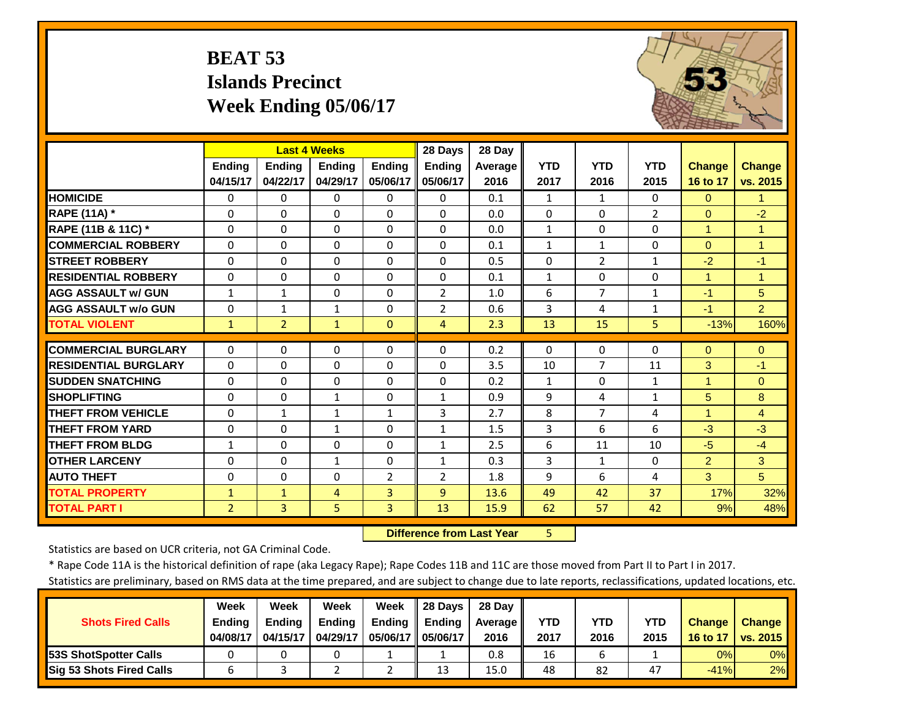# BEAT 53
## Islands Precinct
## Week Ending 05/06/17

| | Last 4 Weeks | | | | 28 Days | 28 Day | | | | | |
|---|---|---|---|---|---|---|---|---|---|---|---|
| | Ending 04/15/17 | Ending 04/22/17 | Ending 04/29/17 | Ending 05/06/17 | Ending 05/06/17 | Average 2016 | YTD 2017 | YTD 2016 | YTD 2015 | Change 16 to 17 | Change vs. 2015 |
| HOMICIDE | 0 | 0 | 0 | 0 | 0 | 0.1 | 1 | 1 | 0 | 0 | 1 |
| RAPE (11A) * | 0 | 0 | 0 | 0 | 0 | 0.0 | 0 | 0 | 2 | 0 | -2 |
| RAPE (11B & 11C) * | 0 | 0 | 0 | 0 | 0 | 0.0 | 1 | 0 | 0 | 1 | 1 |
| COMMERCIAL ROBBERY | 0 | 0 | 0 | 0 | 0 | 0.1 | 1 | 1 | 0 | 0 | 1 |
| STREET ROBBERY | 0 | 0 | 0 | 0 | 0 | 0.5 | 0 | 2 | 1 | -2 | -1 |
| RESIDENTIAL ROBBERY | 0 | 0 | 0 | 0 | 0 | 0.1 | 1 | 0 | 0 | 1 | 1 |
| AGG ASSAULT w/ GUN | 1 | 1 | 0 | 0 | 2 | 1.0 | 6 | 7 | 1 | -1 | 5 |
| AGG ASSAULT w/o GUN | 0 | 1 | 1 | 0 | 2 | 0.6 | 3 | 4 | 1 | -1 | 2 |
| TOTAL VIOLENT | 1 | 2 | 1 | 0 | 4 | 2.3 | 13 | 15 | 5 | -13% | 160% |
| COMMERCIAL BURGLARY | 0 | 0 | 0 | 0 | 0 | 0.2 | 0 | 0 | 0 | 0 | 0 |
| RESIDENTIAL BURGLARY | 0 | 0 | 0 | 0 | 0 | 3.5 | 10 | 7 | 11 | 3 | -1 |
| SUDDEN SNATCHING | 0 | 0 | 0 | 0 | 0 | 0.2 | 1 | 0 | 1 | 1 | 0 |
| SHOPLIFTING | 0 | 0 | 1 | 0 | 1 | 0.9 | 9 | 4 | 1 | 5 | 8 |
| THEFT FROM VEHICLE | 0 | 1 | 1 | 1 | 3 | 2.7 | 8 | 7 | 4 | 1 | 4 |
| THEFT FROM YARD | 0 | 0 | 1 | 0 | 1 | 1.5 | 3 | 6 | 6 | -3 | -3 |
| THEFT FROM BLDG | 1 | 0 | 0 | 0 | 1 | 2.5 | 6 | 11 | 10 | -5 | -4 |
| OTHER LARCENY | 0 | 0 | 1 | 0 | 1 | 0.3 | 3 | 1 | 0 | 2 | 3 |
| AUTO THEFT | 0 | 0 | 0 | 2 | 2 | 1.8 | 9 | 6 | 4 | 3 | 5 |
| TOTAL PROPERTY | 1 | 1 | 4 | 3 | 9 | 13.6 | 49 | 42 | 37 | 17% | 32% |
| TOTAL PART I | 2 | 3 | 5 | 3 | 13 | 15.9 | 62 | 57 | 42 | 9% | 48% |

**Difference from Last Year** 5

Statistics are based on UCR criteria, not GA Criminal Code.

* Rape Code 11A is the historical definition of rape (aka Legacy Rape); Rape Codes 11B and 11C are those moved from Part II to Part I in 2017.

Statistics are preliminary, based on RMS data at the time prepared, and are subject to change due to late reports, reclassifications, updated locations, etc.

| Shots Fired Calls | Week Ending 04/08/17 | Week Ending 04/15/17 | Week Ending 04/29/17 | Week Ending 05/06/17 | 28 Days Ending 05/06/17 | 28 Day Average 2016 | YTD 2017 | YTD 2016 | YTD 2015 | Change 16 to 17 | Change vs. 2015 |
|---|---|---|---|---|---|---|---|---|---|---|---|
| 53S ShotSpotter Calls | 0 | 0 | 0 | 1 | 1 | 0.8 | 16 | 6 | 1 | 0% | 0% |
| Sig 53 Shots Fired Calls | 6 | 3 | 2 | 2 | 13 | 15.0 | 48 | 82 | 47 | -41% | 2% |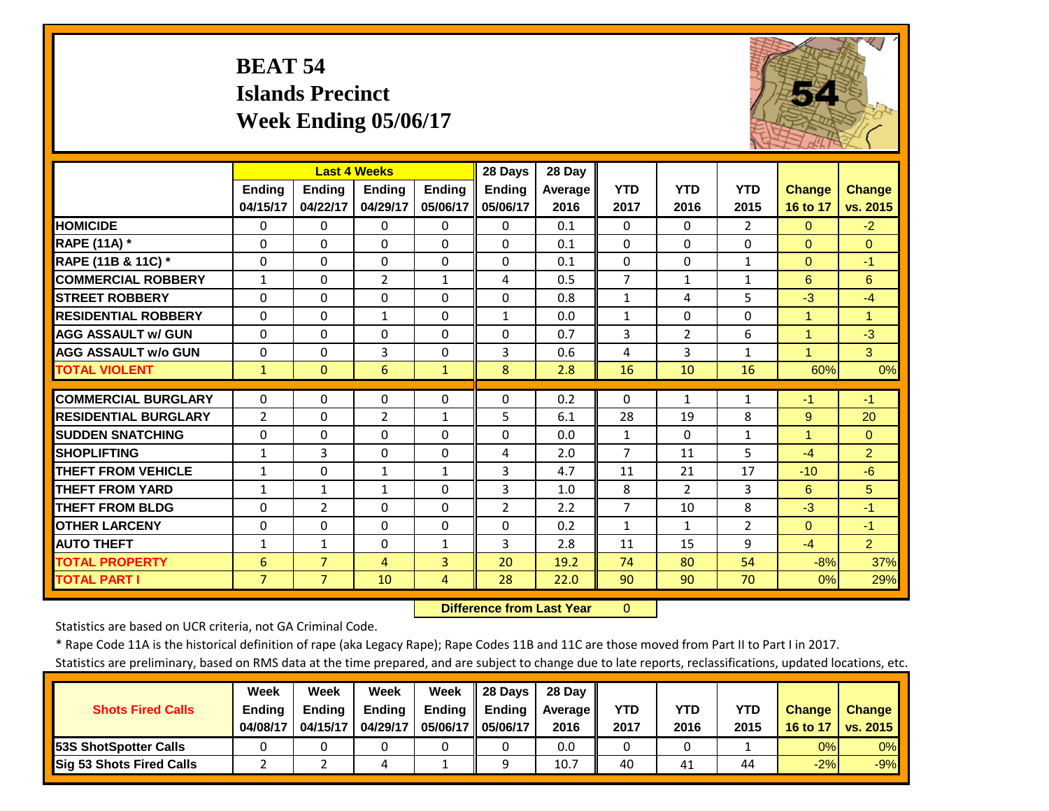# BEAT 54
## Islands Precinct
## Week Ending 05/06/17

| | Last 4 Weeks | | | | 28 Days | 28 Day | | | | | |
|---|---|---|---|---|---|---|---|---|---|---|---|
| | Ending 04/15/17 | Ending 04/22/17 | Ending 04/29/17 | Ending 05/06/17 | Ending 05/06/17 | Average 2016 | YTD 2017 | YTD 2016 | YTD 2015 | Change 16 to 17 | Change vs. 2015 |
| HOMICIDE | 0 | 0 | 0 | 0 | 0 | 0.1 | 0 | 0 | 2 | 0 | -2 |
| RAPE (11A) * | 0 | 0 | 0 | 0 | 0 | 0.1 | 0 | 0 | 0 | 0 | 0 |
| RAPE (11B & 11C) * | 0 | 0 | 0 | 0 | 0 | 0.1 | 0 | 0 | 1 | 0 | -1 |
| COMMERCIAL ROBBERY | 1 | 0 | 2 | 1 | 4 | 0.5 | 7 | 1 | 1 | 6 | 6 |
| STREET ROBBERY | 0 | 0 | 0 | 0 | 0 | 0.8 | 1 | 4 | 5 | -3 | -4 |
| RESIDENTIAL ROBBERY | 0 | 0 | 1 | 0 | 1 | 0.0 | 1 | 0 | 0 | 1 | 1 |
| AGG ASSAULT w/ GUN | 0 | 0 | 0 | 0 | 0 | 0.7 | 3 | 2 | 6 | 1 | -3 |
| AGG ASSAULT w/o GUN | 0 | 0 | 3 | 0 | 3 | 0.6 | 4 | 3 | 1 | 1 | 3 |
| TOTAL VIOLENT | 1 | 0 | 6 | 1 | 8 | 2.8 | 16 | 10 | 16 | 60% | 0% |
| COMMERCIAL BURGLARY | 0 | 0 | 0 | 0 | 0 | 0.2 | 0 | 1 | 1 | -1 | -1 |
| RESIDENTIAL BURGLARY | 2 | 0 | 2 | 1 | 5 | 6.1 | 28 | 19 | 8 | 9 | 20 |
| SUDDEN SNATCHING | 0 | 0 | 0 | 0 | 0 | 0.0 | 1 | 0 | 1 | 1 | 0 |
| SHOPLIFTING | 1 | 3 | 0 | 0 | 4 | 2.0 | 7 | 11 | 5 | -4 | 2 |
| THEFT FROM VEHICLE | 1 | 0 | 1 | 1 | 3 | 4.7 | 11 | 21 | 17 | -10 | -6 |
| THEFT FROM YARD | 1 | 1 | 1 | 0 | 3 | 1.0 | 8 | 2 | 3 | 6 | 5 |
| THEFT FROM BLDG | 0 | 2 | 0 | 0 | 2 | 2.2 | 7 | 10 | 8 | -3 | -1 |
| OTHER LARCENY | 0 | 0 | 0 | 0 | 0 | 0.2 | 1 | 1 | 2 | 0 | -1 |
| AUTO THEFT | 1 | 1 | 0 | 1 | 3 | 2.8 | 11 | 15 | 9 | -4 | 2 |
| TOTAL PROPERTY | 6 | 7 | 4 | 3 | 20 | 19.2 | 74 | 80 | 54 | -8% | 37% |
| TOTAL PART I | 7 | 7 | 10 | 4 | 28 | 22.0 | 90 | 90 | 70 | 0% | 29% |

**Difference from Last Year** 0

Statistics are based on UCR criteria, not GA Criminal Code.

* Rape Code 11A is the historical definition of rape (aka Legacy Rape); Rape Codes 11B and 11C are those moved from Part II to Part I in 2017.

Statistics are preliminary, based on RMS data at the time prepared, and are subject to change due to late reports, reclassifications, updated locations, etc.

| Shots Fired Calls | Week Ending 04/08/17 | Week Ending 04/15/17 | Week Ending 04/29/17 | Week Ending 05/06/17 | 28 Days Ending 05/06/17 | 28 Day Average 2016 | YTD 2017 | YTD 2016 | YTD 2015 | Change 16 to 17 | Change vs. 2015 |
|---|---|---|---|---|---|---|---|---|---|---|---|
| 53S ShotSpotter Calls | 0 | 0 | 0 | 0 | 0 | 0.0 | 0 | 0 | 1 | 0% | 0% |
| Sig 53 Shots Fired Calls | 2 | 2 | 4 | 1 | 9 | 10.7 | 40 | 41 | 44 | -2% | -9% |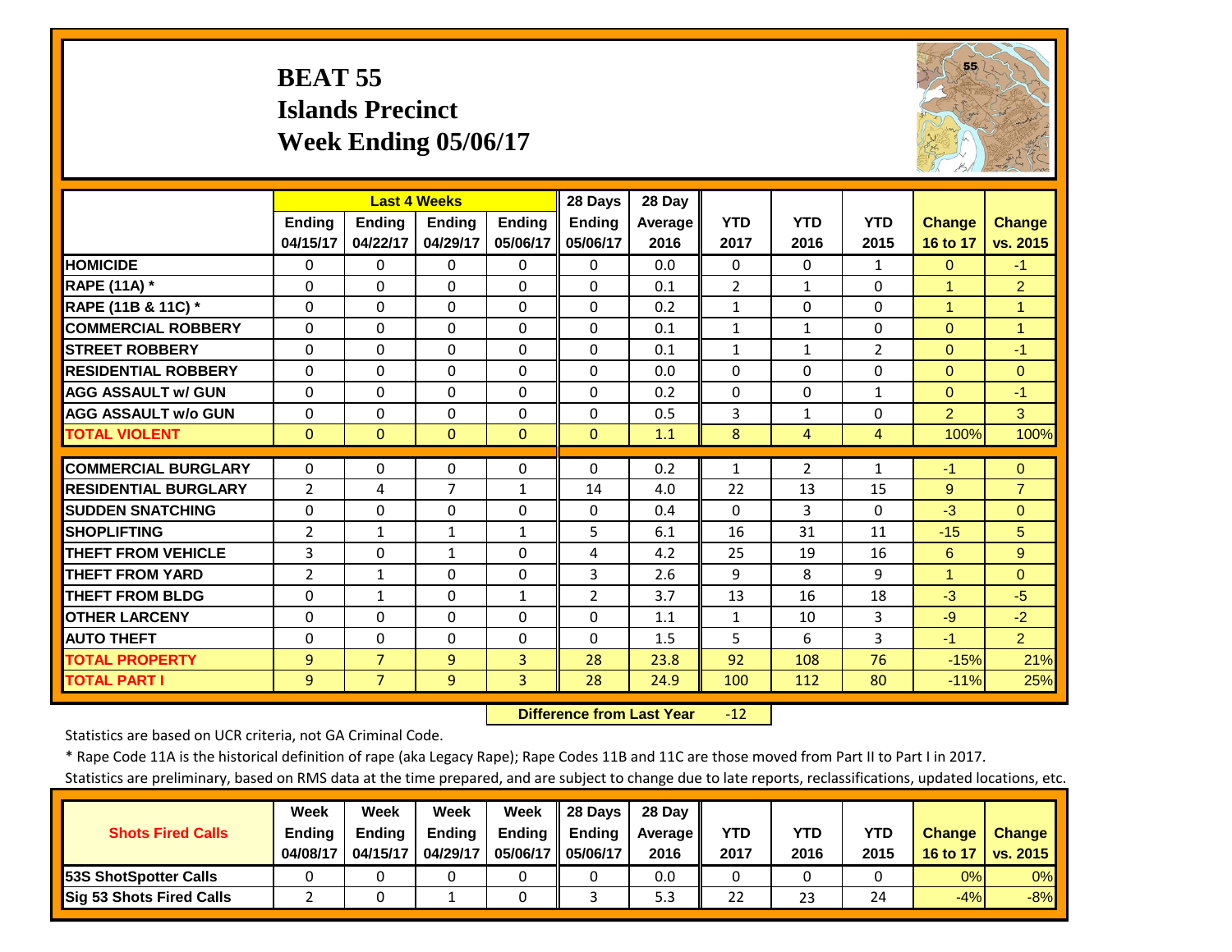# BEAT 55
## Islands Precinct
## Week Ending 05/06/17

| | Last 4 Weeks | | | | 28 Days | 28 Day | | | | | |
|---|---|---|---|---|---|---|---|---|---|---|---|
| | Ending 04/15/17 | Ending 04/22/17 | Ending 04/29/17 | Ending 05/06/17 | Ending 05/06/17 | Average 2016 | YTD 2017 | YTD 2016 | YTD 2015 | Change 16 to 17 | Change vs. 2015 |
| **HOMICIDE** | 0 | 0 | 0 | 0 | 0 | 0.0 | 0 | 0 | 1 | 0 | -1 |
| **RAPE (11A) *** | 0 | 0 | 0 | 0 | 0 | 0.1 | 2 | 1 | 0 | 1 | 2 |
| **RAPE (11B & 11C) *** | 0 | 0 | 0 | 0 | 0 | 0.2 | 1 | 0 | 0 | 1 | 1 |
| **COMMERCIAL ROBBERY** | 0 | 0 | 0 | 0 | 0 | 0.1 | 1 | 1 | 0 | 0 | 1 |
| **STREET ROBBERY** | 0 | 0 | 0 | 0 | 0 | 0.1 | 1 | 1 | 2 | 0 | -1 |
| **RESIDENTIAL ROBBERY** | 0 | 0 | 0 | 0 | 0 | 0.0 | 0 | 0 | 0 | 0 | 0 |
| **AGG ASSAULT w/ GUN** | 0 | 0 | 0 | 0 | 0 | 0.2 | 0 | 0 | 1 | 0 | -1 |
| **AGG ASSAULT w/o GUN** | 0 | 0 | 0 | 0 | 0 | 0.5 | 3 | 1 | 0 | 2 | 3 |
| **TOTAL VIOLENT** | 0 | 0 | 0 | 0 | 0 | 1.1 | 8 | 4 | 4 | 100% | 100% |
| **COMMERCIAL BURGLARY** | 0 | 0 | 0 | 0 | 0 | 0.2 | 1 | 2 | 1 | -1 | 0 |
| **RESIDENTIAL BURGLARY** | 2 | 4 | 7 | 1 | 14 | 4.0 | 22 | 13 | 15 | 9 | 7 |
| **SUDDEN SNATCHING** | 0 | 0 | 0 | 0 | 0 | 0.4 | 0 | 3 | 0 | -3 | 0 |
| **SHOPLIFTING** | 2 | 1 | 1 | 1 | 5 | 6.1 | 16 | 31 | 11 | -15 | 5 |
| **THEFT FROM VEHICLE** | 3 | 0 | 1 | 0 | 4 | 4.2 | 25 | 19 | 16 | 6 | 9 |
| **THEFT FROM YARD** | 2 | 1 | 0 | 0 | 3 | 2.6 | 9 | 8 | 9 | 1 | 0 |
| **THEFT FROM BLDG** | 0 | 1 | 0 | 1 | 2 | 3.7 | 13 | 16 | 18 | -3 | -5 |
| **OTHER LARCENY** | 0 | 0 | 0 | 0 | 0 | 1.1 | 1 | 10 | 3 | -9 | -2 |
| **AUTO THEFT** | 0 | 0 | 0 | 0 | 0 | 1.5 | 5 | 6 | 3 | -1 | 2 |
| **TOTAL PROPERTY** | 9 | 7 | 9 | 3 | 28 | 23.8 | 92 | 108 | 76 | -15% | 21% |
| **TOTAL PART I** | 9 | 7 | 9 | 3 | 28 | 24.9 | 100 | 112 | 80 | -11% | 25% |

**Difference from Last Year** -12

Statistics are based on UCR criteria, not GA Criminal Code.

* Rape Code 11A is the historical definition of rape (aka Legacy Rape); Rape Codes 11B and 11C are those moved from Part II to Part I in 2017.

Statistics are preliminary, based on RMS data at the time prepared, and are subject to change due to late reports, reclassifications, updated locations, etc.

| Shots Fired Calls | Week Ending 04/08/17 | Week Ending 04/15/17 | Week Ending 04/29/17 | Week Ending 05/06/17 | 28 Days Ending 05/06/17 | 28 Day Average 2016 | YTD 2017 | YTD 2016 | YTD 2015 | Change 16 to 17 | Change vs. 2015 |
|---|---|---|---|---|---|---|---|---|---|---|---|
| **53S ShotSpotter Calls** | 0 | 0 | 0 | 0 | 0 | 0.0 | 0 | 0 | 0 | 0% | 0% |
| **Sig 53 Shots Fired Calls** | 2 | 0 | 1 | 0 | 3 | 5.3 | 22 | 23 | 24 | -4% | -8% |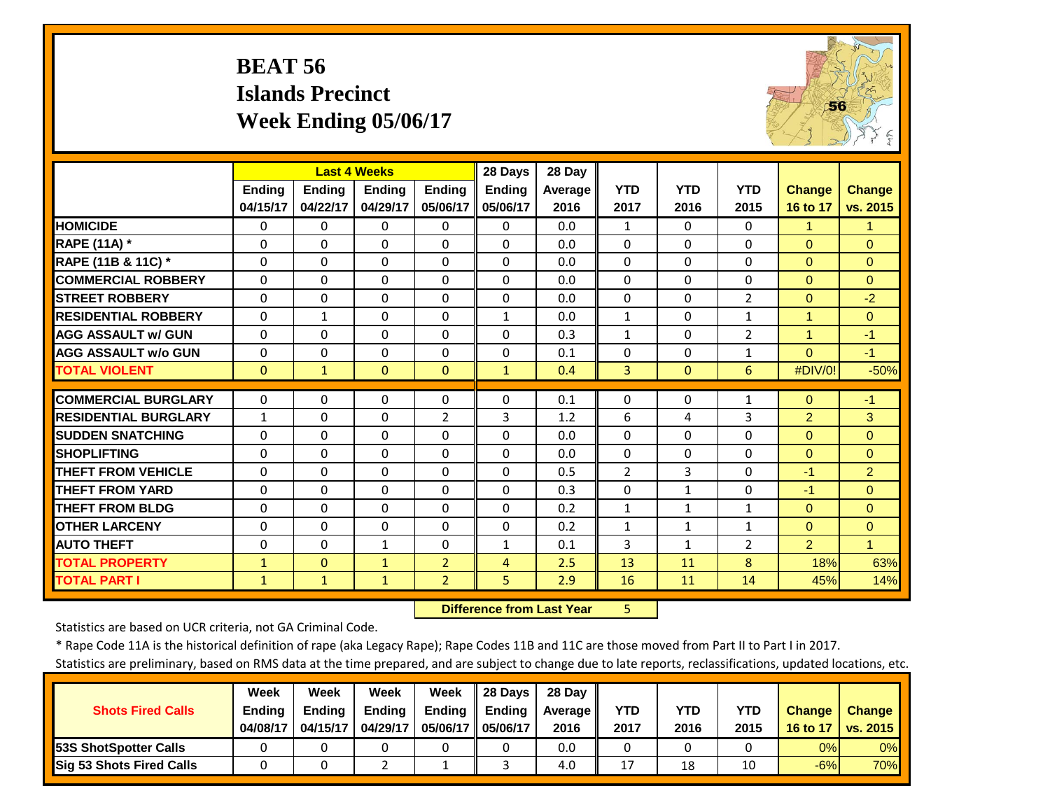# BEAT 56
## Islands Precinct
## Week Ending 05/06/17

| | Last 4 Weeks | | | | 28 Days | 28 Day | | | | | |
|---|---|---|---|---|---|---|---|---|---|---|---|
| | Ending 04/15/17 | Ending 04/22/17 | Ending 04/29/17 | Ending 05/06/17 | Ending 05/06/17 | Average 2016 | YTD 2017 | YTD 2016 | YTD 2015 | Change 16 to 17 | Change vs. 2015 |
| **HOMICIDE** | 0 | 0 | 0 | 0 | 0 | 0.0 | 1 | 0 | 0 | 1 | 1 |
| **RAPE (11A) *** | 0 | 0 | 0 | 0 | 0 | 0.0 | 0 | 0 | 0 | 0 | 0 |
| **RAPE (11B & 11C) *** | 0 | 0 | 0 | 0 | 0 | 0.0 | 0 | 0 | 0 | 0 | 0 |
| **COMMERCIAL ROBBERY** | 0 | 0 | 0 | 0 | 0 | 0.0 | 0 | 0 | 0 | 0 | 0 |
| **STREET ROBBERY** | 0 | 0 | 0 | 0 | 0 | 0.0 | 0 | 0 | 2 | 0 | -2 |
| **RESIDENTIAL ROBBERY** | 0 | 1 | 0 | 0 | 1 | 0.0 | 1 | 0 | 1 | 1 | 0 |
| **AGG ASSAULT w/ GUN** | 0 | 0 | 0 | 0 | 0 | 0.3 | 1 | 0 | 2 | 1 | -1 |
| **AGG ASSAULT w/o GUN** | 0 | 0 | 0 | 0 | 0 | 0.1 | 0 | 0 | 1 | 0 | -1 |
| **TOTAL VIOLENT** | 0 | 1 | 0 | 0 | 1 | 0.4 | 3 | 0 | 6 | #DIV/0! | -50% |
| **COMMERCIAL BURGLARY** | 0 | 0 | 0 | 0 | 0 | 0.1 | 0 | 0 | 1 | 0 | -1 |
| **RESIDENTIAL BURGLARY** | 1 | 0 | 0 | 2 | 3 | 1.2 | 6 | 4 | 3 | 2 | 3 |
| **SUDDEN SNATCHING** | 0 | 0 | 0 | 0 | 0 | 0.0 | 0 | 0 | 0 | 0 | 0 |
| **SHOPLIFTING** | 0 | 0 | 0 | 0 | 0 | 0.0 | 0 | 0 | 0 | 0 | 0 |
| **THEFT FROM VEHICLE** | 0 | 0 | 0 | 0 | 0 | 0.5 | 2 | 3 | 0 | -1 | 2 |
| **THEFT FROM YARD** | 0 | 0 | 0 | 0 | 0 | 0.3 | 0 | 1 | 0 | -1 | 0 |
| **THEFT FROM BLDG** | 0 | 0 | 0 | 0 | 0 | 0.2 | 1 | 1 | 1 | 0 | 0 |
| **OTHER LARCENY** | 0 | 0 | 0 | 0 | 0 | 0.2 | 1 | 1 | 1 | 0 | 0 |
| **AUTO THEFT** | 0 | 0 | 1 | 0 | 1 | 0.1 | 3 | 1 | 2 | 2 | 1 |
| **TOTAL PROPERTY** | 1 | 0 | 1 | 2 | 4 | 2.5 | 13 | 11 | 8 | 18% | 63% |
| **TOTAL PART I** | 1 | 1 | 1 | 2 | 5 | 2.9 | 16 | 11 | 14 | 45% | 14% |

**Difference from Last Year** 5

Statistics are based on UCR criteria, not GA Criminal Code.

* Rape Code 11A is the historical definition of rape (aka Legacy Rape); Rape Codes 11B and 11C are those moved from Part II to Part I in 2017.

Statistics are preliminary, based on RMS data at the time prepared, and are subject to change due to late reports, reclassifications, updated locations, etc.

| Shots Fired Calls | Week Ending 04/08/17 | Week Ending 04/15/17 | Week Ending 04/29/17 | Week Ending 05/06/17 | 28 Days Ending 05/06/17 | 28 Day Average 2016 | YTD 2017 | YTD 2016 | YTD 2015 | Change 16 to 17 | Change vs. 2015 |
|---|---|---|---|---|---|---|---|---|---|---|---|
| **53S ShotSpotter Calls** | 0 | 0 | 0 | 0 | 0 | 0.0 | 0 | 0 | 0 | 0% | 0% |
| **Sig 53 Shots Fired Calls** | 0 | 0 | 2 | 1 | 3 | 4.0 | 17 | 18 | 10 | -6% | 70% |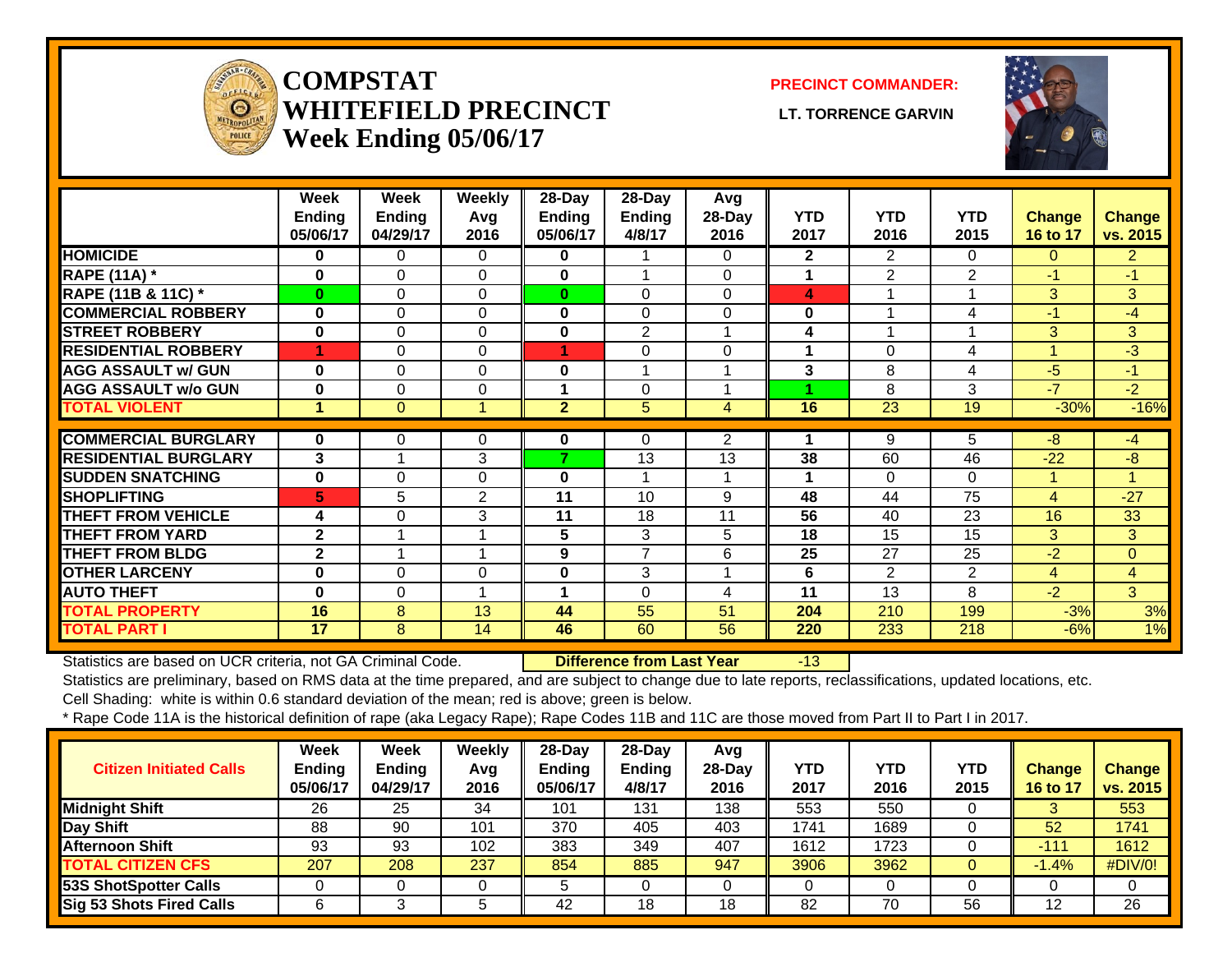# COMPSTAT
# WHITEFIELD PRECINCT
## Week Ending 05/06/17

**PRECINCT COMMANDER:**

**LT. TORRENCE GARVIN**

| | Week Ending 05/06/17 | Week Ending 04/29/17 | Weekly Avg 2016 | 28-Day Ending 05/06/17 | 28-Day Ending 4/8/17 | Avg 28-Day 2016 | YTD 2017 | YTD 2016 | YTD 2015 | Change 16 to 17 | Change vs. 2015 |
|---|---|---|---|---|---|---|---|---|---|---|---|
| HOMICIDE | 0 | 0 | 0 | 0 | 1 | 0 | 2 | 2 | 0 | 0 | 2 |
| RAPE (11A) * | 0 | 0 | 0 | 0 | 1 | 0 | 1 | 2 | 2 | -1 | -1 |
| RAPE (11B & 11C) * | 0 | 0 | 0 | 0 | 0 | 0 | 4 | 1 | 1 | 3 | 3 |
| COMMERCIAL ROBBERY | 0 | 0 | 0 | 0 | 0 | 0 | 0 | 1 | 4 | -1 | -4 |
| STREET ROBBERY | 0 | 0 | 0 | 0 | 2 | 1 | 4 | 1 | 1 | 3 | 3 |
| RESIDENTIAL ROBBERY | 1 | 0 | 0 | 1 | 0 | 0 | 1 | 0 | 4 | 1 | -3 |
| AGG ASSAULT w/ GUN | 0 | 0 | 0 | 0 | 1 | 1 | 3 | 8 | 4 | -5 | -1 |
| AGG ASSAULT w/o GUN | 0 | 0 | 0 | 1 | 0 | 1 | 1 | 8 | 3 | -7 | -2 |
| TOTAL VIOLENT | 1 | 0 | 1 | 2 | 5 | 4 | 16 | 23 | 19 | -30% | -16% |
| COMMERCIAL BURGLARY | 0 | 0 | 0 | 0 | 0 | 2 | 1 | 9 | 5 | -8 | -4 |
| RESIDENTIAL BURGLARY | 3 | 1 | 3 | 7 | 13 | 13 | 38 | 60 | 46 | -22 | -8 |
| SUDDEN SNATCHING | 0 | 0 | 0 | 0 | 1 | 1 | 1 | 0 | 0 | 1 | 1 |
| SHOPLIFTING | 5 | 5 | 2 | 11 | 10 | 9 | 48 | 44 | 75 | 4 | -27 |
| THEFT FROM VEHICLE | 4 | 0 | 3 | 11 | 18 | 11 | 56 | 40 | 23 | 16 | 33 |
| THEFT FROM YARD | 2 | 1 | 1 | 5 | 3 | 5 | 18 | 15 | 15 | 3 | 3 |
| THEFT FROM BLDG | 2 | 1 | 1 | 9 | 7 | 6 | 25 | 27 | 25 | -2 | 0 |
| OTHER LARCENY | 0 | 0 | 0 | 0 | 3 | 1 | 6 | 2 | 2 | 4 | 4 |
| AUTO THEFT | 0 | 0 | 1 | 1 | 0 | 4 | 11 | 13 | 8 | -2 | 3 |
| TOTAL PROPERTY | 16 | 8 | 13 | 44 | 55 | 51 | 204 | 210 | 199 | -3% | 3% |
| TOTAL PART I | 17 | 8 | 14 | 46 | 60 | 56 | 220 | 233 | 218 | -6% | 1% |

Statistics are based on UCR criteria, not GA Criminal Code. **Difference from Last Year** -13

Statistics are preliminary, based on RMS data at the time prepared, and are subject to change due to late reports, reclassifications, updated locations, etc.

Cell Shading: white is within 0.6 standard deviation of the mean; red is above; green is below.

* Rape Code 11A is the historical definition of rape (aka Legacy Rape); Rape Codes 11B and 11C are those moved from Part II to Part I in 2017.

| Citizen Initiated Calls | Week Ending 05/06/17 | Week Ending 04/29/17 | Weekly Avg 2016 | 28-Day Ending 05/06/17 | 28-Day Ending 4/8/17 | Avg 28-Day 2016 | YTD 2017 | YTD 2016 | YTD 2015 | Change 16 to 17 | Change vs. 2015 |
|---|---|---|---|---|---|---|---|---|---|---|---|
| Midnight Shift | 26 | 25 | 34 | 101 | 131 | 138 | 553 | 550 | 0 | 3 | 553 |
| Day Shift | 88 | 90 | 101 | 370 | 405 | 403 | 1741 | 1689 | 0 | 52 | 1741 |
| Afternoon Shift | 93 | 93 | 102 | 383 | 349 | 407 | 1612 | 1723 | 0 | -111 | 1612 |
| TOTAL CITIZEN CFS | 207 | 208 | 237 | 854 | 885 | 947 | 3906 | 3962 | 0 | -1.4% | #DIV/0! |
| 53S ShotSpotter Calls | 0 | 0 | 0 | 5 | 0 | 0 | 0 | 0 | 0 | 0 | 0 |
| Sig 53 Shots Fired Calls | 6 | 3 | 5 | 42 | 18 | 18 | 82 | 70 | 56 | 12 | 26 |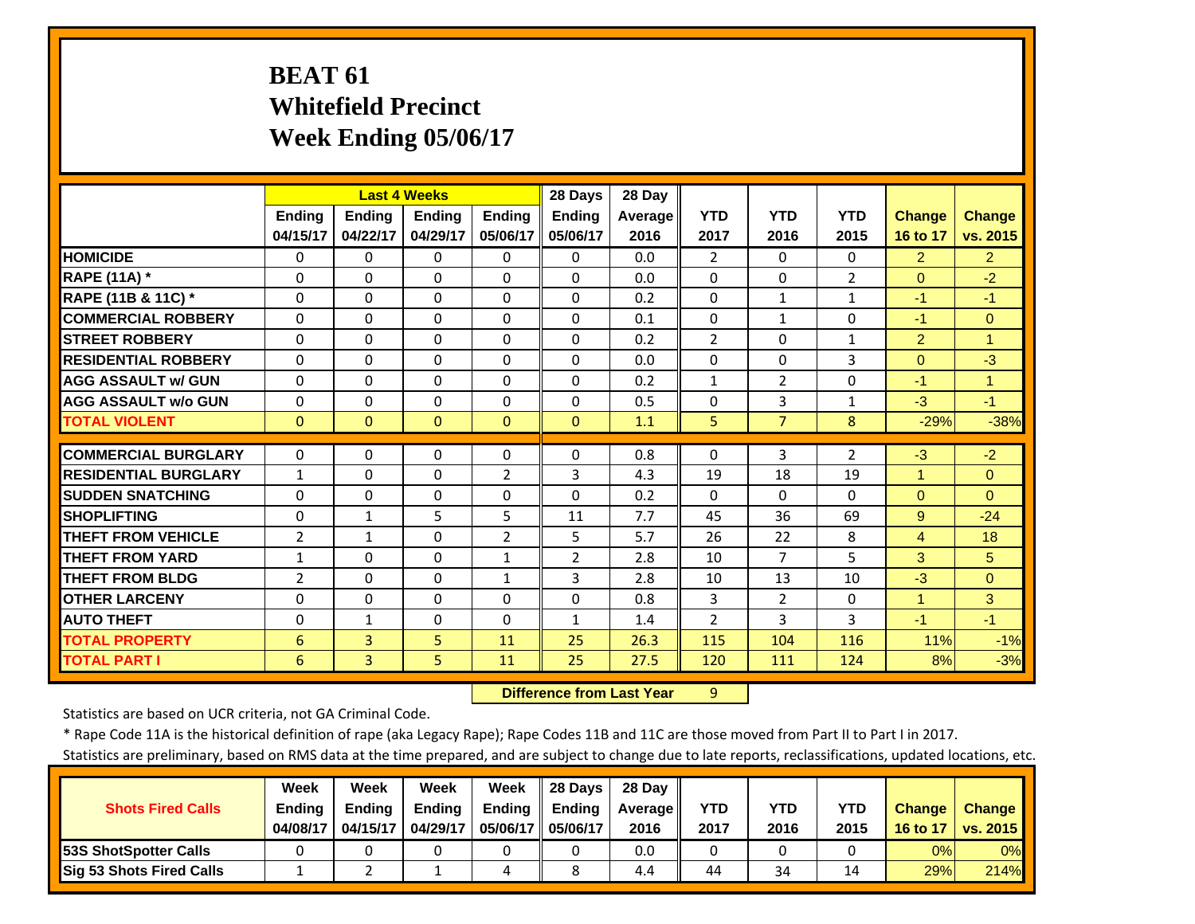# BEAT 61
## Whitefield Precinct
## Week Ending 05/06/17

| | Last 4 Weeks | | | | 28 Days | 28 Day | | | | | |
|---|---|---|---|---|---|---|---|---|---|---|---|
| | Ending 04/15/17 | Ending 04/22/17 | Ending 04/29/17 | Ending 05/06/17 | Ending 05/06/17 | Average 2016 | YTD 2017 | YTD 2016 | YTD 2015 | Change 16 to 17 | Change vs. 2015 |
| HOMICIDE | 0 | 0 | 0 | 0 | 0 | 0.0 | 2 | 0 | 0 | 2 | 2 |
| RAPE (11A) * | 0 | 0 | 0 | 0 | 0 | 0.0 | 0 | 0 | 2 | 0 | -2 |
| RAPE (11B & 11C) * | 0 | 0 | 0 | 0 | 0 | 0.2 | 0 | 1 | 1 | -1 | -1 |
| COMMERCIAL ROBBERY | 0 | 0 | 0 | 0 | 0 | 0.1 | 0 | 1 | 0 | -1 | 0 |
| STREET ROBBERY | 0 | 0 | 0 | 0 | 0 | 0.2 | 2 | 0 | 1 | 2 | 1 |
| RESIDENTIAL ROBBERY | 0 | 0 | 0 | 0 | 0 | 0.0 | 0 | 0 | 3 | 0 | -3 |
| AGG ASSAULT w/ GUN | 0 | 0 | 0 | 0 | 0 | 0.2 | 1 | 2 | 0 | -1 | 1 |
| AGG ASSAULT w/o GUN | 0 | 0 | 0 | 0 | 0 | 0.5 | 0 | 3 | 1 | -3 | -1 |
| TOTAL VIOLENT | 0 | 0 | 0 | 0 | 0 | 1.1 | 5 | 7 | 8 | -29% | -38% |
| COMMERCIAL BURGLARY | 0 | 0 | 0 | 0 | 0 | 0.8 | 0 | 3 | 2 | -3 | -2 |
| RESIDENTIAL BURGLARY | 1 | 0 | 0 | 2 | 3 | 4.3 | 19 | 18 | 19 | 1 | 0 |
| SUDDEN SNATCHING | 0 | 0 | 0 | 0 | 0 | 0.2 | 0 | 0 | 0 | 0 | 0 |
| SHOPLIFTING | 0 | 1 | 5 | 5 | 11 | 7.7 | 45 | 36 | 69 | 9 | -24 |
| THEFT FROM VEHICLE | 2 | 1 | 0 | 2 | 5 | 5.7 | 26 | 22 | 8 | 4 | 18 |
| THEFT FROM YARD | 1 | 0 | 0 | 1 | 2 | 2.8 | 10 | 7 | 5 | 3 | 5 |
| THEFT FROM BLDG | 2 | 0 | 0 | 1 | 3 | 2.8 | 10 | 13 | 10 | -3 | 0 |
| OTHER LARCENY | 0 | 0 | 0 | 0 | 0 | 0.8 | 3 | 2 | 0 | 1 | 3 |
| AUTO THEFT | 0 | 1 | 0 | 0 | 1 | 1.4 | 2 | 3 | 3 | -1 | -1 |
| TOTAL PROPERTY | 6 | 3 | 5 | 11 | 25 | 26.3 | 115 | 104 | 116 | 11% | -1% |
| TOTAL PART I | 6 | 3 | 5 | 11 | 25 | 27.5 | 120 | 111 | 124 | 8% | -3% |

**Difference from Last Year** 9

Statistics are based on UCR criteria, not GA Criminal Code.

* Rape Code 11A is the historical definition of rape (aka Legacy Rape); Rape Codes 11B and 11C are those moved from Part II to Part I in 2017.

Statistics are preliminary, based on RMS data at the time prepared, and are subject to change due to late reports, reclassifications, updated locations, etc.

| Shots Fired Calls | Week Ending 04/08/17 | Week Ending 04/15/17 | Week Ending 04/29/17 | Week Ending 05/06/17 | 28 Days Ending 05/06/17 | 28 Day Average 2016 | YTD 2017 | YTD 2016 | YTD 2015 | Change 16 to 17 | Change vs. 2015 |
|---|---|---|---|---|---|---|---|---|---|---|---|
| 53S ShotSpotter Calls | 0 | 0 | 0 | 0 | 0 | 0.0 | 0 | 0 | 0 | 0% | 0% |
| Sig 53 Shots Fired Calls | 1 | 2 | 1 | 4 | 8 | 4.4 | 44 | 34 | 14 | 29% | 214% |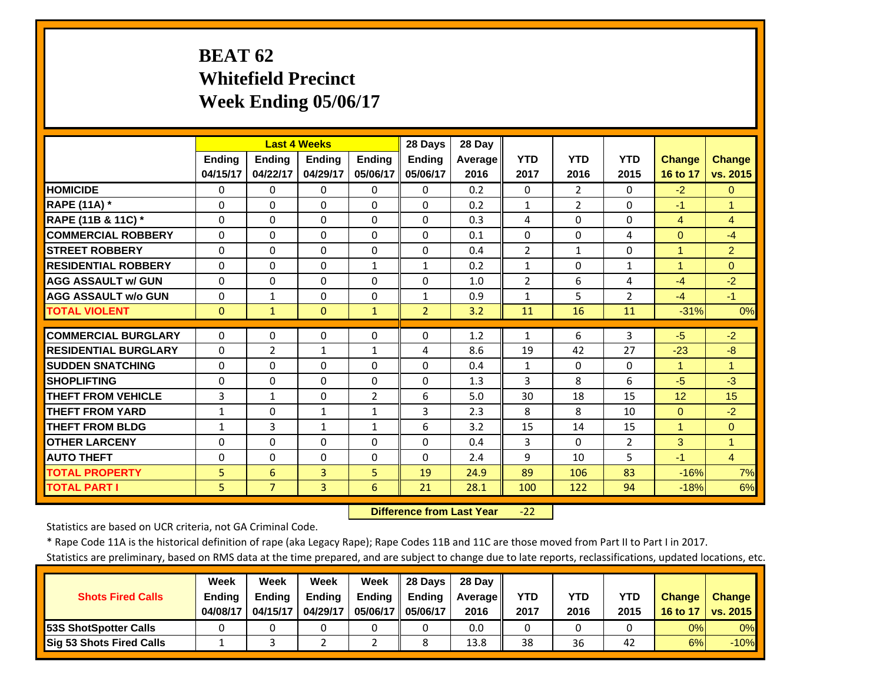# BEAT 62
# Whitefield Precinct
# Week Ending 05/06/17

| | Last 4 Weeks | | | | 28 Days | 28 Day | | | | | |
|---|---|---|---|---|---|---|---|---|---|---|---|
| | Ending 04/15/17 | Ending 04/22/17 | Ending 04/29/17 | Ending 05/06/17 | Ending 05/06/17 | Average 2016 | YTD 2017 | YTD 2016 | YTD 2015 | Change 16 to 17 | Change vs. 2015 |
| HOMICIDE | 0 | 0 | 0 | 0 | 0 | 0.2 | 0 | 2 | 0 | -2 | 0 |
| RAPE (11A) * | 0 | 0 | 0 | 0 | 0 | 0.2 | 1 | 2 | 0 | -1 | 1 |
| RAPE (11B & 11C) * | 0 | 0 | 0 | 0 | 0 | 0.3 | 4 | 0 | 0 | 4 | 4 |
| COMMERCIAL ROBBERY | 0 | 0 | 0 | 0 | 0 | 0.1 | 0 | 0 | 4 | 0 | -4 |
| STREET ROBBERY | 0 | 0 | 0 | 0 | 0 | 0.4 | 2 | 1 | 0 | 1 | 2 |
| RESIDENTIAL ROBBERY | 0 | 0 | 0 | 1 | 1 | 0.2 | 1 | 0 | 1 | 1 | 0 |
| AGG ASSAULT w/ GUN | 0 | 0 | 0 | 0 | 0 | 1.0 | 2 | 6 | 4 | -4 | -2 |
| AGG ASSAULT w/o GUN | 0 | 1 | 0 | 0 | 1 | 0.9 | 1 | 5 | 2 | -4 | -1 |
| TOTAL VIOLENT | 0 | 1 | 0 | 1 | 2 | 3.2 | 11 | 16 | 11 | -31% | 0% |
| COMMERCIAL BURGLARY | 0 | 0 | 0 | 0 | 0 | 1.2 | 1 | 6 | 3 | -5 | -2 |
| RESIDENTIAL BURGLARY | 0 | 2 | 1 | 1 | 4 | 8.6 | 19 | 42 | 27 | -23 | -8 |
| SUDDEN SNATCHING | 0 | 0 | 0 | 0 | 0 | 0.4 | 1 | 0 | 0 | 1 | 1 |
| SHOPLIFTING | 0 | 0 | 0 | 0 | 0 | 1.3 | 3 | 8 | 6 | -5 | -3 |
| THEFT FROM VEHICLE | 3 | 1 | 0 | 2 | 6 | 5.0 | 30 | 18 | 15 | 12 | 15 |
| THEFT FROM YARD | 1 | 0 | 1 | 1 | 3 | 2.3 | 8 | 8 | 10 | 0 | -2 |
| THEFT FROM BLDG | 1 | 3 | 1 | 1 | 6 | 3.2 | 15 | 14 | 15 | 1 | 0 |
| OTHER LARCENY | 0 | 0 | 0 | 0 | 0 | 0.4 | 3 | 0 | 2 | 3 | 1 |
| AUTO THEFT | 0 | 0 | 0 | 0 | 0 | 2.4 | 9 | 10 | 5 | -1 | 4 |
| TOTAL PROPERTY | 5 | 6 | 3 | 5 | 19 | 24.9 | 89 | 106 | 83 | -16% | 7% |
| TOTAL PART I | 5 | 7 | 3 | 6 | 21 | 28.1 | 100 | 122 | 94 | -18% | 6% |

**Difference from Last Year** -22

Statistics are based on UCR criteria, not GA Criminal Code.

* Rape Code 11A is the historical definition of rape (aka Legacy Rape); Rape Codes 11B and 11C are those moved from Part II to Part I in 2017.

Statistics are preliminary, based on RMS data at the time prepared, and are subject to change due to late reports, reclassifications, updated locations, etc.

| Shots Fired Calls | Week Ending 04/08/17 | Week Ending 04/15/17 | Week Ending 04/29/17 | Week Ending 05/06/17 | 28 Days Ending 05/06/17 | 28 Day Average 2016 | YTD 2017 | YTD 2016 | YTD 2015 | Change 16 to 17 | Change vs. 2015 |
|---|---|---|---|---|---|---|---|---|---|---|---|
| 53S ShotSpotter Calls | 0 | 0 | 0 | 0 | 0 | 0.0 | 0 | 0 | 0 | 0% | 0% |
| Sig 53 Shots Fired Calls | 1 | 3 | 2 | 2 | 8 | 13.8 | 38 | 36 | 42 | 6% | -10% |